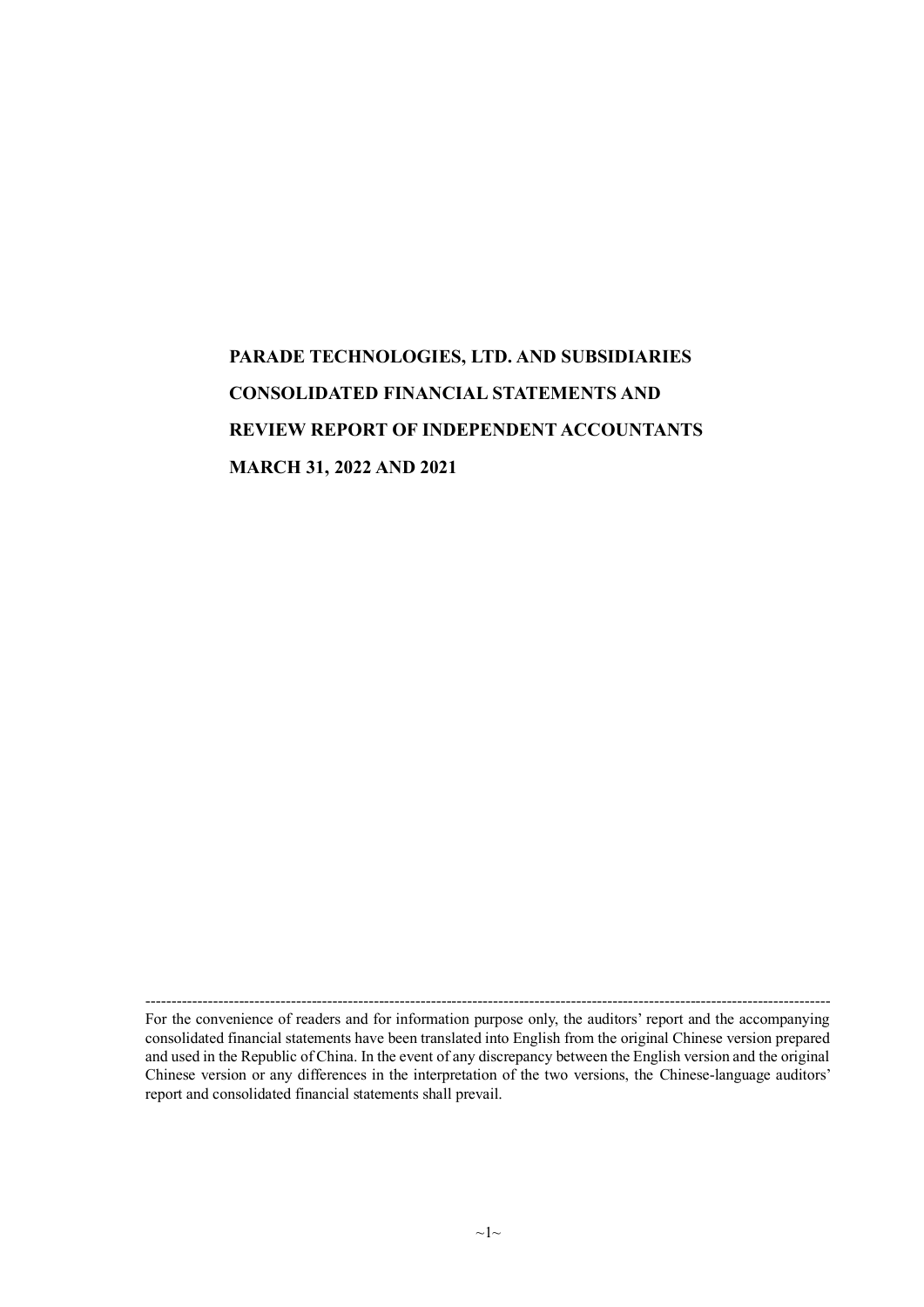# PARADE TECHNOLOGIES, LTD. AND SUBSIDIARIES
# CONSOLIDATED FINANCIAL STATEMENTS AND
# REVIEW REPORT OF INDEPENDENT ACCOUNTANTS
# MARCH 31, 2022 AND 2021

---

For the convenience of readers and for information purpose only, the auditors' report and the accompanying consolidated financial statements have been translated into English from the original Chinese version prepared and used in the Republic of China. In the event of any discrepancy between the English version and the original Chinese version or any differences in the interpretation of the two versions, the Chinese-language auditors' report and consolidated financial statements shall prevail.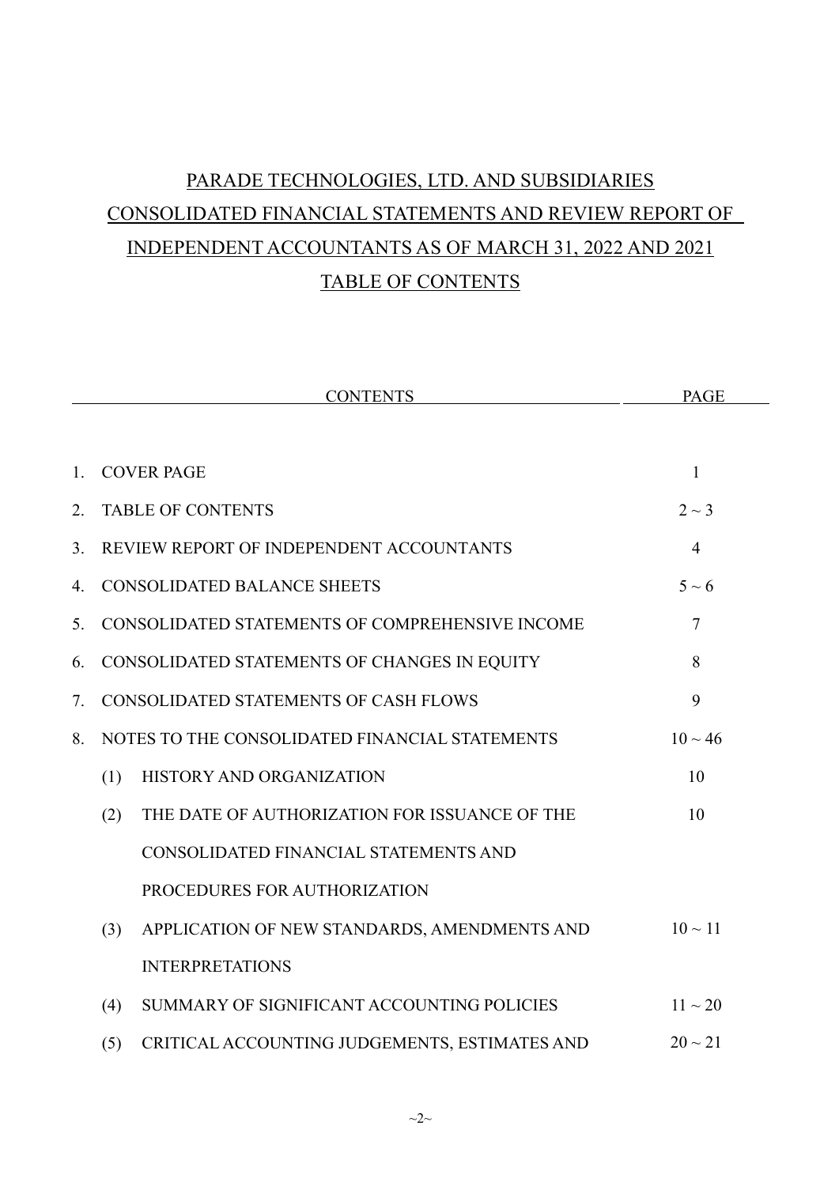# PARADE TECHNOLOGIES, LTD. AND SUBSIDIARIES

# CONSOLIDATED FINANCIAL STATEMENTS AND REVIEW REPORT OF INDEPENDENT ACCOUNTANTS AS OF MARCH 31, 2022 AND 2021

# TABLE OF CONTENTS

| CONTENTS | PAGE |
| --- | --- |
| 1. COVER PAGE | 1 |
| 2. TABLE OF CONTENTS | 2 ~ 3 |
| 3. REVIEW REPORT OF INDEPENDENT ACCOUNTANTS | 4 |
| 4. CONSOLIDATED BALANCE SHEETS | 5 ~ 6 |
| 5. CONSOLIDATED STATEMENTS OF COMPREHENSIVE INCOME | 7 |
| 6. CONSOLIDATED STATEMENTS OF CHANGES IN EQUITY | 8 |
| 7. CONSOLIDATED STATEMENTS OF CASH FLOWS | 9 |
| 8. NOTES TO THE CONSOLIDATED FINANCIAL STATEMENTS | 10 ~ 46 |
| (1) HISTORY AND ORGANIZATION | 10 |
| (2) THE DATE OF AUTHORIZATION FOR ISSUANCE OF THE CONSOLIDATED FINANCIAL STATEMENTS AND PROCEDURES FOR AUTHORIZATION | 10 |
| (3) APPLICATION OF NEW STANDARDS, AMENDMENTS AND INTERPRETATIONS | 10 ~ 11 |
| (4) SUMMARY OF SIGNIFICANT ACCOUNTING POLICIES | 11 ~ 20 |
| (5) CRITICAL ACCOUNTING JUDGEMENTS, ESTIMATES AND | 20 ~ 21 |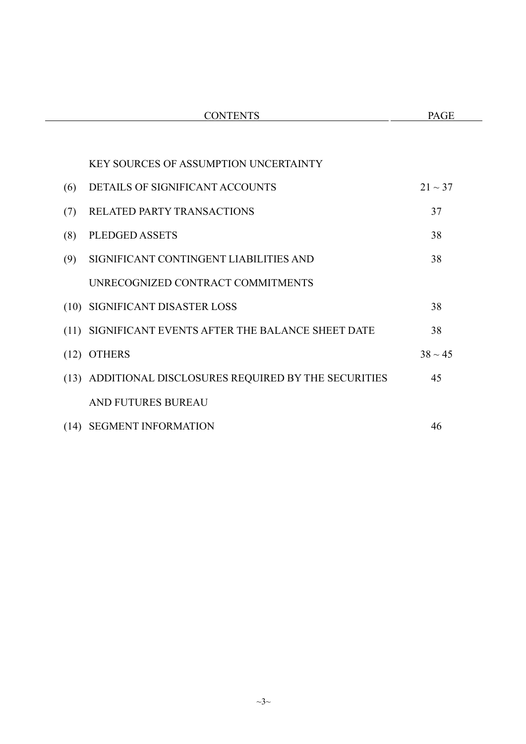| CONTENTS | | PAGE |
|---|---|---|
| | KEY SOURCES OF ASSUMPTION UNCERTAINTY | |
| (6) | DETAILS OF SIGNIFICANT ACCOUNTS | 21 ~ 37 |
| (7) | RELATED PARTY TRANSACTIONS | 37 |
| (8) | PLEDGED ASSETS | 38 |
| (9) | SIGNIFICANT CONTINGENT LIABILITIES AND UNRECOGNIZED CONTRACT COMMITMENTS | 38 |
| (10) | SIGNIFICANT DISASTER LOSS | 38 |
| (11) | SIGNIFICANT EVENTS AFTER THE BALANCE SHEET DATE | 38 |
| (12) | OTHERS | 38 ~ 45 |
| (13) | ADDITIONAL DISCLOSURES REQUIRED BY THE SECURITIES AND FUTURES BUREAU | 45 |
| (14) | SEGMENT INFORMATION | 46 |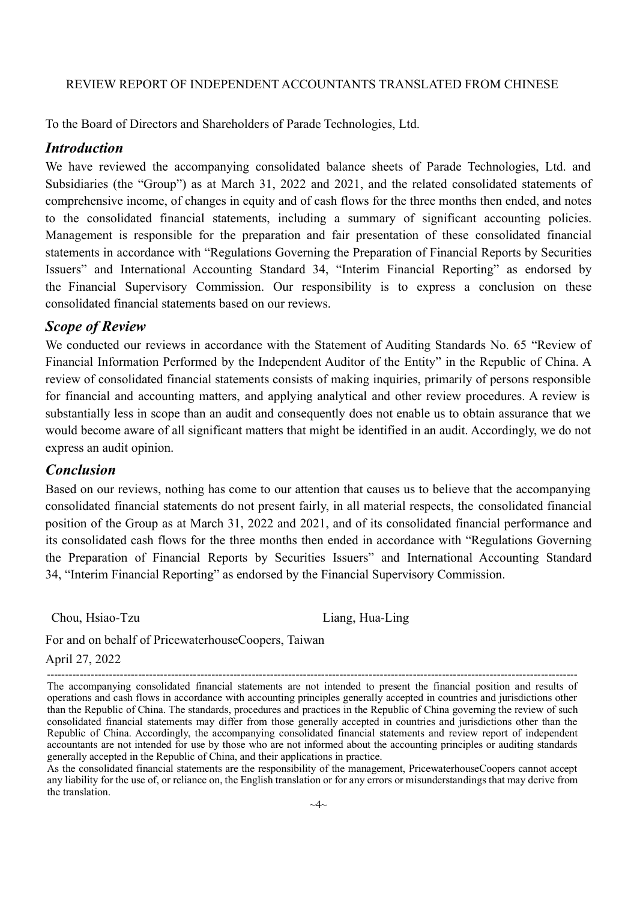REVIEW REPORT OF INDEPENDENT ACCOUNTANTS TRANSLATED FROM CHINESE

To the Board of Directors and Shareholders of Parade Technologies, Ltd.

## *Introduction*

We have reviewed the accompanying consolidated balance sheets of Parade Technologies, Ltd. and Subsidiaries (the "Group") as at March 31, 2022 and 2021, and the related consolidated statements of comprehensive income, of changes in equity and of cash flows for the three months then ended, and notes to the consolidated financial statements, including a summary of significant accounting policies. Management is responsible for the preparation and fair presentation of these consolidated financial statements in accordance with "Regulations Governing the Preparation of Financial Reports by Securities Issuers" and International Accounting Standard 34, "Interim Financial Reporting" as endorsed by the Financial Supervisory Commission. Our responsibility is to express a conclusion on these consolidated financial statements based on our reviews.

## *Scope of Review*

We conducted our reviews in accordance with the Statement of Auditing Standards No. 65 "Review of Financial Information Performed by the Independent Auditor of the Entity" in the Republic of China. A review of consolidated financial statements consists of making inquiries, primarily of persons responsible for financial and accounting matters, and applying analytical and other review procedures. A review is substantially less in scope than an audit and consequently does not enable us to obtain assurance that we would become aware of all significant matters that might be identified in an audit. Accordingly, we do not express an audit opinion.

## *Conclusion*

Based on our reviews, nothing has come to our attention that causes us to believe that the accompanying consolidated financial statements do not present fairly, in all material respects, the consolidated financial position of the Group as at March 31, 2022 and 2021, and of its consolidated financial performance and its consolidated cash flows for the three months then ended in accordance with "Regulations Governing the Preparation of Financial Reports by Securities Issuers" and International Accounting Standard 34, "Interim Financial Reporting" as endorsed by the Financial Supervisory Commission.

Chou, Hsiao-Tzu                    Liang, Hua-Ling

For and on behalf of PricewaterhouseCoopers, Taiwan

April 27, 2022

---

The accompanying consolidated financial statements are not intended to present the financial position and results of operations and cash flows in accordance with accounting principles generally accepted in countries and jurisdictions other than the Republic of China. The standards, procedures and practices in the Republic of China governing the review of such consolidated financial statements may differ from those generally accepted in countries and jurisdictions other than the Republic of China. Accordingly, the accompanying consolidated financial statements and review report of independent accountants are not intended for use by those who are not informed about the accounting principles or auditing standards generally accepted in the Republic of China, and their applications in practice.

As the consolidated financial statements are the responsibility of the management, PricewaterhouseCoopers cannot accept any liability for the use of, or reliance on, the English translation or for any errors or misunderstandings that may derive from the translation.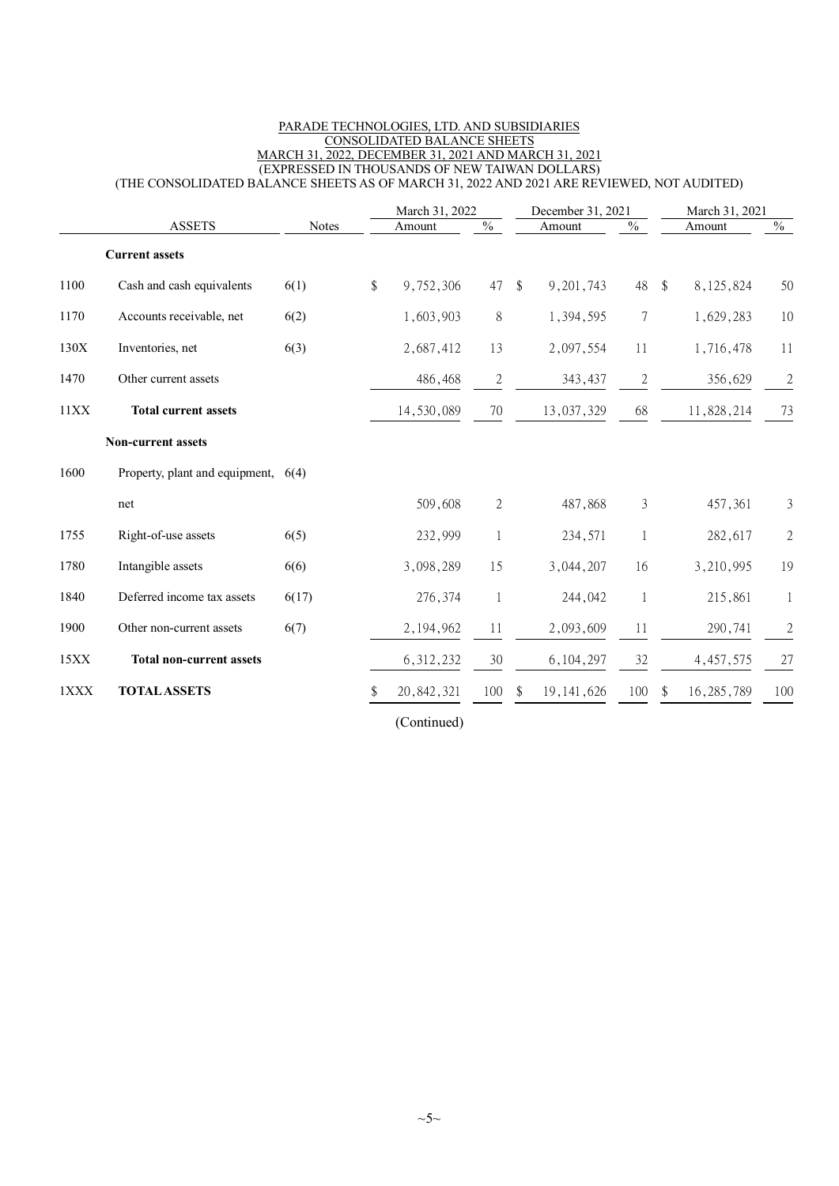PARADE TECHNOLOGIES, LTD. AND SUBSIDIARIES
CONSOLIDATED BALANCE SHEETS
MARCH 31, 2022, DECEMBER 31, 2021 AND MARCH 31, 2021
(EXPRESSED IN THOUSANDS OF NEW TAIWAN DOLLARS)
(THE CONSOLIDATED BALANCE SHEETS AS OF MARCH 31, 2022 AND 2021 ARE REVIEWED, NOT AUDITED)

| | | | March 31, 2022 | | December 31, 2021 | | March 31, 2021 | |
|---|---|---|---|---|---|---|---|---|
| | ASSETS | Notes | Amount | % | Amount | % | Amount | % |
| | **Current assets** | | | | | | | |
| 1100 | Cash and cash equivalents | 6(1) | $ 9,752,306 | 47 | $ 9,201,743 | 48 | $ 8,125,824 | 50 |
| 1170 | Accounts receivable, net | 6(2) | 1,603,903 | 8 | 1,394,595 | 7 | 1,629,283 | 10 |
| 130X | Inventories, net | 6(3) | 2,687,412 | 13 | 2,097,554 | 11 | 1,716,478 | 11 |
| 1470 | Other current assets | | 486,468 | 2 | 343,437 | 2 | 356,629 | 2 |
| 11XX | **Total current assets** | | 14,530,089 | 70 | 13,037,329 | 68 | 11,828,214 | 73 |
| | **Non-current assets** | | | | | | | |
| 1600 | Property, plant and equipment, net | 6(4) | 509,608 | 2 | 487,868 | 3 | 457,361 | 3 |
| 1755 | Right-of-use assets | 6(5) | 232,999 | 1 | 234,571 | 1 | 282,617 | 2 |
| 1780 | Intangible assets | 6(6) | 3,098,289 | 15 | 3,044,207 | 16 | 3,210,995 | 19 |
| 1840 | Deferred income tax assets | 6(17) | 276,374 | 1 | 244,042 | 1 | 215,861 | 1 |
| 1900 | Other non-current assets | 6(7) | 2,194,962 | 11 | 2,093,609 | 11 | 290,741 | 2 |
| 15XX | **Total non-current assets** | | 6,312,232 | 30 | 6,104,297 | 32 | 4,457,575 | 27 |
| 1XXX | **TOTAL ASSETS** | | $ 20,842,321 | 100 | $ 19,141,626 | 100 | $ 16,285,789 | 100 |

(Continued)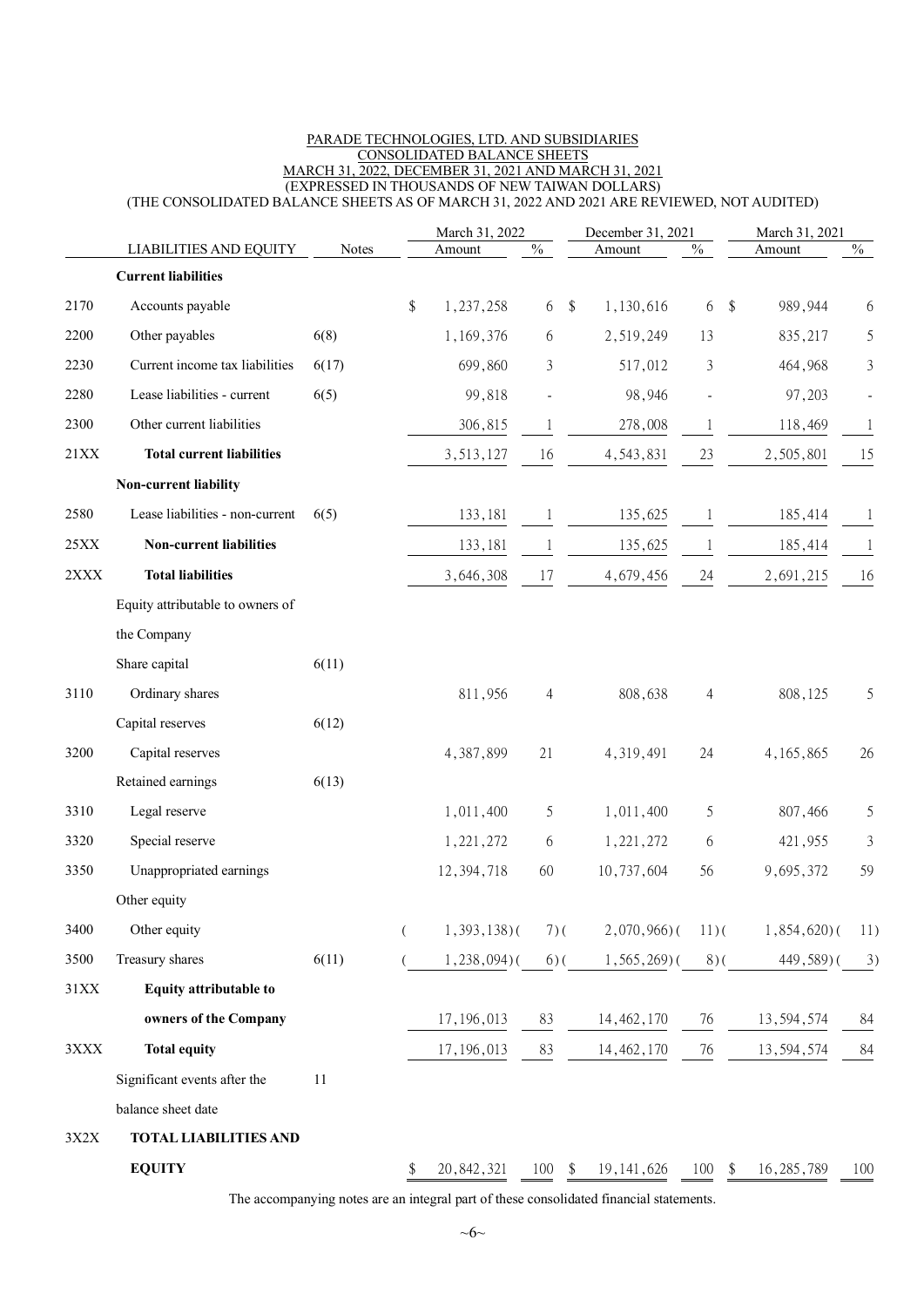PARADE TECHNOLOGIES, LTD. AND SUBSIDIARIES
CONSOLIDATED BALANCE SHEETS
MARCH 31, 2022, DECEMBER 31, 2021 AND MARCH 31, 2021
(EXPRESSED IN THOUSANDS OF NEW TAIWAN DOLLARS)
(THE CONSOLIDATED BALANCE SHEETS AS OF MARCH 31, 2022 AND 2021 ARE REVIEWED, NOT AUDITED)

| | | | March 31, 2022 | | December 31, 2021 | | March 31, 2021 | |
|---|---|---|---|---|---|---|---|---|
| | LIABILITIES AND EQUITY | Notes | Amount | % | Amount | % | Amount | % |
| | **Current liabilities** | | | | | | | |
| 2170 | Accounts payable | | $ 1,237,258 | 6 | $ 1,130,616 | 6 | $ 989,944 | 6 |
| 2200 | Other payables | 6(8) | 1,169,376 | 6 | 2,519,249 | 13 | 835,217 | 5 |
| 2230 | Current income tax liabilities | 6(17) | 699,860 | 3 | 517,012 | 3 | 464,968 | 3 |
| 2280 | Lease liabilities - current | 6(5) | 99,818 | - | 98,946 | - | 97,203 | - |
| 2300 | Other current liabilities | | 306,815 | 1 | 278,008 | 1 | 118,469 | 1 |
| 21XX | **Total current liabilities** | | 3,513,127 | 16 | 4,543,831 | 23 | 2,505,801 | 15 |
| | **Non-current liability** | | | | | | | |
| 2580 | Lease liabilities - non-current | 6(5) | 133,181 | 1 | 135,625 | 1 | 185,414 | 1 |
| 25XX | **Non-current liabilities** | | 133,181 | 1 | 135,625 | 1 | 185,414 | 1 |
| 2XXX | **Total liabilities** | | 3,646,308 | 17 | 4,679,456 | 24 | 2,691,215 | 16 |
| | Equity attributable to owners of the Company | | | | | | | |
| | Share capital | 6(11) | | | | | | |
| 3110 | Ordinary shares | | 811,956 | 4 | 808,638 | 4 | 808,125 | 5 |
| | Capital reserves | 6(12) | | | | | | |
| 3200 | Capital reserves | | 4,387,899 | 21 | 4,319,491 | 24 | 4,165,865 | 26 |
| | Retained earnings | 6(13) | | | | | | |
| 3310 | Legal reserve | | 1,011,400 | 5 | 1,011,400 | 5 | 807,466 | 5 |
| 3320 | Special reserve | | 1,221,272 | 6 | 1,221,272 | 6 | 421,955 | 3 |
| 3350 | Unappropriated earnings | | 12,394,718 | 60 | 10,737,604 | 56 | 9,695,372 | 59 |
| | Other equity | | | | | | | |
| 3400 | Other equity | | ( 1,393,138) | ( 7) | ( 2,070,966) | ( 11) | ( 1,854,620) | ( 11) |
| 3500 | Treasury shares | 6(11) | ( 1,238,094) | ( 6) | ( 1,565,269) | ( 8) | ( 449,589) | ( 3) |
| 31XX | **Equity attributable to owners of the Company** | | 17,196,013 | 83 | 14,462,170 | 76 | 13,594,574 | 84 |
| 3XXX | **Total equity** | | 17,196,013 | 83 | 14,462,170 | 76 | 13,594,574 | 84 |
| | Significant events after the balance sheet date | 11 | | | | | | |
| 3X2X | **TOTAL LIABILITIES AND EQUITY** | | $ 20,842,321 | 100 | $ 19,141,626 | 100 | $ 16,285,789 | 100 |

The accompanying notes are an integral part of these consolidated financial statements.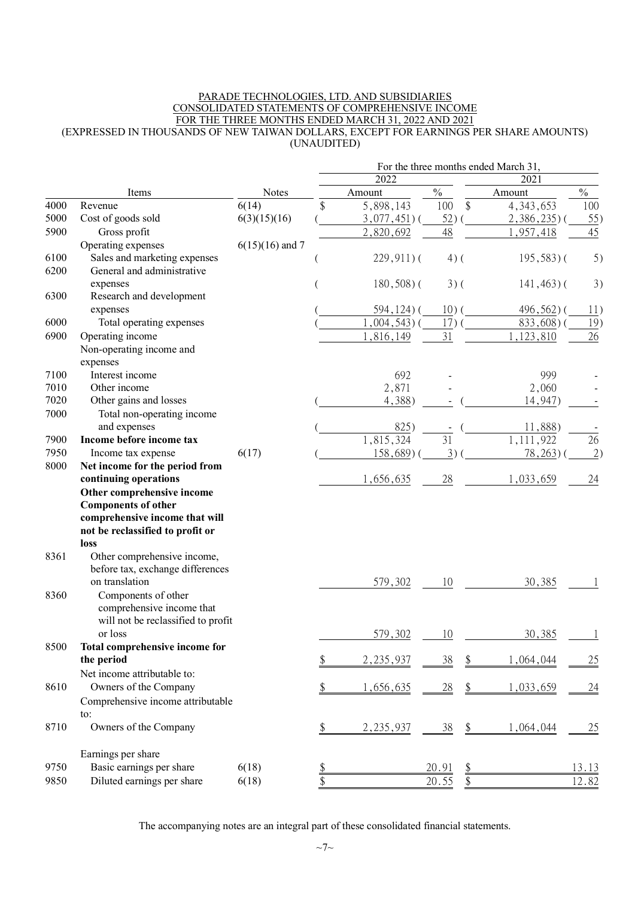PARADE TECHNOLOGIES, LTD. AND SUBSIDIARIES
CONSOLIDATED STATEMENTS OF COMPREHENSIVE INCOME
FOR THE THREE MONTHS ENDED MARCH 31, 2022 AND 2021
(EXPRESSED IN THOUSANDS OF NEW TAIWAN DOLLARS, EXCEPT FOR EARNINGS PER SHARE AMOUNTS)
(UNAUDITED)

| | | | For the three months ended March 31, | | | |
|---|---|---|---|---|---|---|
| | | | 2022 | | 2021 | |
| | Items | Notes | Amount | % | Amount | % |
| 4000 | Revenue | 6(14) | $ 5,898,143 | 100 | $ 4,343,653 | 100 |
| 5000 | Cost of goods sold | 6(3)(15)(16) | ( 3,077,451) | ( 52) | ( 2,386,235) | ( 55) |
| 5900 | Gross profit | | 2,820,692 | 48 | 1,957,418 | 45 |
| | Operating expenses | 6(15)(16) and 7 | | | | |
| 6100 | Sales and marketing expenses | | ( 229,911) | ( 4) | ( 195,583) | ( 5) |
| 6200 | General and administrative expenses | | ( 180,508) | ( 3) | ( 141,463) | ( 3) |
| 6300 | Research and development expenses | | ( 594,124) | ( 10) | ( 496,562) | ( 11) |
| 6000 | Total operating expenses | | ( 1,004,543) | ( 17) | ( 833,608) | ( 19) |
| 6900 | Operating income | | 1,816,149 | 31 | 1,123,810 | 26 |
| | Non-operating income and expenses | | | | | |
| 7100 | Interest income | | 692 | - | 999 | - |
| 7010 | Other income | | 2,871 | - | 2,060 | - |
| 7020 | Other gains and losses | | ( 4,388) | - | ( 14,947) | - |
| 7000 | Total non-operating income and expenses | | ( 825) | - | ( 11,888) | - |
| 7900 | **Income before income tax** | | 1,815,324 | 31 | 1,111,922 | 26 |
| 7950 | Income tax expense | 6(17) | ( 158,689) | ( 3) | ( 78,263) | ( 2) |
| 8000 | **Net income for the period from continuing operations** | | 1,656,635 | 28 | 1,033,659 | 24 |
| | **Other comprehensive income** | | | | | |
| | **Components of other comprehensive income that will not be reclassified to profit or loss** | | | | | |
| 8361 | Other comprehensive income, before tax, exchange differences on translation | | 579,302 | 10 | 30,385 | 1 |
| 8360 | Components of other comprehensive income that will not be reclassified to profit or loss | | 579,302 | 10 | 30,385 | 1 |
| 8500 | **Total comprehensive income for the period** | | $ 2,235,937 | 38 | $ 1,064,044 | 25 |
| | Net income attributable to: | | | | | |
| 8610 | Owners of the Company | | $ 1,656,635 | 28 | $ 1,033,659 | 24 |
| | Comprehensive income attributable to: | | | | | |
| 8710 | Owners of the Company | | $ 2,235,937 | 38 | $ 1,064,044 | 25 |
| | Earnings per share | | | | | |
| 9750 | Basic earnings per share | 6(18) | $ | 20.91 | $ | 13.13 |
| 9850 | Diluted earnings per share | 6(18) | $ | 20.55 | $ | 12.82 |

The accompanying notes are an integral part of these consolidated financial statements.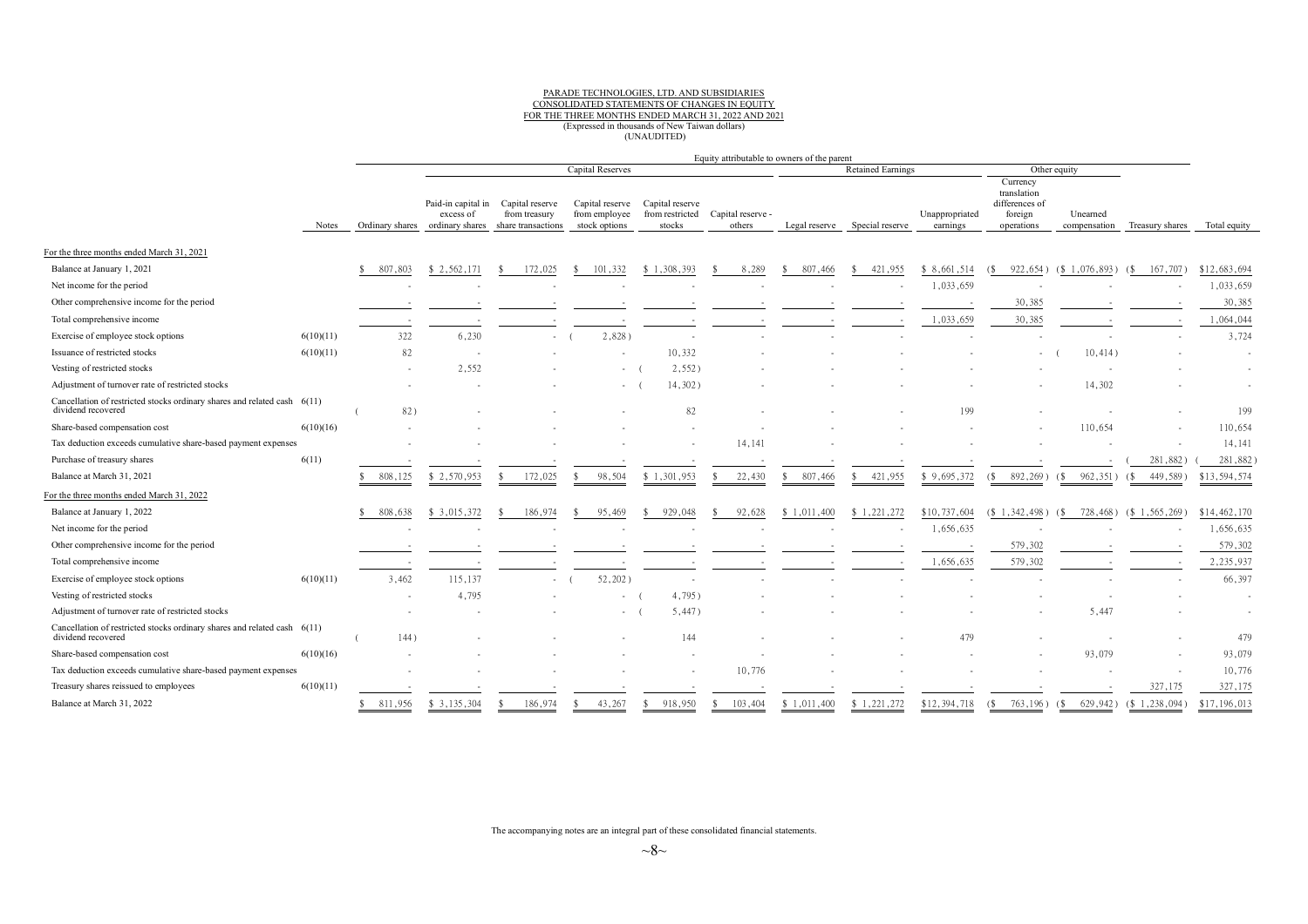PARADE TECHNOLOGIES, LTD. AND SUBSIDIARIES
CONSOLIDATED STATEMENTS OF CHANGES IN EQUITY
FOR THE THREE MONTHS ENDED MARCH 31, 2022 AND 2021
(Expressed in thousands of New Taiwan dollars)
(UNAUDITED)

| | | Equity attributable to owners of the parent | | | | | | | | | | | | | |
|---|---|---|---|---|---|---|---|---|---|---|---|---|---|---|---|
| | | | Capital Reserves | | | | | | Retained Earnings | | | Other equity | | | |
| | Notes | Ordinary shares | Paid-in capital in excess of ordinary shares | Capital reserve from treasury share transactions | Capital reserve from employee stock options | Capital reserve from restricted stocks | Capital reserve - others | Legal reserve | Special reserve | Unappropriated earnings | Currency translation differences of foreign operations | Unearned compensation | Treasury shares | Total equity |
| For the three months ended March 31, 2021 | | | | | | | | | | | | | | |
| Balance at January 1, 2021 | | $ 807,803 | $ 2,562,171 | $ 172,025 | $ 101,332 | $ 1,308,393 | $ 8,289 | $ 807,466 | $ 421,955 | $ 8,661,514 | ($ 922,654) | ($ 1,076,893) | ($ 167,707) | $12,683,694 |
| Net income for the period | | - | - | - | - | - | - | - | - | 1,033,659 | - | - | - | 1,033,659 |
| Other comprehensive income for the period | | - | - | - | - | - | - | - | - | - | 30,385 | - | - | 30,385 |
| Total comprehensive income | | - | - | - | - | - | - | - | - | 1,033,659 | 30,385 | - | - | 1,064,044 |
| Exercise of employee stock options | 6(10)(11) | 322 | 6,230 | - | ( 2,828) | - | - | - | - | - | - | - | - | 3,724 |
| Issuance of restricted stocks | 6(10)(11) | 82 | - | - | - | 10,332 | - | - | - | - | - | ( 10,414) | - | - |
| Vesting of restricted stocks | | - | 2,552 | - | - | ( 2,552) | - | - | - | - | - | - | - | - |
| Adjustment of turnover rate of restricted stocks | | - | - | - | - | ( 14,302) | - | - | - | - | - | 14,302 | - | - |
| Cancellation of restricted stocks ordinary shares and related cash dividend recovered | 6(11) | ( 82) | - | - | - | 82 | - | - | - | 199 | - | - | - | 199 |
| Share-based compensation cost | 6(10)(16) | - | - | - | - | - | - | - | - | - | - | 110,654 | - | 110,654 |
| Tax deduction exceeds cumulative share-based payment expenses | | - | - | - | - | - | 14,141 | - | - | - | - | - | - | 14,141 |
| Purchase of treasury shares | 6(11) | - | - | - | - | - | - | - | - | - | - | - | ( 281,882) | ( 281,882) |
| Balance at March 31, 2021 | | $ 808,125 | $ 2,570,953 | $ 172,025 | $ 98,504 | $ 1,301,953 | $ 22,430 | $ 807,466 | $ 421,955 | $ 9,695,372 | ($ 892,269) | ($ 962,351) | ($ 449,589) | $13,594,574 |
| For the three months ended March 31, 2022 | | | | | | | | | | | | | | |
| Balance at January 1, 2022 | | $ 808,638 | $ 3,015,372 | $ 186,974 | $ 95,469 | $ 929,048 | $ 92,628 | $ 1,011,400 | $ 1,221,272 | $10,737,604 | ($ 1,342,498) | ($ 728,468) | ($ 1,565,269) | $14,462,170 |
| Net income for the period | | - | - | - | - | - | - | - | - | 1,656,635 | - | - | - | 1,656,635 |
| Other comprehensive income for the period | | - | - | - | - | - | - | - | - | - | 579,302 | - | - | 579,302 |
| Total comprehensive income | | - | - | - | - | - | - | - | - | 1,656,635 | 579,302 | - | - | 2,235,937 |
| Exercise of employee stock options | 6(10)(11) | 3,462 | 115,137 | - | ( 52,202) | - | - | - | - | - | - | - | - | 66,397 |
| Vesting of restricted stocks | | - | 4,795 | - | - | ( 4,795) | - | - | - | - | - | - | - | - |
| Adjustment of turnover rate of restricted stocks | | - | - | - | - | ( 5,447) | - | - | - | - | - | 5,447 | - | - |
| Cancellation of restricted stocks ordinary shares and related cash dividend recovered | 6(11) | ( 144) | - | - | - | 144 | - | - | - | 479 | - | - | - | 479 |
| Share-based compensation cost | 6(10)(16) | - | - | - | - | - | - | - | - | - | - | 93,079 | - | 93,079 |
| Tax deduction exceeds cumulative share-based payment expenses | | - | - | - | - | - | 10,776 | - | - | - | - | - | - | 10,776 |
| Treasury shares reissued to employees | 6(10)(11) | - | - | - | - | - | - | - | - | - | - | - | 327,175 | 327,175 |
| Balance at March 31, 2022 | | $ 811,956 | $ 3,135,304 | $ 186,974 | $ 43,267 | $ 918,950 | $ 103,404 | $ 1,011,400 | $ 1,221,272 | $12,394,718 | ($ 763,196) | ($ 629,942) | ($ 1,238,094) | $17,196,013 |

The accompanying notes are an integral part of these consolidated financial statements.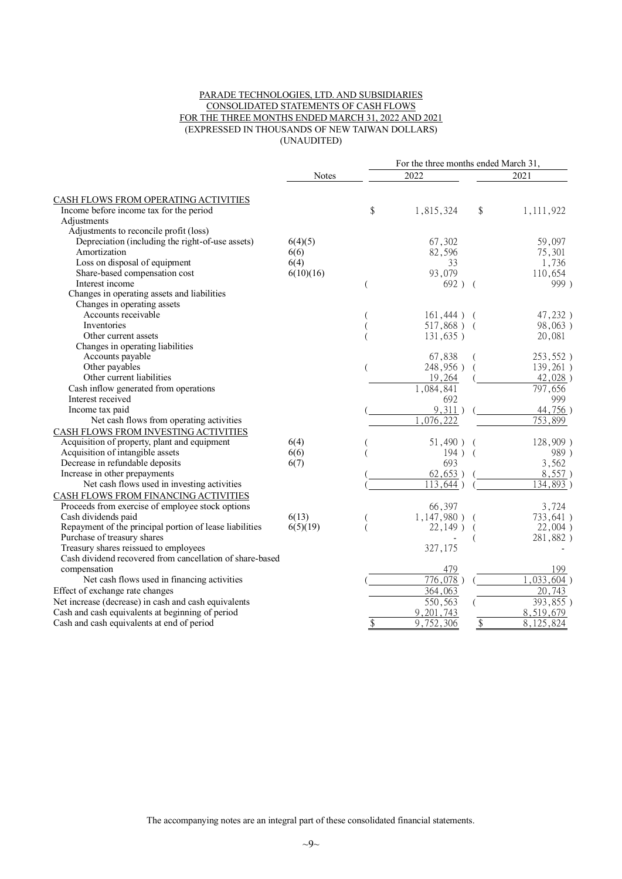PARADE TECHNOLOGIES, LTD. AND SUBSIDIARIES
CONSOLIDATED STATEMENTS OF CASH FLOWS
FOR THE THREE MONTHS ENDED MARCH 31, 2022 AND 2021
(EXPRESSED IN THOUSANDS OF NEW TAIWAN DOLLARS)
(UNAUDITED)

| | Notes | For the three months ended March 31, 2022 | For the three months ended March 31, 2021 |
|---|---|---|---|
| CASH FLOWS FROM OPERATING ACTIVITIES | | | |
| Income before income tax for the period | | $ 1,815,324 | $ 1,111,922 |
| Adjustments | | | |
| Adjustments to reconcile profit (loss) | | | |
| Depreciation (including the right-of-use assets) | 6(4)(5) | 67,302 | 59,097 |
| Amortization | 6(6) | 82,596 | 75,301 |
| Loss on disposal of equipment | 6(4) | 33 | 1,736 |
| Share-based compensation cost | 6(10)(16) | 93,079 | 110,654 |
| Interest income | | ( 692 ) | ( 999 ) |
| Changes in operating assets and liabilities | | | |
| Changes in operating assets | | | |
| Accounts receivable | | ( 161,444 ) | ( 47,232 ) |
| Inventories | | ( 517,868 ) | ( 98,063 ) |
| Other current assets | | ( 131,635 ) | 20,081 |
| Changes in operating liabilities | | | |
| Accounts payable | | 67,838 | ( 253,552 ) |
| Other payables | | ( 248,956 ) | ( 139,261 ) |
| Other current liabilities | | 19,264 | ( 42,028 ) |
| Cash inflow generated from operations | | 1,084,841 | 797,656 |
| Interest received | | 692 | 999 |
| Income tax paid | | ( 9,311 ) | ( 44,756 ) |
| Net cash flows from operating activities | | 1,076,222 | 753,899 |
| CASH FLOWS FROM INVESTING ACTIVITIES | | | |
| Acquisition of property, plant and equipment | 6(4) | ( 51,490 ) | ( 128,909 ) |
| Acquisition of intangible assets | 6(6) | ( 194 ) | ( 989 ) |
| Decrease in refundable deposits | 6(7) | 693 | 3,562 |
| Increase in other prepayments | | ( 62,653 ) | ( 8,557 ) |
| Net cash flows used in investing activities | | ( 113,644 ) | ( 134,893 ) |
| CASH FLOWS FROM FINANCING ACTIVITIES | | | |
| Proceeds from exercise of employee stock options | | 66,397 | 3,724 |
| Cash dividends paid | 6(13) | ( 1,147,980 ) | ( 733,641 ) |
| Repayment of the principal portion of lease liabilities | 6(5)(19) | ( 22,149 ) | ( 22,004 ) |
| Purchase of treasury shares | | - | ( 281,882 ) |
| Treasury shares reissued to employees | | 327,175 | - |
| Cash dividend recovered from cancellation of share-based compensation | | 479 | 199 |
| Net cash flows used in financing activities | | ( 776,078 ) | ( 1,033,604 ) |
| Effect of exchange rate changes | | 364,063 | 20,743 |
| Net increase (decrease) in cash and cash equivalents | | 550,563 | ( 393,855 ) |
| Cash and cash equivalents at beginning of period | | 9,201,743 | 8,519,679 |
| Cash and cash equivalents at end of period | | $ 9,752,306 | $ 8,125,824 |

The accompanying notes are an integral part of these consolidated financial statements.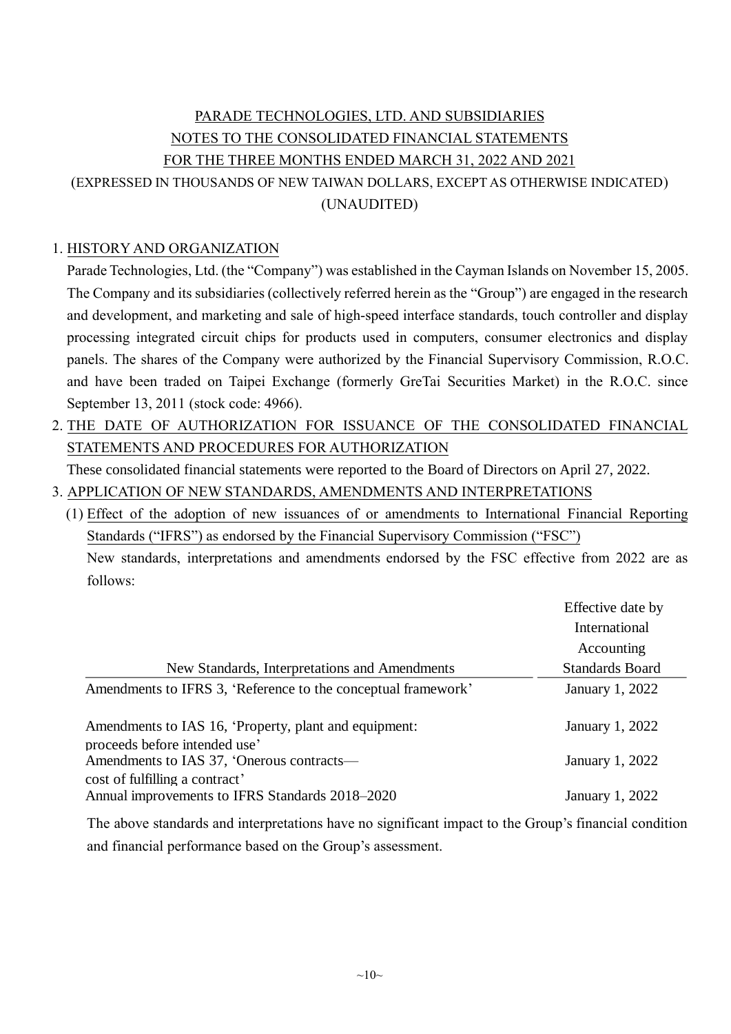PARADE TECHNOLOGIES, LTD. AND SUBSIDIARIES
NOTES TO THE CONSOLIDATED FINANCIAL STATEMENTS
FOR THE THREE MONTHS ENDED MARCH 31, 2022 AND 2021
(EXPRESSED IN THOUSANDS OF NEW TAIWAN DOLLARS, EXCEPT AS OTHERWISE INDICATED)
(UNAUDITED)

1. HISTORY AND ORGANIZATION

Parade Technologies, Ltd. (the "Company") was established in the Cayman Islands on November 15, 2005. The Company and its subsidiaries (collectively referred herein as the "Group") are engaged in the research and development, and marketing and sale of high-speed interface standards, touch controller and display processing integrated circuit chips for products used in computers, consumer electronics and display panels. The shares of the Company were authorized by the Financial Supervisory Commission, R.O.C. and have been traded on Taipei Exchange (formerly GreTai Securities Market) in the R.O.C. since September 13, 2011 (stock code: 4966).

2. THE DATE OF AUTHORIZATION FOR ISSUANCE OF THE CONSOLIDATED FINANCIAL STATEMENTS AND PROCEDURES FOR AUTHORIZATION

These consolidated financial statements were reported to the Board of Directors on April 27, 2022.

3. APPLICATION OF NEW STANDARDS, AMENDMENTS AND INTERPRETATIONS

(1) Effect of the adoption of new issuances of or amendments to International Financial Reporting Standards ("IFRS") as endorsed by the Financial Supervisory Commission ("FSC")

New standards, interpretations and amendments endorsed by the FSC effective from 2022 are as follows:

| New Standards, Interpretations and Amendments | Effective date by International Accounting Standards Board |
|---|---|
| Amendments to IFRS 3, 'Reference to the conceptual framework' | January 1, 2022 |
| Amendments to IAS 16, 'Property, plant and equipment: proceeds before intended use' | January 1, 2022 |
| Amendments to IAS 37, 'Onerous contracts—cost of fulfilling a contract' | January 1, 2022 |
| Annual improvements to IFRS Standards 2018–2020 | January 1, 2022 |

The above standards and interpretations have no significant impact to the Group's financial condition and financial performance based on the Group's assessment.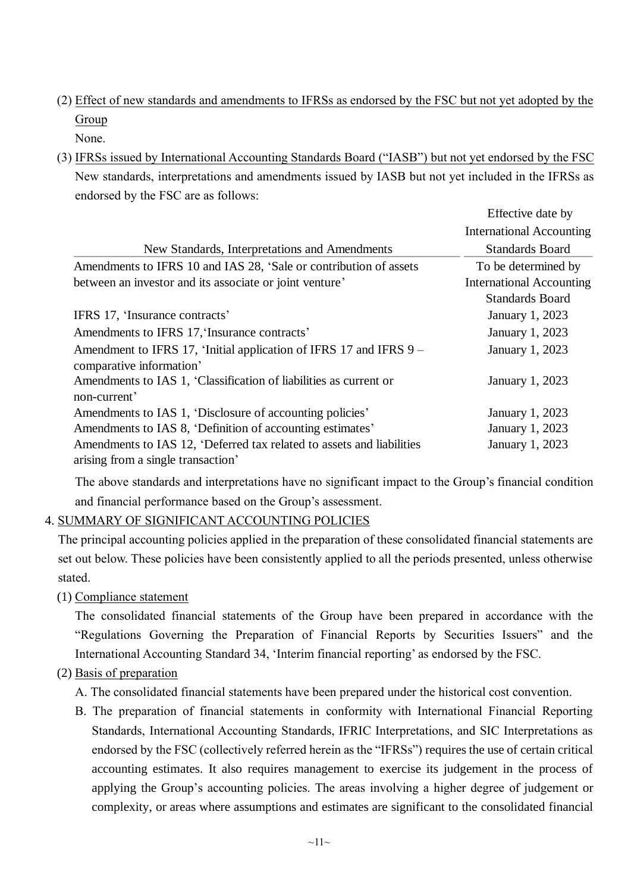(2) Effect of new standards and amendments to IFRSs as endorsed by the FSC but not yet adopted by the Group

None.

(3) IFRSs issued by International Accounting Standards Board ("IASB") but not yet endorsed by the FSC

New standards, interpretations and amendments issued by IASB but not yet included in the IFRSs as endorsed by the FSC are as follows:

| New Standards, Interpretations and Amendments | Effective date by International Accounting Standards Board |
|---|---|
| Amendments to IFRS 10 and IAS 28, 'Sale or contribution of assets between an investor and its associate or joint venture' | To be determined by International Accounting Standards Board |
| IFRS 17, 'Insurance contracts' | January 1, 2023 |
| Amendments to IFRS 17,'Insurance contracts' | January 1, 2023 |
| Amendment to IFRS 17, 'Initial application of IFRS 17 and IFRS 9 – comparative information' | January 1, 2023 |
| Amendments to IAS 1, 'Classification of liabilities as current or non-current' | January 1, 2023 |
| Amendments to IAS 1, 'Disclosure of accounting policies' | January 1, 2023 |
| Amendments to IAS 8, 'Definition of accounting estimates' | January 1, 2023 |
| Amendments to IAS 12, 'Deferred tax related to assets and liabilities arising from a single transaction' | January 1, 2023 |

The above standards and interpretations have no significant impact to the Group's financial condition and financial performance based on the Group's assessment.

4. SUMMARY OF SIGNIFICANT ACCOUNTING POLICIES

The principal accounting policies applied in the preparation of these consolidated financial statements are set out below. These policies have been consistently applied to all the periods presented, unless otherwise stated.

(1) Compliance statement

The consolidated financial statements of the Group have been prepared in accordance with the "Regulations Governing the Preparation of Financial Reports by Securities Issuers" and the International Accounting Standard 34, 'Interim financial reporting' as endorsed by the FSC.

(2) Basis of preparation

A. The consolidated financial statements have been prepared under the historical cost convention.

B. The preparation of financial statements in conformity with International Financial Reporting Standards, International Accounting Standards, IFRIC Interpretations, and SIC Interpretations as endorsed by the FSC (collectively referred herein as the "IFRSs") requires the use of certain critical accounting estimates. It also requires management to exercise its judgement in the process of applying the Group's accounting policies. The areas involving a higher degree of judgement or complexity, or areas where assumptions and estimates are significant to the consolidated financial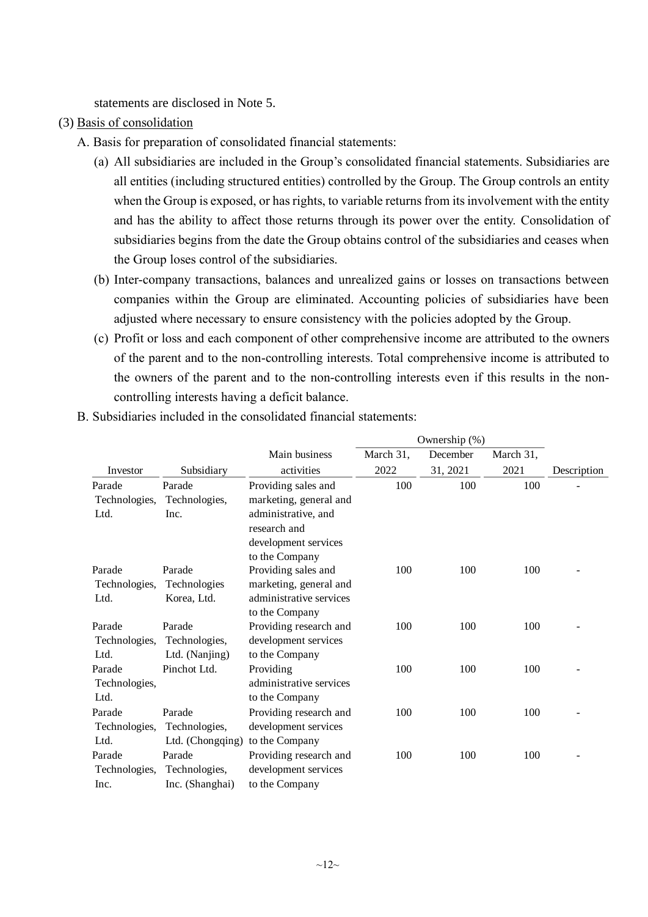statements are disclosed in Note 5.

(3) Basis of consolidation

A. Basis for preparation of consolidated financial statements:

(a) All subsidiaries are included in the Group's consolidated financial statements. Subsidiaries are all entities (including structured entities) controlled by the Group. The Group controls an entity when the Group is exposed, or has rights, to variable returns from its involvement with the entity and has the ability to affect those returns through its power over the entity. Consolidation of subsidiaries begins from the date the Group obtains control of the subsidiaries and ceases when the Group loses control of the subsidiaries.

(b) Inter-company transactions, balances and unrealized gains or losses on transactions between companies within the Group are eliminated. Accounting policies of subsidiaries have been adjusted where necessary to ensure consistency with the policies adopted by the Group.

(c) Profit or loss and each component of other comprehensive income are attributed to the owners of the parent and to the non-controlling interests. Total comprehensive income is attributed to the owners of the parent and to the non-controlling interests even if this results in the non-controlling interests having a deficit balance.

B. Subsidiaries included in the consolidated financial statements:

| | | | Ownership (%) | | | |
|---|---|---|---|---|---|---|
| Investor | Subsidiary | Main business activities | March 31, 2022 | December 31, 2021 | March 31, 2021 | Description |
| Parade Technologies, Ltd. | Parade Technologies, Inc. | Providing sales and marketing, general and administrative, and research and development services to the Company | 100 | 100 | 100 | - |
| Parade Technologies, Ltd. | Parade Technologies Korea, Ltd. | Providing sales and marketing, general and administrative services to the Company | 100 | 100 | 100 | - |
| Parade Technologies, Ltd. | Parade Technologies, Ltd. (Nanjing) | Providing research and development services to the Company | 100 | 100 | 100 | - |
| Parade Technologies, Ltd. | Pinchot Ltd. | Providing administrative services to the Company | 100 | 100 | 100 | - |
| Parade Technologies, Ltd. | Parade Technologies, Ltd. (Chongqing) | Providing research and development services to the Company | 100 | 100 | 100 | - |
| Parade Technologies, Inc. | Parade Technologies, Inc. (Shanghai) | Providing research and development services to the Company | 100 | 100 | 100 | - |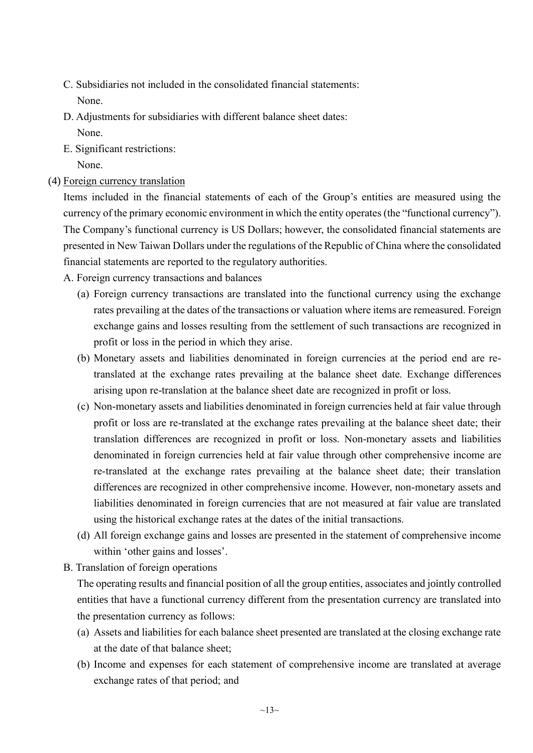C. Subsidiaries not included in the consolidated financial statements:

None.

D. Adjustments for subsidiaries with different balance sheet dates:

None.

E. Significant restrictions:

None.

(4) Foreign currency translation

Items included in the financial statements of each of the Group's entities are measured using the currency of the primary economic environment in which the entity operates (the "functional currency"). The Company's functional currency is US Dollars; however, the consolidated financial statements are presented in New Taiwan Dollars under the regulations of the Republic of China where the consolidated financial statements are reported to the regulatory authorities.

A. Foreign currency transactions and balances

(a) Foreign currency transactions are translated into the functional currency using the exchange rates prevailing at the dates of the transactions or valuation where items are remeasured. Foreign exchange gains and losses resulting from the settlement of such transactions are recognized in profit or loss in the period in which they arise.

(b) Monetary assets and liabilities denominated in foreign currencies at the period end are re-translated at the exchange rates prevailing at the balance sheet date. Exchange differences arising upon re-translation at the balance sheet date are recognized in profit or loss.

(c) Non-monetary assets and liabilities denominated in foreign currencies held at fair value through profit or loss are re-translated at the exchange rates prevailing at the balance sheet date; their translation differences are recognized in profit or loss. Non-monetary assets and liabilities denominated in foreign currencies held at fair value through other comprehensive income are re-translated at the exchange rates prevailing at the balance sheet date; their translation differences are recognized in other comprehensive income. However, non-monetary assets and liabilities denominated in foreign currencies that are not measured at fair value are translated using the historical exchange rates at the dates of the initial transactions.

(d) All foreign exchange gains and losses are presented in the statement of comprehensive income within 'other gains and losses'.

B. Translation of foreign operations

The operating results and financial position of all the group entities, associates and jointly controlled entities that have a functional currency different from the presentation currency are translated into the presentation currency as follows:

(a) Assets and liabilities for each balance sheet presented are translated at the closing exchange rate at the date of that balance sheet;

(b) Income and expenses for each statement of comprehensive income are translated at average exchange rates of that period; and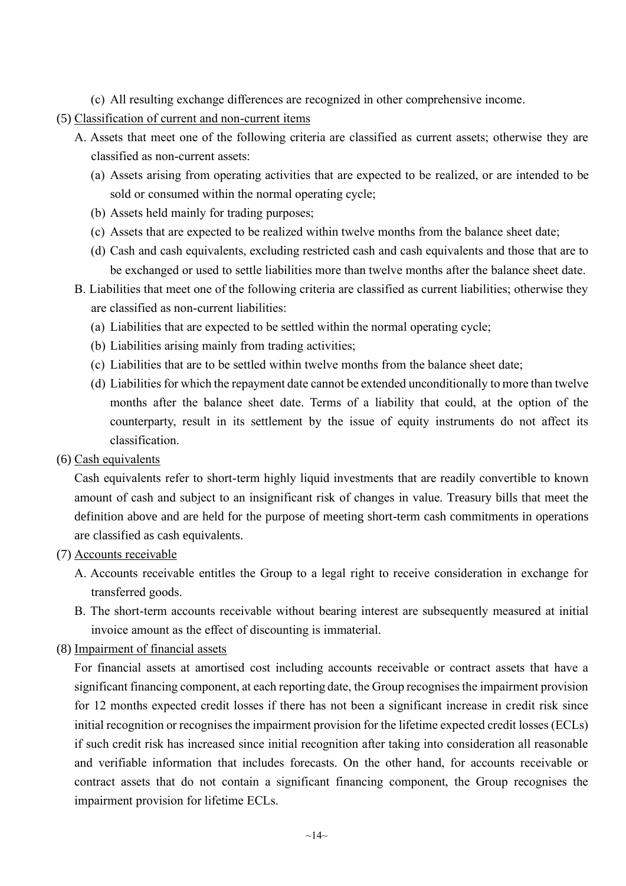(c) All resulting exchange differences are recognized in other comprehensive income.

(5) Classification of current and non-current items

A. Assets that meet one of the following criteria are classified as current assets; otherwise they are classified as non-current assets:

(a) Assets arising from operating activities that are expected to be realized, or are intended to be sold or consumed within the normal operating cycle;

(b) Assets held mainly for trading purposes;

(c) Assets that are expected to be realized within twelve months from the balance sheet date;

(d) Cash and cash equivalents, excluding restricted cash and cash equivalents and those that are to be exchanged or used to settle liabilities more than twelve months after the balance sheet date.

B. Liabilities that meet one of the following criteria are classified as current liabilities; otherwise they are classified as non-current liabilities:

(a) Liabilities that are expected to be settled within the normal operating cycle;

(b) Liabilities arising mainly from trading activities;

(c) Liabilities that are to be settled within twelve months from the balance sheet date;

(d) Liabilities for which the repayment date cannot be extended unconditionally to more than twelve months after the balance sheet date. Terms of a liability that could, at the option of the counterparty, result in its settlement by the issue of equity instruments do not affect its classification.

(6) Cash equivalents

Cash equivalents refer to short-term highly liquid investments that are readily convertible to known amount of cash and subject to an insignificant risk of changes in value. Treasury bills that meet the definition above and are held for the purpose of meeting short-term cash commitments in operations are classified as cash equivalents.

(7) Accounts receivable

A. Accounts receivable entitles the Group to a legal right to receive consideration in exchange for transferred goods.

B. The short-term accounts receivable without bearing interest are subsequently measured at initial invoice amount as the effect of discounting is immaterial.

(8) Impairment of financial assets

For financial assets at amortised cost including accounts receivable or contract assets that have a significant financing component, at each reporting date, the Group recognises the impairment provision for 12 months expected credit losses if there has not been a significant increase in credit risk since initial recognition or recognises the impairment provision for the lifetime expected credit losses (ECLs) if such credit risk has increased since initial recognition after taking into consideration all reasonable and verifiable information that includes forecasts. On the other hand, for accounts receivable or contract assets that do not contain a significant financing component, the Group recognises the impairment provision for lifetime ECLs.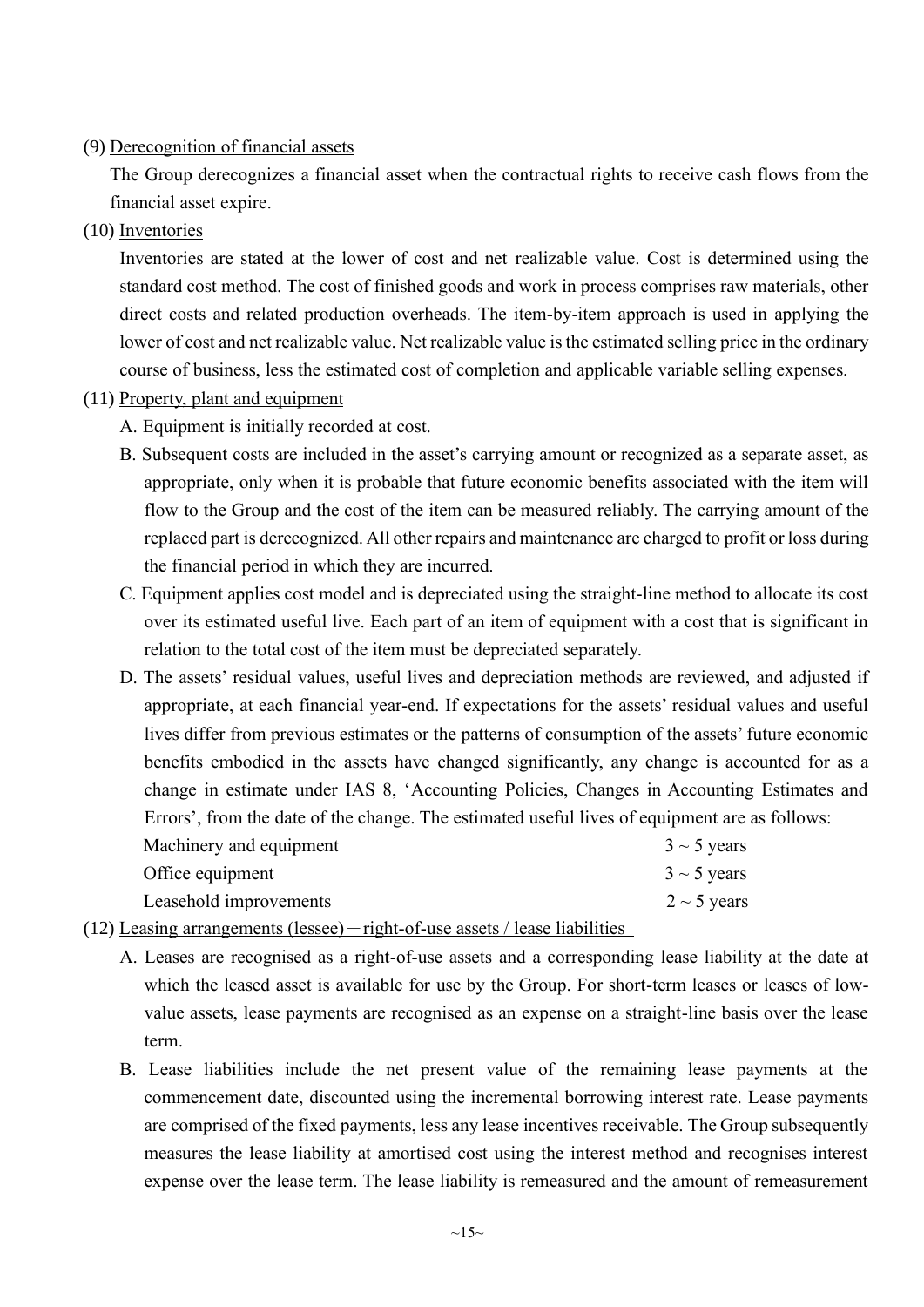(9) Derecognition of financial assets

The Group derecognizes a financial asset when the contractual rights to receive cash flows from the financial asset expire.

(10) Inventories

Inventories are stated at the lower of cost and net realizable value. Cost is determined using the standard cost method. The cost of finished goods and work in process comprises raw materials, other direct costs and related production overheads. The item-by-item approach is used in applying the lower of cost and net realizable value. Net realizable value is the estimated selling price in the ordinary course of business, less the estimated cost of completion and applicable variable selling expenses.

(11) Property, plant and equipment

A. Equipment is initially recorded at cost.

B. Subsequent costs are included in the asset's carrying amount or recognized as a separate asset, as appropriate, only when it is probable that future economic benefits associated with the item will flow to the Group and the cost of the item can be measured reliably. The carrying amount of the replaced part is derecognized. All other repairs and maintenance are charged to profit or loss during the financial period in which they are incurred.

C. Equipment applies cost model and is depreciated using the straight-line method to allocate its cost over its estimated useful live. Each part of an item of equipment with a cost that is significant in relation to the total cost of the item must be depreciated separately.

D. The assets' residual values, useful lives and depreciation methods are reviewed, and adjusted if appropriate, at each financial year-end. If expectations for the assets' residual values and useful lives differ from previous estimates or the patterns of consumption of the assets' future economic benefits embodied in the assets have changed significantly, any change is accounted for as a change in estimate under IAS 8, 'Accounting Policies, Changes in Accounting Estimates and Errors', from the date of the change. The estimated useful lives of equipment are as follows:

| | |
|---|---|
| Machinery and equipment | 3 ~ 5 years |
| Office equipment | 3 ~ 5 years |
| Leasehold improvements | 2 ~ 5 years |

(12) Leasing arrangements (lessee) − right-of-use assets / lease liabilities

A. Leases are recognised as a right-of-use assets and a corresponding lease liability at the date at which the leased asset is available for use by the Group. For short-term leases or leases of low-value assets, lease payments are recognised as an expense on a straight-line basis over the lease term.

B. Lease liabilities include the net present value of the remaining lease payments at the commencement date, discounted using the incremental borrowing interest rate. Lease payments are comprised of the fixed payments, less any lease incentives receivable. The Group subsequently measures the lease liability at amortised cost using the interest method and recognises interest expense over the lease term. The lease liability is remeasured and the amount of remeasurement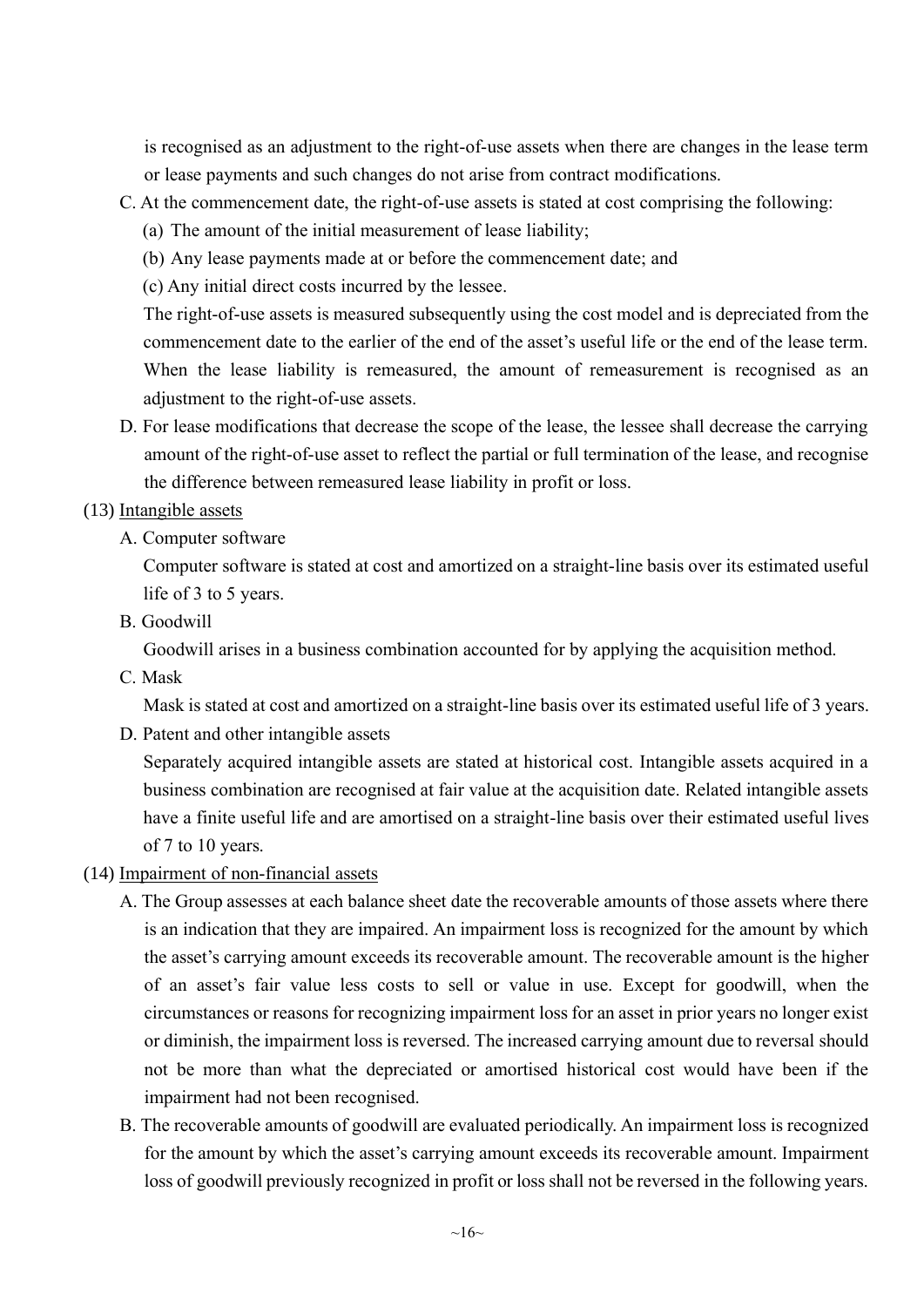is recognised as an adjustment to the right-of-use assets when there are changes in the lease term or lease payments and such changes do not arise from contract modifications.

C. At the commencement date, the right-of-use assets is stated at cost comprising the following:

(a) The amount of the initial measurement of lease liability;

(b) Any lease payments made at or before the commencement date; and

(c) Any initial direct costs incurred by the lessee.

The right-of-use assets is measured subsequently using the cost model and is depreciated from the commencement date to the earlier of the end of the asset's useful life or the end of the lease term. When the lease liability is remeasured, the amount of remeasurement is recognised as an adjustment to the right-of-use assets.

D. For lease modifications that decrease the scope of the lease, the lessee shall decrease the carrying amount of the right-of-use asset to reflect the partial or full termination of the lease, and recognise the difference between remeasured lease liability in profit or loss.

(13) Intangible assets

A. Computer software

Computer software is stated at cost and amortized on a straight-line basis over its estimated useful life of 3 to 5 years.

B. Goodwill

Goodwill arises in a business combination accounted for by applying the acquisition method.

C. Mask

Mask is stated at cost and amortized on a straight-line basis over its estimated useful life of 3 years.

D. Patent and other intangible assets

Separately acquired intangible assets are stated at historical cost. Intangible assets acquired in a business combination are recognised at fair value at the acquisition date. Related intangible assets have a finite useful life and are amortised on a straight-line basis over their estimated useful lives of 7 to 10 years.

(14) Impairment of non-financial assets

A. The Group assesses at each balance sheet date the recoverable amounts of those assets where there is an indication that they are impaired. An impairment loss is recognized for the amount by which the asset's carrying amount exceeds its recoverable amount. The recoverable amount is the higher of an asset's fair value less costs to sell or value in use. Except for goodwill, when the circumstances or reasons for recognizing impairment loss for an asset in prior years no longer exist or diminish, the impairment loss is reversed. The increased carrying amount due to reversal should not be more than what the depreciated or amortised historical cost would have been if the impairment had not been recognised.

B. The recoverable amounts of goodwill are evaluated periodically. An impairment loss is recognized for the amount by which the asset's carrying amount exceeds its recoverable amount. Impairment loss of goodwill previously recognized in profit or loss shall not be reversed in the following years.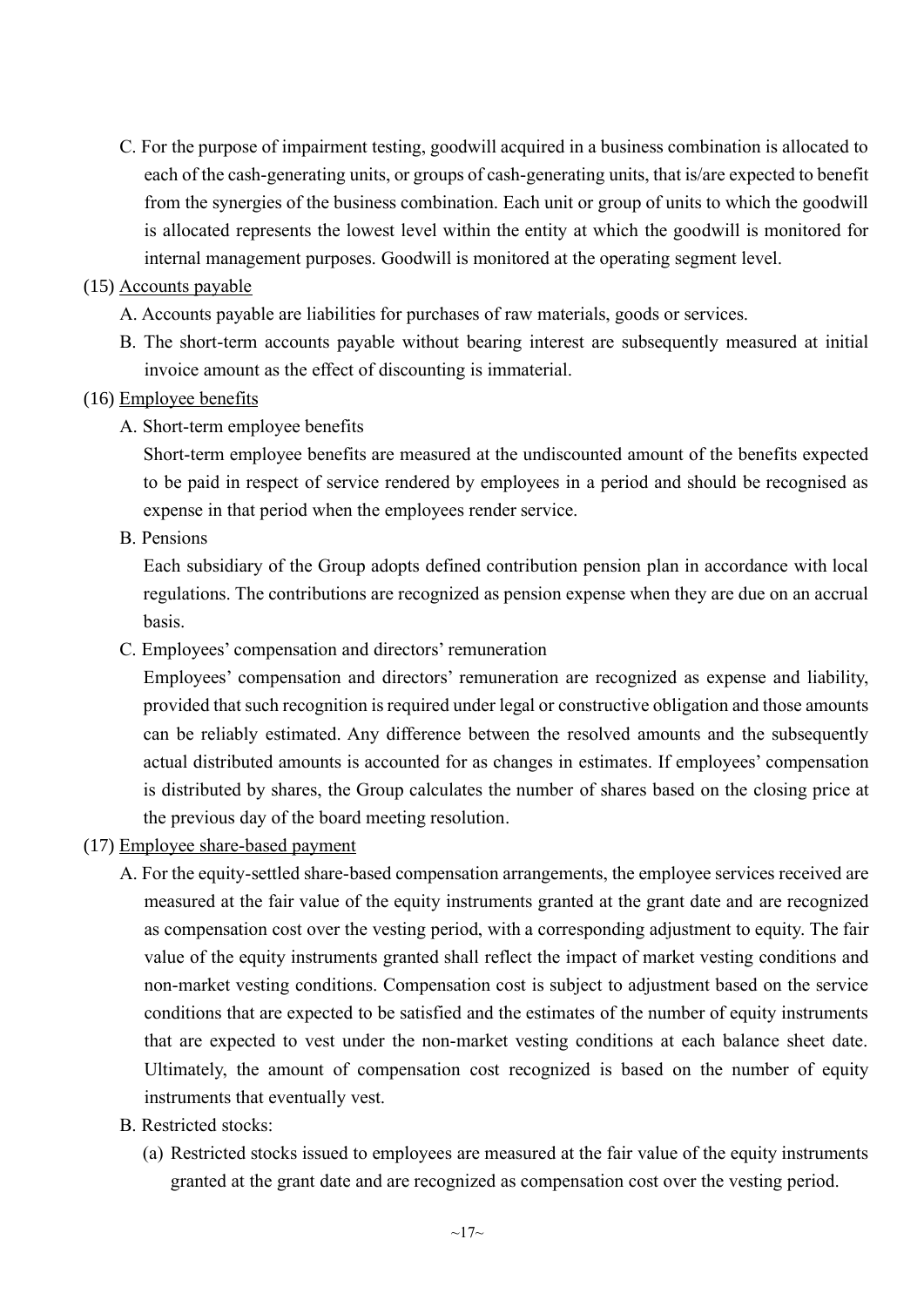C. For the purpose of impairment testing, goodwill acquired in a business combination is allocated to each of the cash-generating units, or groups of cash-generating units, that is/are expected to benefit from the synergies of the business combination. Each unit or group of units to which the goodwill is allocated represents the lowest level within the entity at which the goodwill is monitored for internal management purposes. Goodwill is monitored at the operating segment level.

(15) Accounts payable

A. Accounts payable are liabilities for purchases of raw materials, goods or services.

B. The short-term accounts payable without bearing interest are subsequently measured at initial invoice amount as the effect of discounting is immaterial.

(16) Employee benefits

A. Short-term employee benefits

Short-term employee benefits are measured at the undiscounted amount of the benefits expected to be paid in respect of service rendered by employees in a period and should be recognised as expense in that period when the employees render service.

B. Pensions

Each subsidiary of the Group adopts defined contribution pension plan in accordance with local regulations. The contributions are recognized as pension expense when they are due on an accrual basis.

C. Employees' compensation and directors' remuneration

Employees' compensation and directors' remuneration are recognized as expense and liability, provided that such recognition is required under legal or constructive obligation and those amounts can be reliably estimated. Any difference between the resolved amounts and the subsequently actual distributed amounts is accounted for as changes in estimates. If employees' compensation is distributed by shares, the Group calculates the number of shares based on the closing price at the previous day of the board meeting resolution.

(17) Employee share-based payment

A. For the equity-settled share-based compensation arrangements, the employee services received are measured at the fair value of the equity instruments granted at the grant date and are recognized as compensation cost over the vesting period, with a corresponding adjustment to equity. The fair value of the equity instruments granted shall reflect the impact of market vesting conditions and non-market vesting conditions. Compensation cost is subject to adjustment based on the service conditions that are expected to be satisfied and the estimates of the number of equity instruments that are expected to vest under the non-market vesting conditions at each balance sheet date. Ultimately, the amount of compensation cost recognized is based on the number of equity instruments that eventually vest.

B. Restricted stocks:

(a) Restricted stocks issued to employees are measured at the fair value of the equity instruments granted at the grant date and are recognized as compensation cost over the vesting period.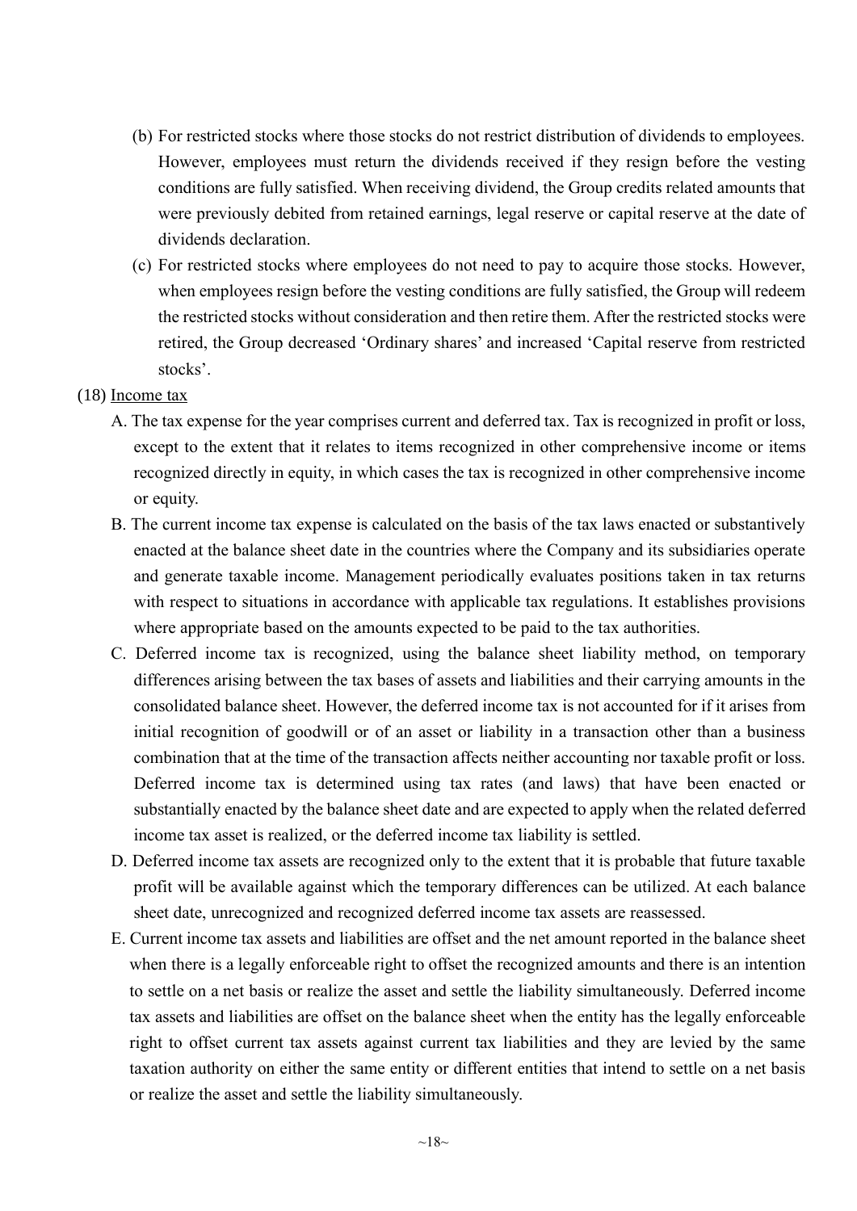(b) For restricted stocks where those stocks do not restrict distribution of dividends to employees. However, employees must return the dividends received if they resign before the vesting conditions are fully satisfied. When receiving dividend, the Group credits related amounts that were previously debited from retained earnings, legal reserve or capital reserve at the date of dividends declaration.

(c) For restricted stocks where employees do not need to pay to acquire those stocks. However, when employees resign before the vesting conditions are fully satisfied, the Group will redeem the restricted stocks without consideration and then retire them. After the restricted stocks were retired, the Group decreased 'Ordinary shares' and increased 'Capital reserve from restricted stocks'.

(18) Income tax

A. The tax expense for the year comprises current and deferred tax. Tax is recognized in profit or loss, except to the extent that it relates to items recognized in other comprehensive income or items recognized directly in equity, in which cases the tax is recognized in other comprehensive income or equity.

B. The current income tax expense is calculated on the basis of the tax laws enacted or substantively enacted at the balance sheet date in the countries where the Company and its subsidiaries operate and generate taxable income. Management periodically evaluates positions taken in tax returns with respect to situations in accordance with applicable tax regulations. It establishes provisions where appropriate based on the amounts expected to be paid to the tax authorities.

C. Deferred income tax is recognized, using the balance sheet liability method, on temporary differences arising between the tax bases of assets and liabilities and their carrying amounts in the consolidated balance sheet. However, the deferred income tax is not accounted for if it arises from initial recognition of goodwill or of an asset or liability in a transaction other than a business combination that at the time of the transaction affects neither accounting nor taxable profit or loss. Deferred income tax is determined using tax rates (and laws) that have been enacted or substantially enacted by the balance sheet date and are expected to apply when the related deferred income tax asset is realized, or the deferred income tax liability is settled.

D. Deferred income tax assets are recognized only to the extent that it is probable that future taxable profit will be available against which the temporary differences can be utilized. At each balance sheet date, unrecognized and recognized deferred income tax assets are reassessed.

E. Current income tax assets and liabilities are offset and the net amount reported in the balance sheet when there is a legally enforceable right to offset the recognized amounts and there is an intention to settle on a net basis or realize the asset and settle the liability simultaneously. Deferred income tax assets and liabilities are offset on the balance sheet when the entity has the legally enforceable right to offset current tax assets against current tax liabilities and they are levied by the same taxation authority on either the same entity or different entities that intend to settle on a net basis or realize the asset and settle the liability simultaneously.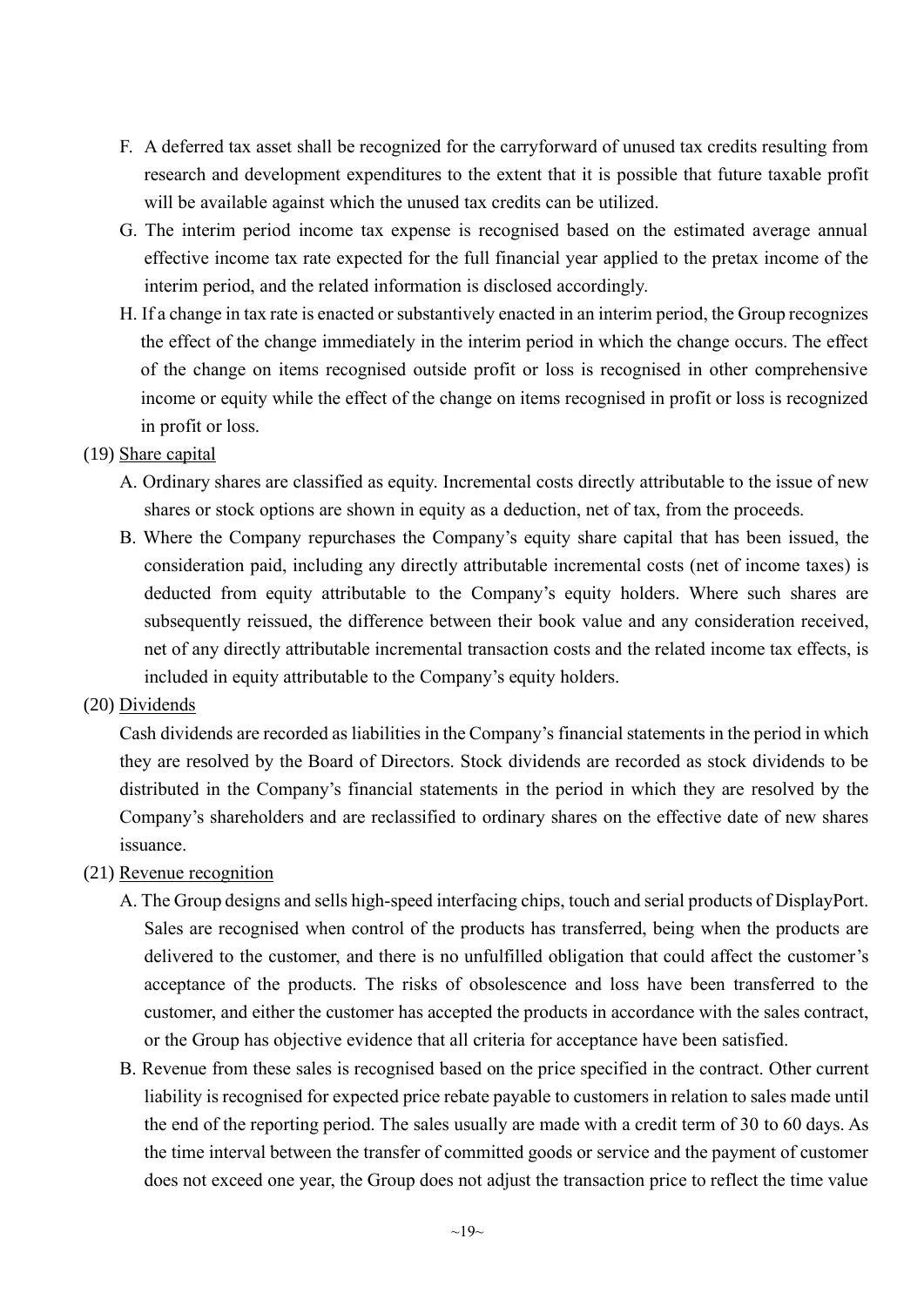F. A deferred tax asset shall be recognized for the carryforward of unused tax credits resulting from research and development expenditures to the extent that it is possible that future taxable profit will be available against which the unused tax credits can be utilized.

G. The interim period income tax expense is recognised based on the estimated average annual effective income tax rate expected for the full financial year applied to the pretax income of the interim period, and the related information is disclosed accordingly.

H. If a change in tax rate is enacted or substantively enacted in an interim period, the Group recognizes the effect of the change immediately in the interim period in which the change occurs. The effect of the change on items recognised outside profit or loss is recognised in other comprehensive income or equity while the effect of the change on items recognised in profit or loss is recognized in profit or loss.

(19) Share capital

A. Ordinary shares are classified as equity. Incremental costs directly attributable to the issue of new shares or stock options are shown in equity as a deduction, net of tax, from the proceeds.

B. Where the Company repurchases the Company's equity share capital that has been issued, the consideration paid, including any directly attributable incremental costs (net of income taxes) is deducted from equity attributable to the Company's equity holders. Where such shares are subsequently reissued, the difference between their book value and any consideration received, net of any directly attributable incremental transaction costs and the related income tax effects, is included in equity attributable to the Company's equity holders.

(20) Dividends

Cash dividends are recorded as liabilities in the Company's financial statements in the period in which they are resolved by the Board of Directors. Stock dividends are recorded as stock dividends to be distributed in the Company's financial statements in the period in which they are resolved by the Company's shareholders and are reclassified to ordinary shares on the effective date of new shares issuance.

(21) Revenue recognition

A. The Group designs and sells high-speed interfacing chips, touch and serial products of DisplayPort. Sales are recognised when control of the products has transferred, being when the products are delivered to the customer, and there is no unfulfilled obligation that could affect the customer's acceptance of the products. The risks of obsolescence and loss have been transferred to the customer, and either the customer has accepted the products in accordance with the sales contract, or the Group has objective evidence that all criteria for acceptance have been satisfied.

B. Revenue from these sales is recognised based on the price specified in the contract. Other current liability is recognised for expected price rebate payable to customers in relation to sales made until the end of the reporting period. The sales usually are made with a credit term of 30 to 60 days. As the time interval between the transfer of committed goods or service and the payment of customer does not exceed one year, the Group does not adjust the transaction price to reflect the time value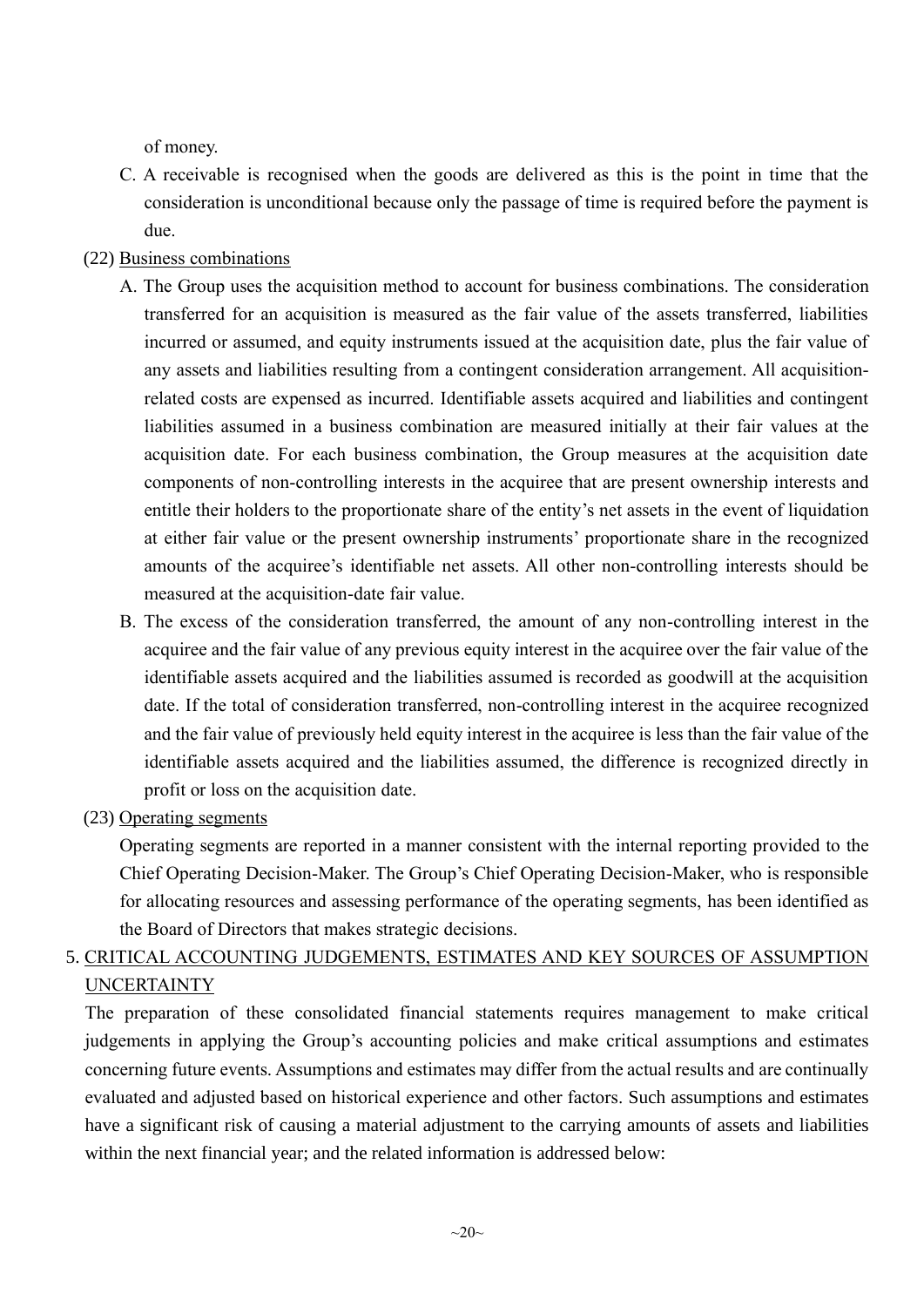of money.

C. A receivable is recognised when the goods are delivered as this is the point in time that the consideration is unconditional because only the passage of time is required before the payment is due.

(22) Business combinations

A. The Group uses the acquisition method to account for business combinations. The consideration transferred for an acquisition is measured as the fair value of the assets transferred, liabilities incurred or assumed, and equity instruments issued at the acquisition date, plus the fair value of any assets and liabilities resulting from a contingent consideration arrangement. All acquisition-related costs are expensed as incurred. Identifiable assets acquired and liabilities and contingent liabilities assumed in a business combination are measured initially at their fair values at the acquisition date. For each business combination, the Group measures at the acquisition date components of non-controlling interests in the acquiree that are present ownership interests and entitle their holders to the proportionate share of the entity's net assets in the event of liquidation at either fair value or the present ownership instruments' proportionate share in the recognized amounts of the acquiree's identifiable net assets. All other non-controlling interests should be measured at the acquisition-date fair value.

B. The excess of the consideration transferred, the amount of any non-controlling interest in the acquiree and the fair value of any previous equity interest in the acquiree over the fair value of the identifiable assets acquired and the liabilities assumed is recorded as goodwill at the acquisition date. If the total of consideration transferred, non-controlling interest in the acquiree recognized and the fair value of previously held equity interest in the acquiree is less than the fair value of the identifiable assets acquired and the liabilities assumed, the difference is recognized directly in profit or loss on the acquisition date.

(23) Operating segments

Operating segments are reported in a manner consistent with the internal reporting provided to the Chief Operating Decision-Maker. The Group's Chief Operating Decision-Maker, who is responsible for allocating resources and assessing performance of the operating segments, has been identified as the Board of Directors that makes strategic decisions.

## 5. CRITICAL ACCOUNTING JUDGEMENTS, ESTIMATES AND KEY SOURCES OF ASSUMPTION UNCERTAINTY

The preparation of these consolidated financial statements requires management to make critical judgements in applying the Group's accounting policies and make critical assumptions and estimates concerning future events. Assumptions and estimates may differ from the actual results and are continually evaluated and adjusted based on historical experience and other factors. Such assumptions and estimates have a significant risk of causing a material adjustment to the carrying amounts of assets and liabilities within the next financial year; and the related information is addressed below: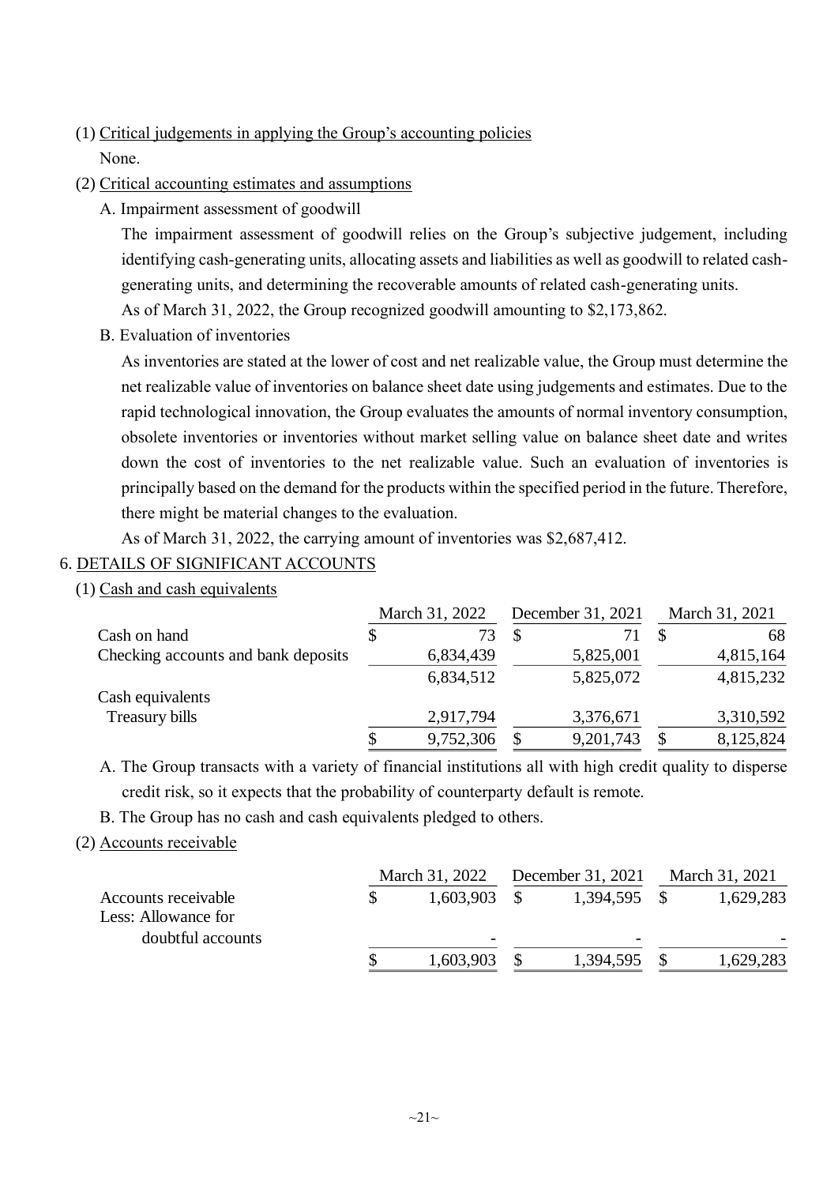(1) Critical judgements in applying the Group's accounting policies

None.

(2) Critical accounting estimates and assumptions

A. Impairment assessment of goodwill

The impairment assessment of goodwill relies on the Group's subjective judgement, including identifying cash-generating units, allocating assets and liabilities as well as goodwill to related cash-generating units, and determining the recoverable amounts of related cash-generating units.

As of March 31, 2022, the Group recognized goodwill amounting to $2,173,862.

B. Evaluation of inventories

As inventories are stated at the lower of cost and net realizable value, the Group must determine the net realizable value of inventories on balance sheet date using judgements and estimates. Due to the rapid technological innovation, the Group evaluates the amounts of normal inventory consumption, obsolete inventories or inventories without market selling value on balance sheet date and writes down the cost of inventories to the net realizable value. Such an evaluation of inventories is principally based on the demand for the products within the specified period in the future. Therefore, there might be material changes to the evaluation.

As of March 31, 2022, the carrying amount of inventories was $2,687,412.

## 6. DETAILS OF SIGNIFICANT ACCOUNTS

(1) Cash and cash equivalents

| | March 31, 2022 | December 31, 2021 | March 31, 2021 |
|---|---|---|---|
| Cash on hand | $ 73 | $ 71 | $ 68 |
| Checking accounts and bank deposits | 6,834,439 | 5,825,001 | 4,815,164 |
| | 6,834,512 | 5,825,072 | 4,815,232 |
| Cash equivalents | | | |
| Treasury bills | 2,917,794 | 3,376,671 | 3,310,592 |
| | $ 9,752,306 | $ 9,201,743 | $ 8,125,824 |

A. The Group transacts with a variety of financial institutions all with high credit quality to disperse credit risk, so it expects that the probability of counterparty default is remote.

B. The Group has no cash and cash equivalents pledged to others.

(2) Accounts receivable

| | March 31, 2022 | December 31, 2021 | March 31, 2021 |
|---|---|---|---|
| Accounts receivable | $ 1,603,903 | $ 1,394,595 | $ 1,629,283 |
| Less: Allowance for doubtful accounts | - | - | - |
| | $ 1,603,903 | $ 1,394,595 | $ 1,629,283 |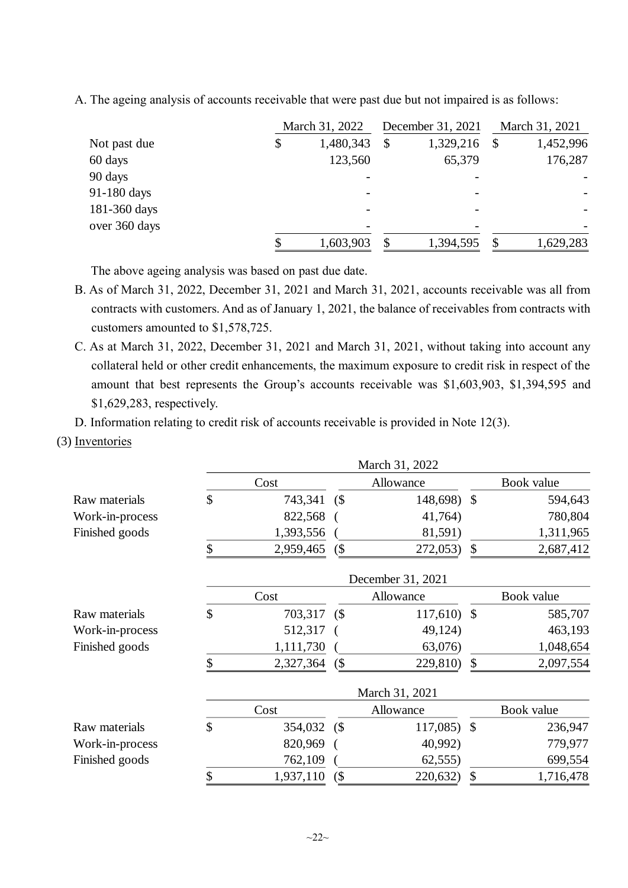A. The ageing analysis of accounts receivable that were past due but not impaired is as follows:

| | March 31, 2022 | December 31, 2021 | March 31, 2021 |
|---|---|---|---|
| Not past due | $ 1,480,343 | $ 1,329,216 | $ 1,452,996 |
| 60 days | 123,560 | 65,379 | 176,287 |
| 90 days | - | - | - |
| 91-180 days | - | - | - |
| 181-360 days | - | - | - |
| over 360 days | - | - | - |
| | $ 1,603,903 | $ 1,394,595 | $ 1,629,283 |

The above ageing analysis was based on past due date.

B. As of March 31, 2022, December 31, 2021 and March 31, 2021, accounts receivable was all from contracts with customers. And as of January 1, 2021, the balance of receivables from contracts with customers amounted to $1,578,725.

C. As at March 31, 2022, December 31, 2021 and March 31, 2021, without taking into account any collateral held or other credit enhancements, the maximum exposure to credit risk in respect of the amount that best represents the Group's accounts receivable was $1,603,903, $1,394,595 and $1,629,283, respectively.

D. Information relating to credit risk of accounts receivable is provided in Note 12(3).

(3) Inventories

| | March 31, 2022 | | |
|---|---|---|---|
| | Cost | Allowance | Book value |
| Raw materials | $ 743,341 | ($ 148,698) | $ 594,643 |
| Work-in-process | 822,568 | ( 41,764) | 780,804 |
| Finished goods | 1,393,556 | ( 81,591) | 1,311,965 |
| | $ 2,959,465 | ($ 272,053) | $ 2,687,412 |

| | December 31, 2021 | | |
|---|---|---|---|
| | Cost | Allowance | Book value |
| Raw materials | $ 703,317 | ($ 117,610) | $ 585,707 |
| Work-in-process | 512,317 | ( 49,124) | 463,193 |
| Finished goods | 1,111,730 | ( 63,076) | 1,048,654 |
| | $ 2,327,364 | ($ 229,810) | $ 2,097,554 |

| | March 31, 2021 | | |
|---|---|---|---|
| | Cost | Allowance | Book value |
| Raw materials | $ 354,032 | ($ 117,085) | $ 236,947 |
| Work-in-process | 820,969 | ( 40,992) | 779,977 |
| Finished goods | 762,109 | ( 62,555) | 699,554 |
| | $ 1,937,110 | ($ 220,632) | $ 1,716,478 |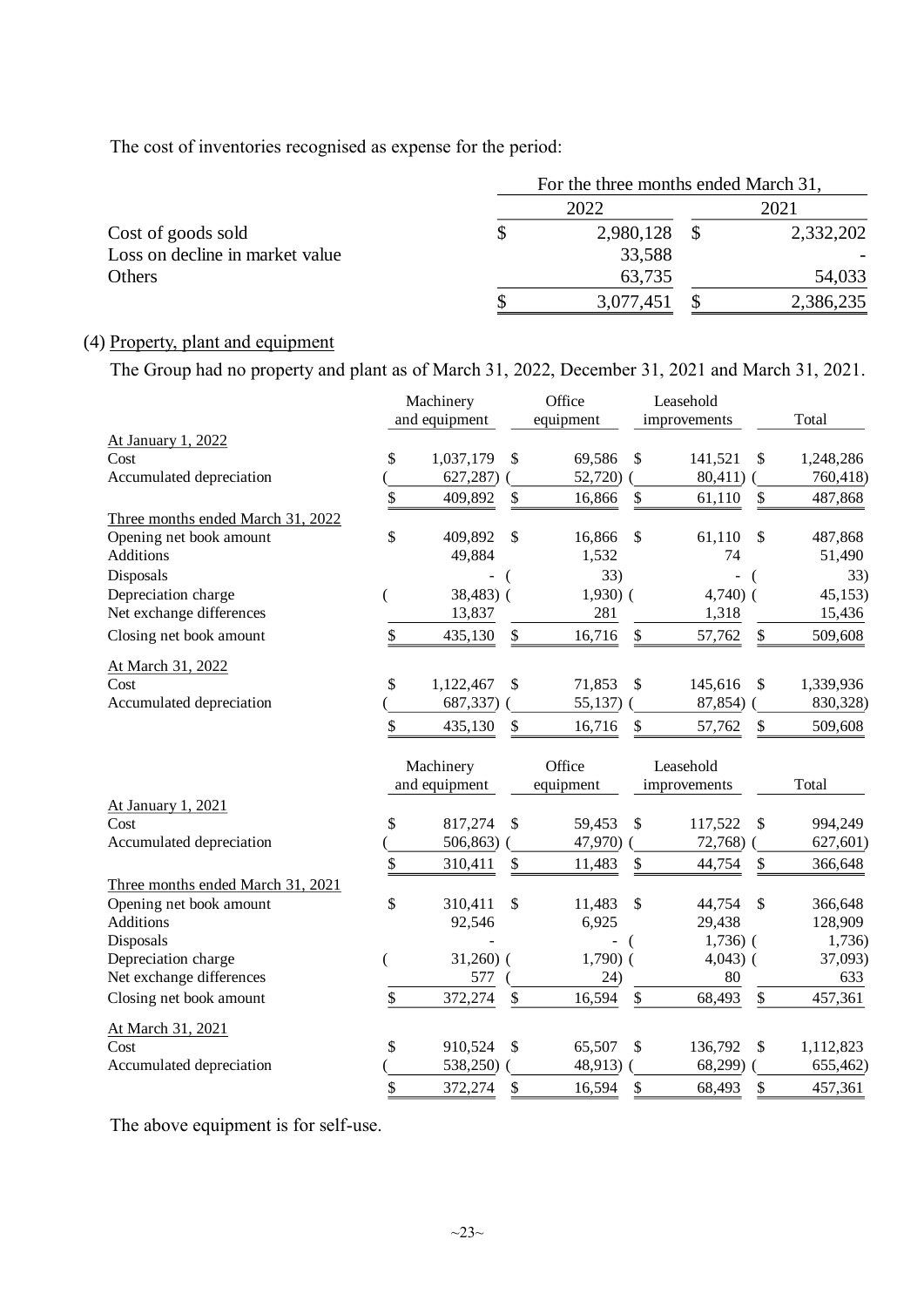The cost of inventories recognised as expense for the period:

| | For the three months ended March 31, | |
|---|---|---|
| | 2022 | 2021 |
| Cost of goods sold | $ 2,980,128 | $ 2,332,202 |
| Loss on decline in market value | 33,588 | - |
| Others | 63,735 | 54,033 |
| | $ 3,077,451 | $ 2,386,235 |

(4) Property, plant and equipment

The Group had no property and plant as of March 31, 2022, December 31, 2021 and March 31, 2021.

| | Machinery and equipment | Office equipment | Leasehold improvements | Total |
|---|---|---|---|---|
| At January 1, 2022 | | | | |
| Cost | $ 1,037,179 | $ 69,586 | $ 141,521 | $ 1,248,286 |
| Accumulated depreciation | ( 627,287) | ( 52,720) | ( 80,411) | ( 760,418) |
| | $ 409,892 | $ 16,866 | $ 61,110 | $ 487,868 |
| Three months ended March 31, 2022 | | | | |
| Opening net book amount | $ 409,892 | $ 16,866 | $ 61,110 | $ 487,868 |
| Additions | 49,884 | 1,532 | 74 | 51,490 |
| Disposals | - | ( 33) | - | ( 33) |
| Depreciation charge | ( 38,483) | ( 1,930) | ( 4,740) | ( 45,153) |
| Net exchange differences | 13,837 | 281 | 1,318 | 15,436 |
| Closing net book amount | $ 435,130 | $ 16,716 | $ 57,762 | $ 509,608 |
| At March 31, 2022 | | | | |
| Cost | $ 1,122,467 | $ 71,853 | $ 145,616 | $ 1,339,936 |
| Accumulated depreciation | ( 687,337) | ( 55,137) | ( 87,854) | ( 830,328) |
| | $ 435,130 | $ 16,716 | $ 57,762 | $ 509,608 |

| | Machinery and equipment | Office equipment | Leasehold improvements | Total |
|---|---|---|---|---|
| At January 1, 2021 | | | | |
| Cost | $ 817,274 | $ 59,453 | $ 117,522 | $ 994,249 |
| Accumulated depreciation | ( 506,863) | ( 47,970) | ( 72,768) | ( 627,601) |
| | $ 310,411 | $ 11,483 | $ 44,754 | $ 366,648 |
| Three months ended March 31, 2021 | | | | |
| Opening net book amount | $ 310,411 | $ 11,483 | $ 44,754 | $ 366,648 |
| Additions | 92,546 | 6,925 | 29,438 | 128,909 |
| Disposals | - | - | ( 1,736) | ( 1,736) |
| Depreciation charge | ( 31,260) | ( 1,790) | ( 4,043) | ( 37,093) |
| Net exchange differences | 577 | ( 24) | 80 | 633 |
| Closing net book amount | $ 372,274 | $ 16,594 | $ 68,493 | $ 457,361 |
| At March 31, 2021 | | | | |
| Cost | $ 910,524 | $ 65,507 | $ 136,792 | $ 1,112,823 |
| Accumulated depreciation | ( 538,250) | ( 48,913) | ( 68,299) | ( 655,462) |
| | $ 372,274 | $ 16,594 | $ 68,493 | $ 457,361 |

The above equipment is for self-use.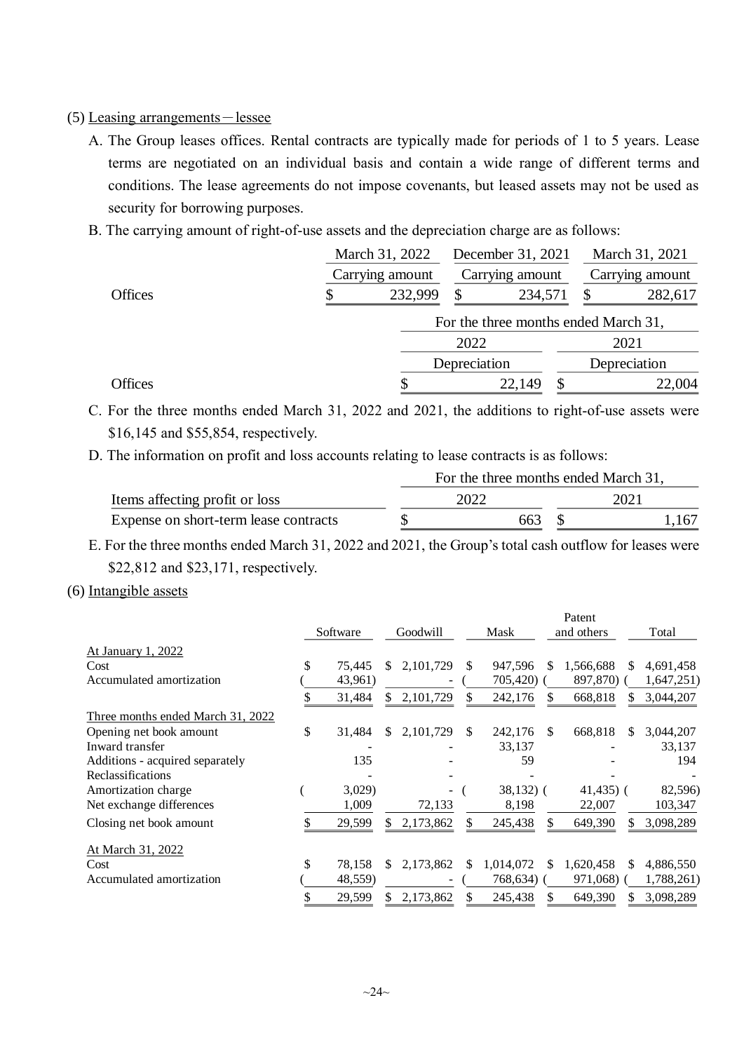(5) Leasing arrangements－lessee

A. The Group leases offices. Rental contracts are typically made for periods of 1 to 5 years. Lease terms are negotiated on an individual basis and contain a wide range of different terms and conditions. The lease agreements do not impose covenants, but leased assets may not be used as security for borrowing purposes.

B. The carrying amount of right-of-use assets and the depreciation charge are as follows:

| | March 31, 2022 | December 31, 2021 | March 31, 2021 |
|---|---|---|---|
| | Carrying amount | Carrying amount | Carrying amount |
| Offices | $ 232,999 | $ 234,571 | $ 282,617 |

| | For the three months ended March 31, | |
|---|---|---|
| | 2022 | 2021 |
| | Depreciation | Depreciation |
| Offices | $ 22,149 | $ 22,004 |

C. For the three months ended March 31, 2022 and 2021, the additions to right-of-use assets were $16,145 and $55,854, respectively.

D. The information on profit and loss accounts relating to lease contracts is as follows:

| | For the three months ended March 31, | |
|---|---|---|
| Items affecting profit or loss | 2022 | 2021 |
| Expense on short-term lease contracts | $ 663 | $ 1,167 |

E. For the three months ended March 31, 2022 and 2021, the Group's total cash outflow for leases were $22,812 and $23,171, respectively.

(6) Intangible assets

| | Software | Goodwill | Mask | Patent and others | Total |
|---|---|---|---|---|---|
| At January 1, 2022 | | | | | |
| Cost | $ 75,445 | $ 2,101,729 | $ 947,596 | $ 1,566,688 | $ 4,691,458 |
| Accumulated amortization | ( 43,961) | - | ( 705,420) | ( 897,870) | ( 1,647,251) |
| | $ 31,484 | $ 2,101,729 | $ 242,176 | $ 668,818 | $ 3,044,207 |
| Three months ended March 31, 2022 | | | | | |
| Opening net book amount | $ 31,484 | $ 2,101,729 | $ 242,176 | $ 668,818 | $ 3,044,207 |
| Inward transfer | - | - | 33,137 | - | 33,137 |
| Additions - acquired separately | 135 | - | 59 | - | 194 |
| Reclassifications | - | - | - | - | - |
| Amortization charge | ( 3,029) | - | ( 38,132) | ( 41,435) | ( 82,596) |
| Net exchange differences | 1,009 | 72,133 | 8,198 | 22,007 | 103,347 |
| Closing net book amount | $ 29,599 | $ 2,173,862 | $ 245,438 | $ 649,390 | $ 3,098,289 |
| At March 31, 2022 | | | | | |
| Cost | $ 78,158 | $ 2,173,862 | $ 1,014,072 | $ 1,620,458 | $ 4,886,550 |
| Accumulated amortization | ( 48,559) | - | ( 768,634) | ( 971,068) | ( 1,788,261) |
| | $ 29,599 | $ 2,173,862 | $ 245,438 | $ 649,390 | $ 3,098,289 |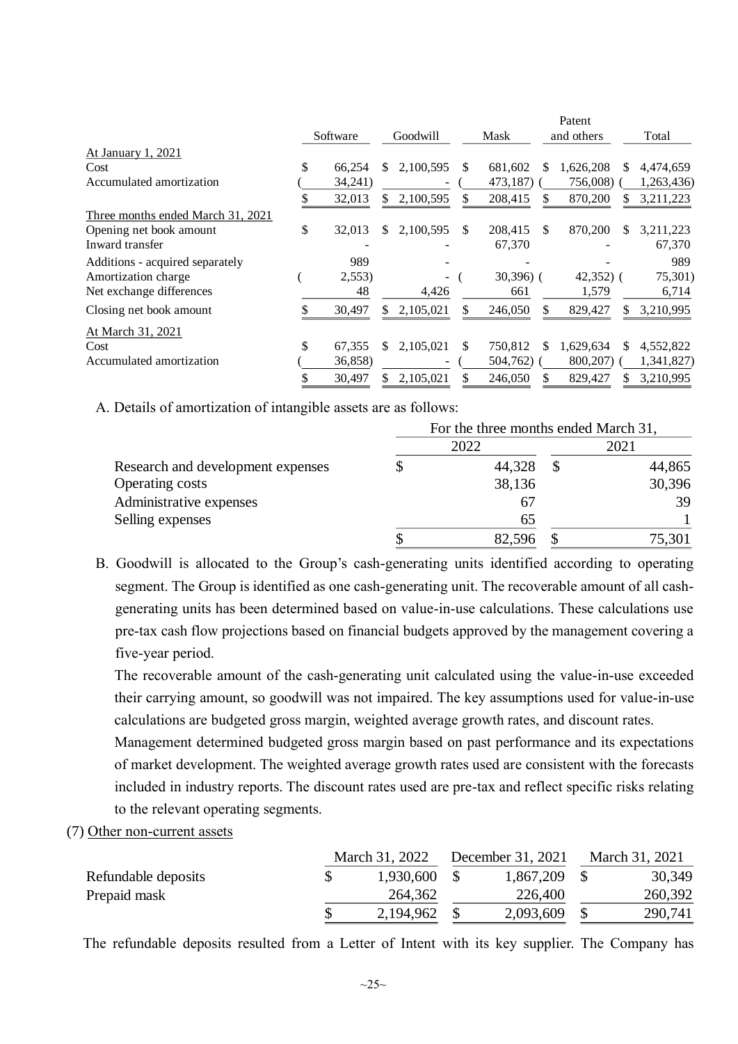| | Software | Goodwill | Mask | Patent and others | Total |
|---|---|---|---|---|---|
| At January 1, 2021 | | | | | |
| Cost | $ 66,254 | $ 2,100,595 | $ 681,602 | $ 1,626,208 | $ 4,474,659 |
| Accumulated amortization | ( 34,241) | - | ( 473,187) | ( 756,008) | ( 1,263,436) |
| | $ 32,013 | $ 2,100,595 | $ 208,415 | $ 870,200 | $ 3,211,223 |
| Three months ended March 31, 2021 | | | | | |
| Opening net book amount | $ 32,013 | $ 2,100,595 | $ 208,415 | $ 870,200 | $ 3,211,223 |
| Inward transfer | - | - | 67,370 | - | 67,370 |
| Additions - acquired separately | 989 | - | - | - | 989 |
| Amortization charge | ( 2,553) | - | ( 30,396) | ( 42,352) | ( 75,301) |
| Net exchange differences | 48 | 4,426 | 661 | 1,579 | 6,714 |
| Closing net book amount | $ 30,497 | $ 2,105,021 | $ 246,050 | $ 829,427 | $ 3,210,995 |
| At March 31, 2021 | | | | | |
| Cost | $ 67,355 | $ 2,105,021 | $ 750,812 | $ 1,629,634 | $ 4,552,822 |
| Accumulated amortization | ( 36,858) | - | ( 504,762) | ( 800,207) | ( 1,341,827) |
| | $ 30,497 | $ 2,105,021 | $ 246,050 | $ 829,427 | $ 3,210,995 |

A. Details of amortization of intangible assets are as follows:

| | For the three months ended March 31, | |
|---|---|---|
| | 2022 | 2021 |
| Research and development expenses | $ 44,328 | $ 44,865 |
| Operating costs | 38,136 | 30,396 |
| Administrative expenses | 67 | 39 |
| Selling expenses | 65 | 1 |
| | $ 82,596 | $ 75,301 |

B. Goodwill is allocated to the Group's cash-generating units identified according to operating segment. The Group is identified as one cash-generating unit. The recoverable amount of all cash-generating units has been determined based on value-in-use calculations. These calculations use pre-tax cash flow projections based on financial budgets approved by the management covering a five-year period.

The recoverable amount of the cash-generating unit calculated using the value-in-use exceeded their carrying amount, so goodwill was not impaired. The key assumptions used for value-in-use calculations are budgeted gross margin, weighted average growth rates, and discount rates.

Management determined budgeted gross margin based on past performance and its expectations of market development. The weighted average growth rates used are consistent with the forecasts included in industry reports. The discount rates used are pre-tax and reflect specific risks relating to the relevant operating segments.

(7) Other non-current assets

| | March 31, 2022 | December 31, 2021 | March 31, 2021 |
|---|---|---|---|
| Refundable deposits | $ 1,930,600 | $ 1,867,209 | $ 30,349 |
| Prepaid mask | 264,362 | 226,400 | 260,392 |
| | $ 2,194,962 | $ 2,093,609 | $ 290,741 |

The refundable deposits resulted from a Letter of Intent with its key supplier. The Company has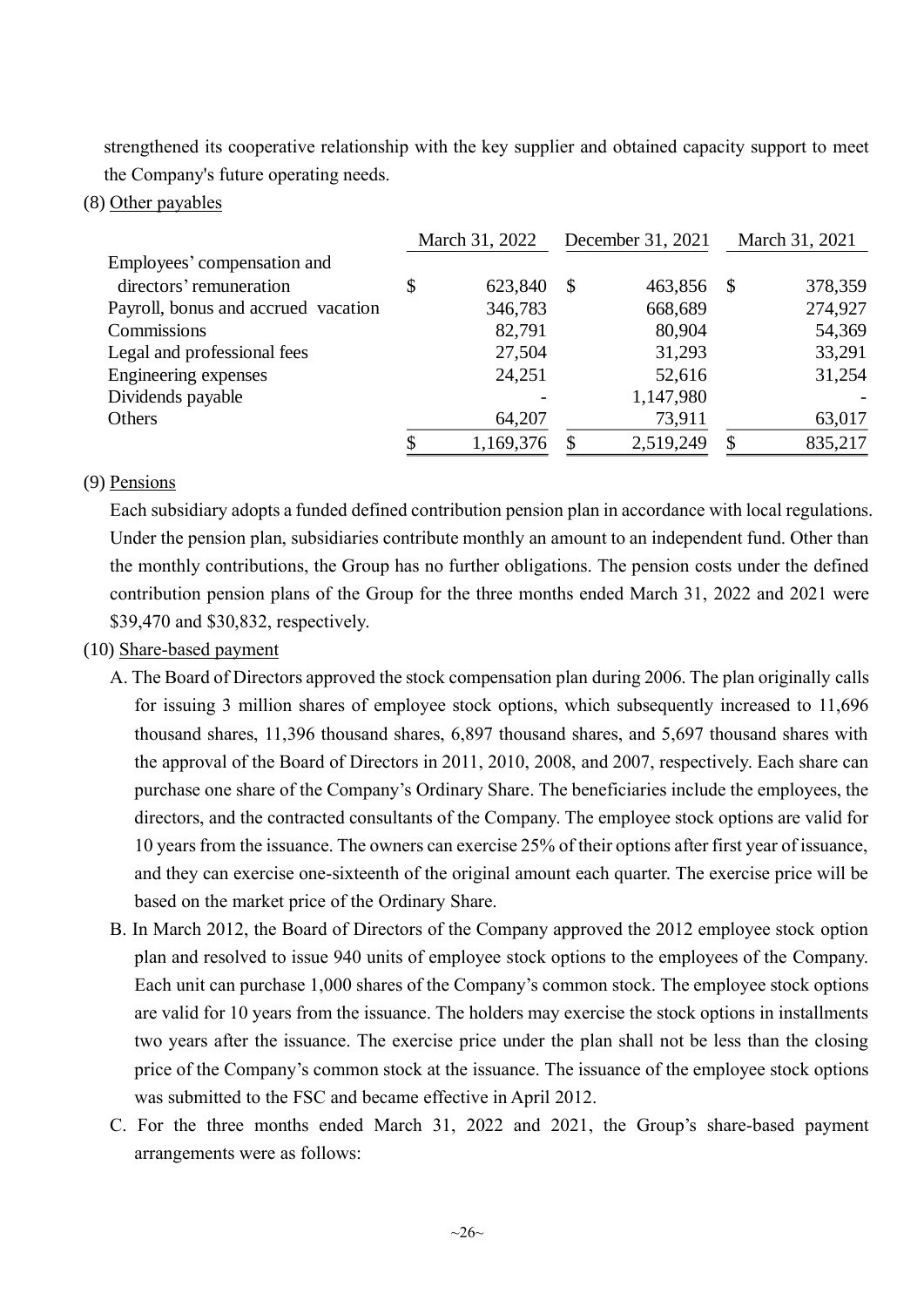strengthened its cooperative relationship with the key supplier and obtained capacity support to meet the Company's future operating needs.

(8) Other payables

| | March 31, 2022 | December 31, 2021 | March 31, 2021 |
|---|---|---|---|
| Employees' compensation and directors' remuneration | $ 623,840 | $ 463,856 | $ 378,359 |
| Payroll, bonus and accrued vacation | 346,783 | 668,689 | 274,927 |
| Commissions | 82,791 | 80,904 | 54,369 |
| Legal and professional fees | 27,504 | 31,293 | 33,291 |
| Engineering expenses | 24,251 | 52,616 | 31,254 |
| Dividends payable | - | 1,147,980 | - |
| Others | 64,207 | 73,911 | 63,017 |
| | $ 1,169,376 | $ 2,519,249 | $ 835,217 |

(9) Pensions

Each subsidiary adopts a funded defined contribution pension plan in accordance with local regulations. Under the pension plan, subsidiaries contribute monthly an amount to an independent fund. Other than the monthly contributions, the Group has no further obligations. The pension costs under the defined contribution pension plans of the Group for the three months ended March 31, 2022 and 2021 were $39,470 and $30,832, respectively.

(10) Share-based payment

A. The Board of Directors approved the stock compensation plan during 2006. The plan originally calls for issuing 3 million shares of employee stock options, which subsequently increased to 11,696 thousand shares, 11,396 thousand shares, 6,897 thousand shares, and 5,697 thousand shares with the approval of the Board of Directors in 2011, 2010, 2008, and 2007, respectively. Each share can purchase one share of the Company's Ordinary Share. The beneficiaries include the employees, the directors, and the contracted consultants of the Company. The employee stock options are valid for 10 years from the issuance. The owners can exercise 25% of their options after first year of issuance, and they can exercise one-sixteenth of the original amount each quarter. The exercise price will be based on the market price of the Ordinary Share.

B. In March 2012, the Board of Directors of the Company approved the 2012 employee stock option plan and resolved to issue 940 units of employee stock options to the employees of the Company. Each unit can purchase 1,000 shares of the Company's common stock. The employee stock options are valid for 10 years from the issuance. The holders may exercise the stock options in installments two years after the issuance. The exercise price under the plan shall not be less than the closing price of the Company's common stock at the issuance. The issuance of the employee stock options was submitted to the FSC and became effective in April 2012.

C. For the three months ended March 31, 2022 and 2021, the Group's share-based payment arrangements were as follows: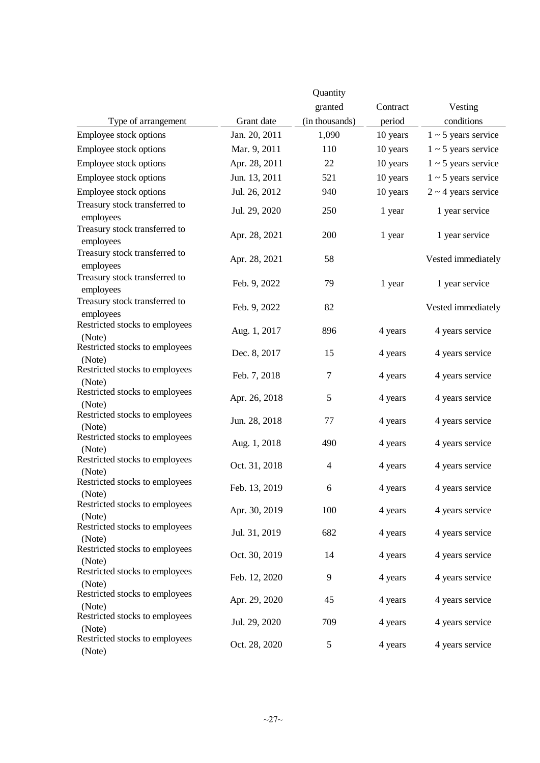| Type of arrangement | Grant date | Quantity granted (in thousands) | Contract period | Vesting conditions |
|---|---|---|---|---|
| Employee stock options | Jan. 20, 2011 | 1,090 | 10 years | 1 ~ 5 years service |
| Employee stock options | Mar. 9, 2011 | 110 | 10 years | 1 ~ 5 years service |
| Employee stock options | Apr. 28, 2011 | 22 | 10 years | 1 ~ 5 years service |
| Employee stock options | Jun. 13, 2011 | 521 | 10 years | 1 ~ 5 years service |
| Employee stock options | Jul. 26, 2012 | 940 | 10 years | 2 ~ 4 years service |
| Treasury stock transferred to employees | Jul. 29, 2020 | 250 | 1 year | 1 year service |
| Treasury stock transferred to employees | Apr. 28, 2021 | 200 | 1 year | 1 year service |
| Treasury stock transferred to employees | Apr. 28, 2021 | 58 | | Vested immediately |
| Treasury stock transferred to employees | Feb. 9, 2022 | 79 | 1 year | 1 year service |
| Treasury stock transferred to employees | Feb. 9, 2022 | 82 | | Vested immediately |
| Restricted stocks to employees (Note) | Aug. 1, 2017 | 896 | 4 years | 4 years service |
| Restricted stocks to employees (Note) | Dec. 8, 2017 | 15 | 4 years | 4 years service |
| Restricted stocks to employees (Note) | Feb. 7, 2018 | 7 | 4 years | 4 years service |
| Restricted stocks to employees (Note) | Apr. 26, 2018 | 5 | 4 years | 4 years service |
| Restricted stocks to employees (Note) | Jun. 28, 2018 | 77 | 4 years | 4 years service |
| Restricted stocks to employees (Note) | Aug. 1, 2018 | 490 | 4 years | 4 years service |
| Restricted stocks to employees (Note) | Oct. 31, 2018 | 4 | 4 years | 4 years service |
| Restricted stocks to employees (Note) | Feb. 13, 2019 | 6 | 4 years | 4 years service |
| Restricted stocks to employees (Note) | Apr. 30, 2019 | 100 | 4 years | 4 years service |
| Restricted stocks to employees (Note) | Jul. 31, 2019 | 682 | 4 years | 4 years service |
| Restricted stocks to employees (Note) | Oct. 30, 2019 | 14 | 4 years | 4 years service |
| Restricted stocks to employees (Note) | Feb. 12, 2020 | 9 | 4 years | 4 years service |
| Restricted stocks to employees (Note) | Apr. 29, 2020 | 45 | 4 years | 4 years service |
| Restricted stocks to employees (Note) | Jul. 29, 2020 | 709 | 4 years | 4 years service |
| Restricted stocks to employees (Note) | Oct. 28, 2020 | 5 | 4 years | 4 years service |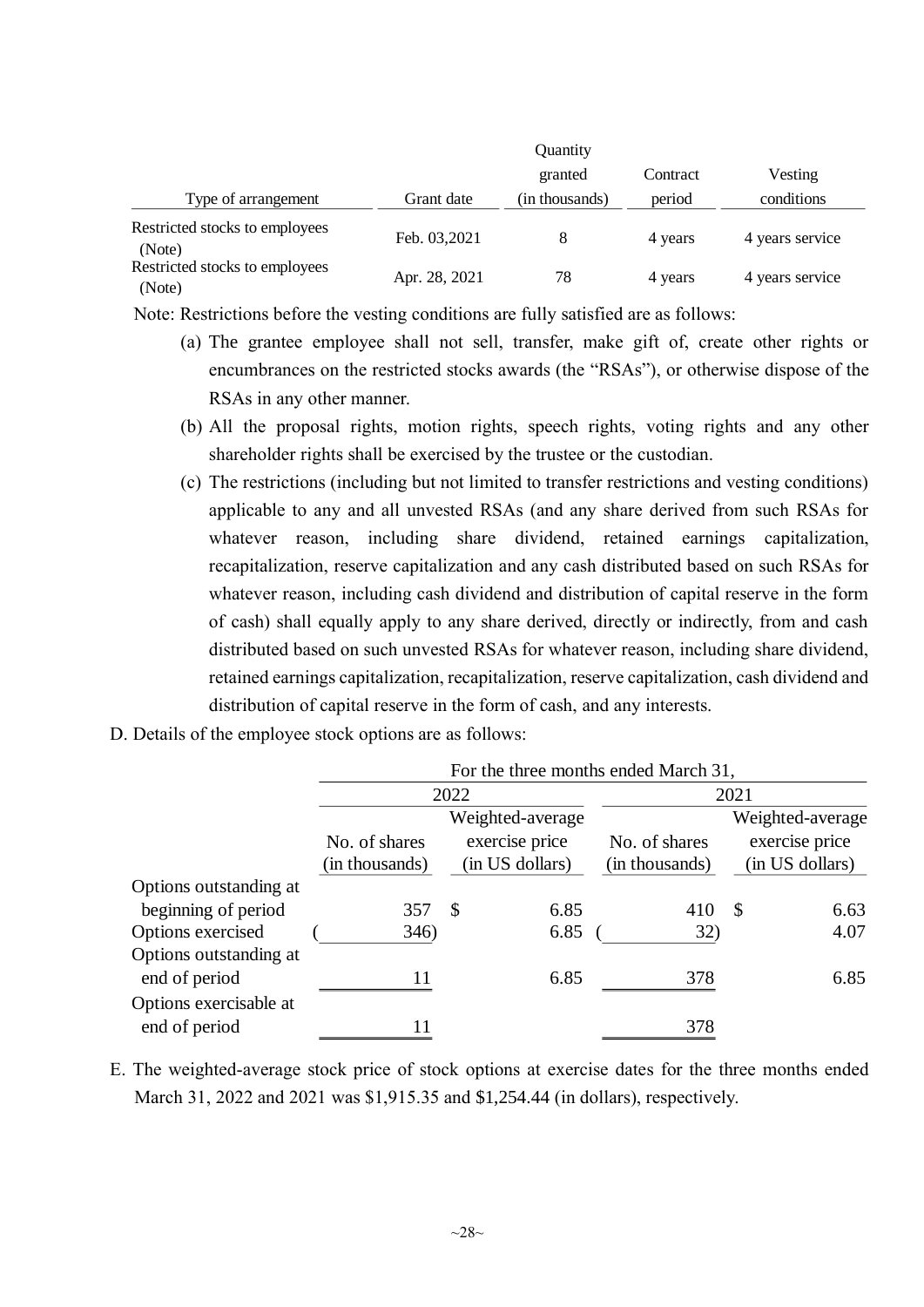| Type of arrangement | Grant date | Quantity granted (in thousands) | Contract period | Vesting conditions |
|---|---|---|---|---|
| Restricted stocks to employees (Note) | Feb. 03,2021 | 8 | 4 years | 4 years service |
| Restricted stocks to employees (Note) | Apr. 28, 2021 | 78 | 4 years | 4 years service |

Note: Restrictions before the vesting conditions are fully satisfied are as follows:

(a) The grantee employee shall not sell, transfer, make gift of, create other rights or encumbrances on the restricted stocks awards (the "RSAs"), or otherwise dispose of the RSAs in any other manner.

(b) All the proposal rights, motion rights, speech rights, voting rights and any other shareholder rights shall be exercised by the trustee or the custodian.

(c) The restrictions (including but not limited to transfer restrictions and vesting conditions) applicable to any and all unvested RSAs (and any share derived from such RSAs for whatever reason, including share dividend, retained earnings capitalization, recapitalization, reserve capitalization and any cash distributed based on such RSAs for whatever reason, including cash dividend and distribution of capital reserve in the form of cash) shall equally apply to any share derived, directly or indirectly, from and cash distributed based on such unvested RSAs for whatever reason, including share dividend, retained earnings capitalization, recapitalization, reserve capitalization, cash dividend and distribution of capital reserve in the form of cash, and any interests.

D. Details of the employee stock options are as follows:

| | For the three months ended March 31, | | | |
|---|---|---|---|---|
| | 2022 | | 2021 | |
| | No. of shares (in thousands) | Weighted-average exercise price (in US dollars) | No. of shares (in thousands) | Weighted-average exercise price (in US dollars) |
| Options outstanding at beginning of period | 357 | $ 6.85 | 410 | $ 6.63 |
| Options exercised | ( 346) | 6.85 | ( 32) | 4.07 |
| Options outstanding at end of period | 11 | 6.85 | 378 | 6.85 |
| Options exercisable at end of period | 11 | | 378 | |

E. The weighted-average stock price of stock options at exercise dates for the three months ended March 31, 2022 and 2021 was $1,915.35 and $1,254.44 (in dollars), respectively.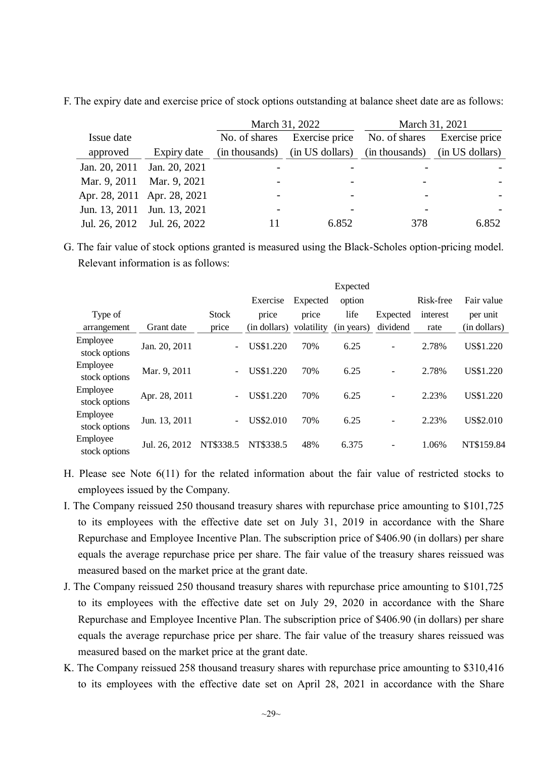F. The expiry date and exercise price of stock options outstanding at balance sheet date are as follows:

| | | March 31, 2022 | | March 31, 2021 | |
|---|---|---|---|---|---|
| Issue date approved | Expiry date | No. of shares (in thousands) | Exercise price (in US dollars) | No. of shares (in thousands) | Exercise price (in US dollars) |
| Jan. 20, 2011 | Jan. 20, 2021 | - | - | - | - |
| Mar. 9, 2011 | Mar. 9, 2021 | - | - | - | - |
| Apr. 28, 2011 | Apr. 28, 2021 | - | - | - | - |
| Jun. 13, 2011 | Jun. 13, 2021 | - | - | - | - |
| Jul. 26, 2012 | Jul. 26, 2022 | 11 | 6.852 | 378 | 6.852 |

G. The fair value of stock options granted is measured using the Black-Scholes option-pricing model. Relevant information is as follows:

| Type of arrangement | Grant date | Stock price | Exercise price (in dollars) | Expected price volatility | Expected option life (in years) | Expected dividend | Risk-free interest rate | Fair value per unit (in dollars) |
|---|---|---|---|---|---|---|---|---|
| Employee stock options | Jan. 20, 2011 | - | US$1.220 | 70% | 6.25 | - | 2.78% | US$1.220 |
| Employee stock options | Mar. 9, 2011 | - | US$1.220 | 70% | 6.25 | - | 2.78% | US$1.220 |
| Employee stock options | Apr. 28, 2011 | - | US$1.220 | 70% | 6.25 | - | 2.23% | US$1.220 |
| Employee stock options | Jun. 13, 2011 | - | US$2.010 | 70% | 6.25 | - | 2.23% | US$2.010 |
| Employee stock options | Jul. 26, 2012 | NT$338.5 | NT$338.5 | 48% | 6.375 | - | 1.06% | NT$159.84 |

H. Please see Note 6(11) for the related information about the fair value of restricted stocks to employees issued by the Company.

I. The Company reissued 250 thousand treasury shares with repurchase price amounting to $101,725 to its employees with the effective date set on July 31, 2019 in accordance with the Share Repurchase and Employee Incentive Plan. The subscription price of $406.90 (in dollars) per share equals the average repurchase price per share. The fair value of the treasury shares reissued was measured based on the market price at the grant date.

J. The Company reissued 250 thousand treasury shares with repurchase price amounting to $101,725 to its employees with the effective date set on July 29, 2020 in accordance with the Share Repurchase and Employee Incentive Plan. The subscription price of $406.90 (in dollars) per share equals the average repurchase price per share. The fair value of the treasury shares reissued was measured based on the market price at the grant date.

K. The Company reissued 258 thousand treasury shares with repurchase price amounting to $310,416 to its employees with the effective date set on April 28, 2021 in accordance with the Share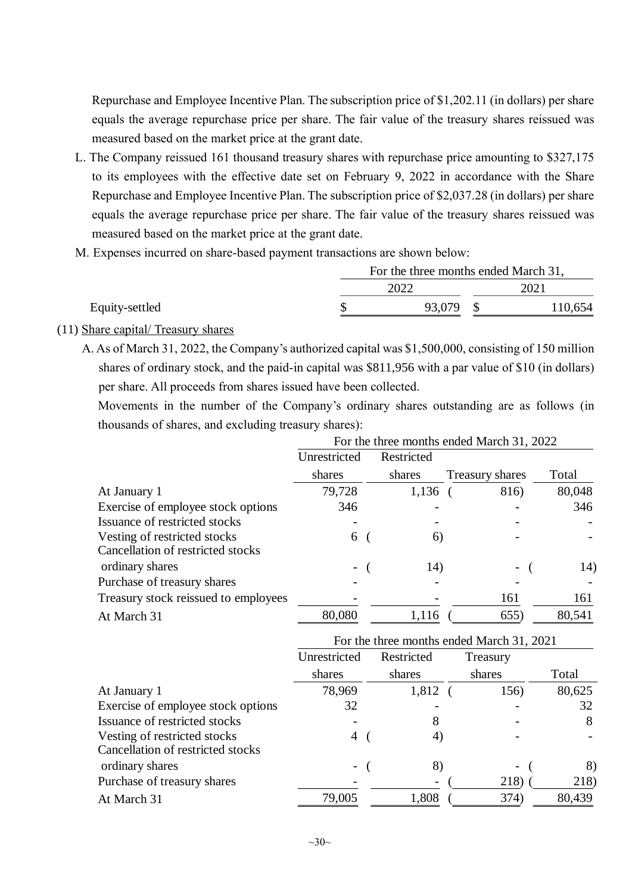Repurchase and Employee Incentive Plan. The subscription price of $1,202.11 (in dollars) per share equals the average repurchase price per share. The fair value of the treasury shares reissued was measured based on the market price at the grant date.

L. The Company reissued 161 thousand treasury shares with repurchase price amounting to $327,175 to its employees with the effective date set on February 9, 2022 in accordance with the Share Repurchase and Employee Incentive Plan. The subscription price of $2,037.28 (in dollars) per share equals the average repurchase price per share. The fair value of the treasury shares reissued was measured based on the market price at the grant date.

M. Expenses incurred on share-based payment transactions are shown below:

| | For the three months ended March 31, 2022 | For the three months ended March 31, 2021 |
|---|---|---|
| Equity-settled | $ 93,079 | $ 110,654 |

(11) Share capital/ Treasury shares

A. As of March 31, 2022, the Company's authorized capital was $1,500,000, consisting of 150 million shares of ordinary stock, and the paid-in capital was $811,956 with a par value of $10 (in dollars) per share. All proceeds from shares issued have been collected.

Movements in the number of the Company's ordinary shares outstanding are as follows (in thousands of shares, and excluding treasury shares):

| For the three months ended March 31, 2022 | Unrestricted shares | Restricted shares | Treasury shares | Total |
|---|---|---|---|---|
| At January 1 | 79,728 | 1,136 | (816) | 80,048 |
| Exercise of employee stock options | 346 | - | - | 346 |
| Issuance of restricted stocks | - | - | - | - |
| Vesting of restricted stocks | 6 | (6) | - | - |
| Cancellation of restricted stocks ordinary shares | - | (14) | - | (14) |
| Purchase of treasury shares | - | - | - | - |
| Treasury stock reissued to employees | - | - | 161 | 161 |
| At March 31 | 80,080 | 1,116 | (655) | 80,541 |

| For the three months ended March 31, 2021 | Unrestricted shares | Restricted shares | Treasury shares | Total |
|---|---|---|---|---|
| At January 1 | 78,969 | 1,812 | (156) | 80,625 |
| Exercise of employee stock options | 32 | - | - | 32 |
| Issuance of restricted stocks | - | 8 | - | 8 |
| Vesting of restricted stocks | 4 | (4) | - | - |
| Cancellation of restricted stocks ordinary shares | - | (8) | - | (8) |
| Purchase of treasury shares | - | - | (218) | (218) |
| At March 31 | 79,005 | 1,808 | (374) | 80,439 |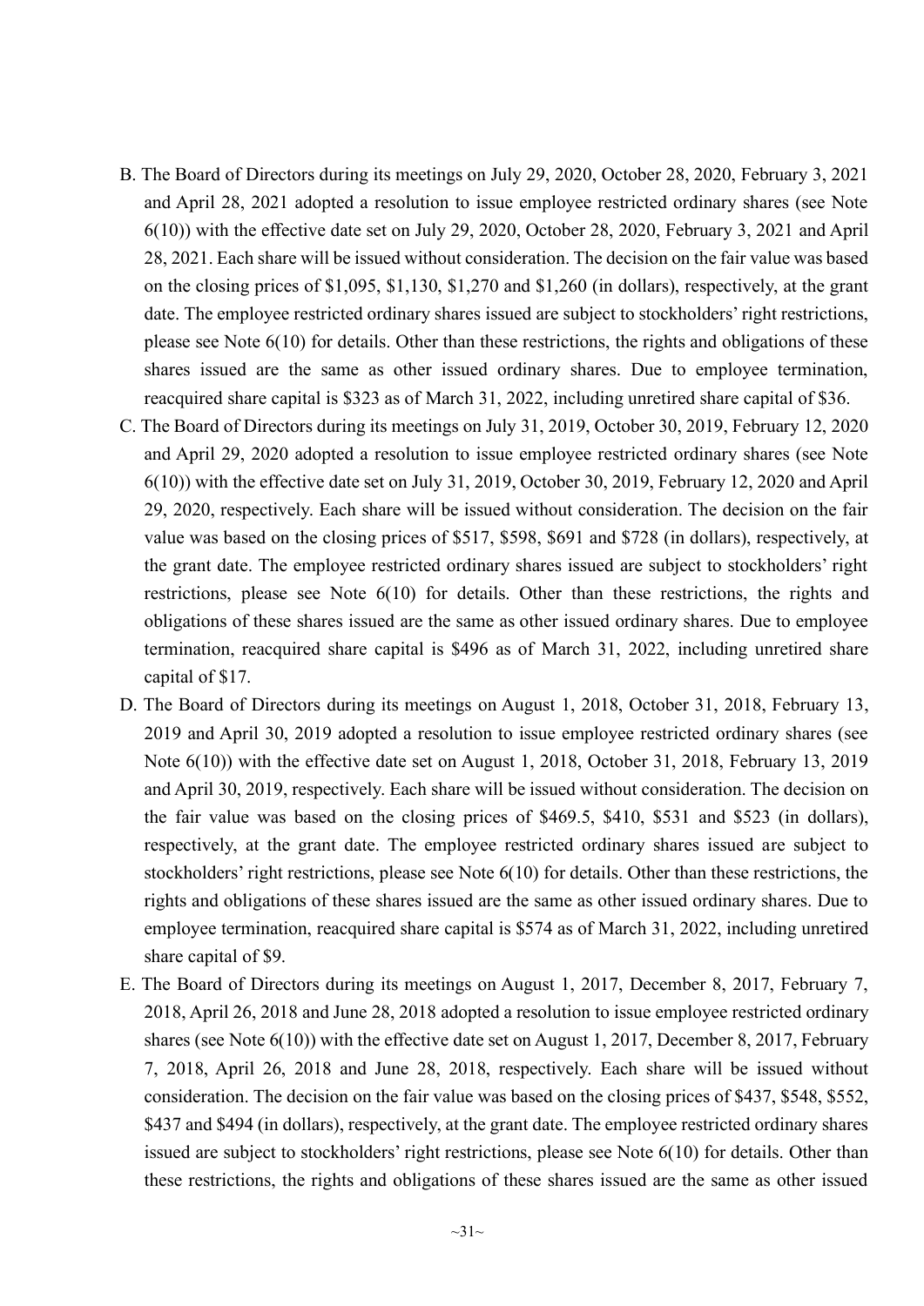B. The Board of Directors during its meetings on July 29, 2020, October 28, 2020, February 3, 2021 and April 28, 2021 adopted a resolution to issue employee restricted ordinary shares (see Note 6(10)) with the effective date set on July 29, 2020, October 28, 2020, February 3, 2021 and April 28, 2021. Each share will be issued without consideration. The decision on the fair value was based on the closing prices of $1,095, $1,130, $1,270 and $1,260 (in dollars), respectively, at the grant date. The employee restricted ordinary shares issued are subject to stockholders' right restrictions, please see Note 6(10) for details. Other than these restrictions, the rights and obligations of these shares issued are the same as other issued ordinary shares. Due to employee termination, reacquired share capital is $323 as of March 31, 2022, including unretired share capital of $36.

C. The Board of Directors during its meetings on July 31, 2019, October 30, 2019, February 12, 2020 and April 29, 2020 adopted a resolution to issue employee restricted ordinary shares (see Note 6(10)) with the effective date set on July 31, 2019, October 30, 2019, February 12, 2020 and April 29, 2020, respectively. Each share will be issued without consideration. The decision on the fair value was based on the closing prices of $517, $598, $691 and $728 (in dollars), respectively, at the grant date. The employee restricted ordinary shares issued are subject to stockholders' right restrictions, please see Note 6(10) for details. Other than these restrictions, the rights and obligations of these shares issued are the same as other issued ordinary shares. Due to employee termination, reacquired share capital is $496 as of March 31, 2022, including unretired share capital of $17.

D. The Board of Directors during its meetings on August 1, 2018, October 31, 2018, February 13, 2019 and April 30, 2019 adopted a resolution to issue employee restricted ordinary shares (see Note 6(10)) with the effective date set on August 1, 2018, October 31, 2018, February 13, 2019 and April 30, 2019, respectively. Each share will be issued without consideration. The decision on the fair value was based on the closing prices of $469.5, $410, $531 and $523 (in dollars), respectively, at the grant date. The employee restricted ordinary shares issued are subject to stockholders' right restrictions, please see Note 6(10) for details. Other than these restrictions, the rights and obligations of these shares issued are the same as other issued ordinary shares. Due to employee termination, reacquired share capital is $574 as of March 31, 2022, including unretired share capital of $9.

E. The Board of Directors during its meetings on August 1, 2017, December 8, 2017, February 7, 2018, April 26, 2018 and June 28, 2018 adopted a resolution to issue employee restricted ordinary shares (see Note 6(10)) with the effective date set on August 1, 2017, December 8, 2017, February 7, 2018, April 26, 2018 and June 28, 2018, respectively. Each share will be issued without consideration. The decision on the fair value was based on the closing prices of $437, $548, $552, $437 and $494 (in dollars), respectively, at the grant date. The employee restricted ordinary shares issued are subject to stockholders' right restrictions, please see Note 6(10) for details. Other than these restrictions, the rights and obligations of these shares issued are the same as other issued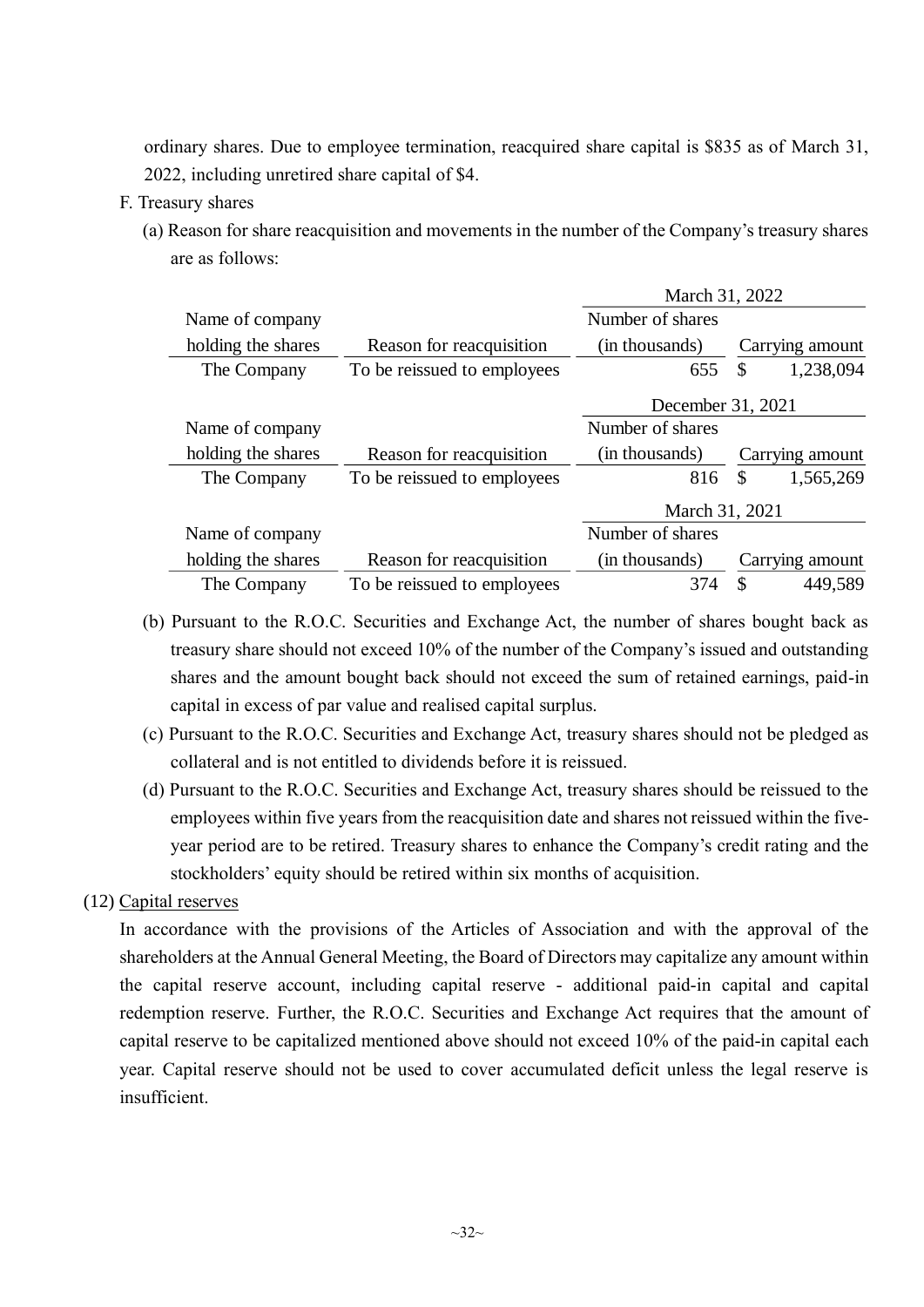ordinary shares. Due to employee termination, reacquired share capital is $835 as of March 31, 2022, including unretired share capital of $4.

F. Treasury shares

(a) Reason for share reacquisition and movements in the number of the Company's treasury shares are as follows:

| | | March 31, 2022 | |
|---|---|---|---|
| Name of company holding the shares | Reason for reacquisition | Number of shares (in thousands) | Carrying amount |
| The Company | To be reissued to employees | 655 | $ 1,238,094 |

| | | December 31, 2021 | |
|---|---|---|---|
| Name of company holding the shares | Reason for reacquisition | Number of shares (in thousands) | Carrying amount |
| The Company | To be reissued to employees | 816 | $ 1,565,269 |

| | | March 31, 2021 | |
|---|---|---|---|
| Name of company holding the shares | Reason for reacquisition | Number of shares (in thousands) | Carrying amount |
| The Company | To be reissued to employees | 374 | $ 449,589 |

(b) Pursuant to the R.O.C. Securities and Exchange Act, the number of shares bought back as treasury share should not exceed 10% of the number of the Company's issued and outstanding shares and the amount bought back should not exceed the sum of retained earnings, paid-in capital in excess of par value and realised capital surplus.

(c) Pursuant to the R.O.C. Securities and Exchange Act, treasury shares should not be pledged as collateral and is not entitled to dividends before it is reissued.

(d) Pursuant to the R.O.C. Securities and Exchange Act, treasury shares should be reissued to the employees within five years from the reacquisition date and shares not reissued within the five-year period are to be retired. Treasury shares to enhance the Company's credit rating and the stockholders' equity should be retired within six months of acquisition.

(12) Capital reserves

In accordance with the provisions of the Articles of Association and with the approval of the shareholders at the Annual General Meeting, the Board of Directors may capitalize any amount within the capital reserve account, including capital reserve - additional paid-in capital and capital redemption reserve. Further, the R.O.C. Securities and Exchange Act requires that the amount of capital reserve to be capitalized mentioned above should not exceed 10% of the paid-in capital each year. Capital reserve should not be used to cover accumulated deficit unless the legal reserve is insufficient.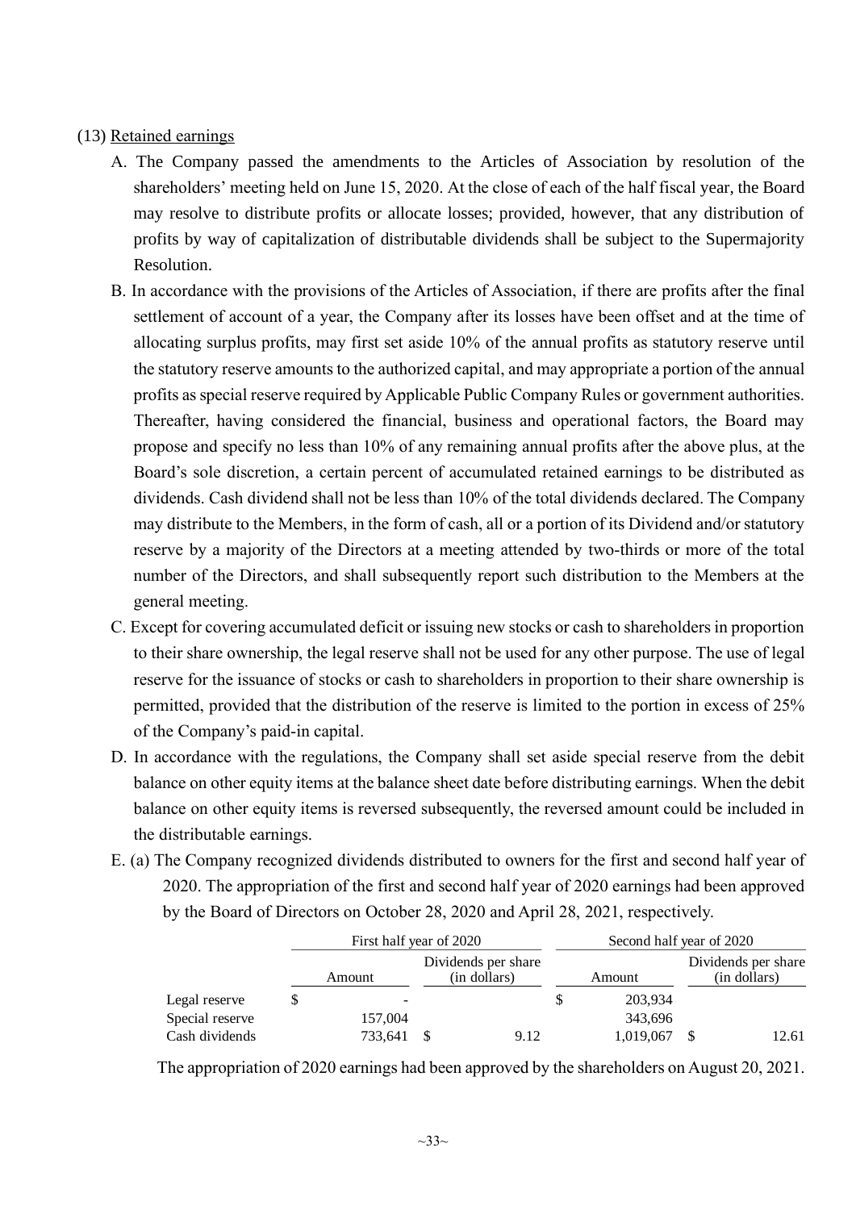(13) Retained earnings

A. The Company passed the amendments to the Articles of Association by resolution of the shareholders' meeting held on June 15, 2020. At the close of each of the half fiscal year, the Board may resolve to distribute profits or allocate losses; provided, however, that any distribution of profits by way of capitalization of distributable dividends shall be subject to the Supermajority Resolution.

B. In accordance with the provisions of the Articles of Association, if there are profits after the final settlement of account of a year, the Company after its losses have been offset and at the time of allocating surplus profits, may first set aside 10% of the annual profits as statutory reserve until the statutory reserve amounts to the authorized capital, and may appropriate a portion of the annual profits as special reserve required by Applicable Public Company Rules or government authorities. Thereafter, having considered the financial, business and operational factors, the Board may propose and specify no less than 10% of any remaining annual profits after the above plus, at the Board's sole discretion, a certain percent of accumulated retained earnings to be distributed as dividends. Cash dividend shall not be less than 10% of the total dividends declared. The Company may distribute to the Members, in the form of cash, all or a portion of its Dividend and/or statutory reserve by a majority of the Directors at a meeting attended by two-thirds or more of the total number of the Directors, and shall subsequently report such distribution to the Members at the general meeting.

C. Except for covering accumulated deficit or issuing new stocks or cash to shareholders in proportion to their share ownership, the legal reserve shall not be used for any other purpose. The use of legal reserve for the issuance of stocks or cash to shareholders in proportion to their share ownership is permitted, provided that the distribution of the reserve is limited to the portion in excess of 25% of the Company's paid-in capital.

D. In accordance with the regulations, the Company shall set aside special reserve from the debit balance on other equity items at the balance sheet date before distributing earnings. When the debit balance on other equity items is reversed subsequently, the reversed amount could be included in the distributable earnings.

E. (a) The Company recognized dividends distributed to owners for the first and second half year of 2020. The appropriation of the first and second half year of 2020 earnings had been approved by the Board of Directors on October 28, 2020 and April 28, 2021, respectively.

| | First half year of 2020 | | Second half year of 2020 | |
|---|---|---|---|---|
| | Amount | Dividends per share (in dollars) | Amount | Dividends per share (in dollars) |
| Legal reserve | $ - | | $ 203,934 | |
| Special reserve | 157,004 | | 343,696 | |
| Cash dividends | 733,641 | $ 9.12 | 1,019,067 | $ 12.61 |

The appropriation of 2020 earnings had been approved by the shareholders on August 20, 2021.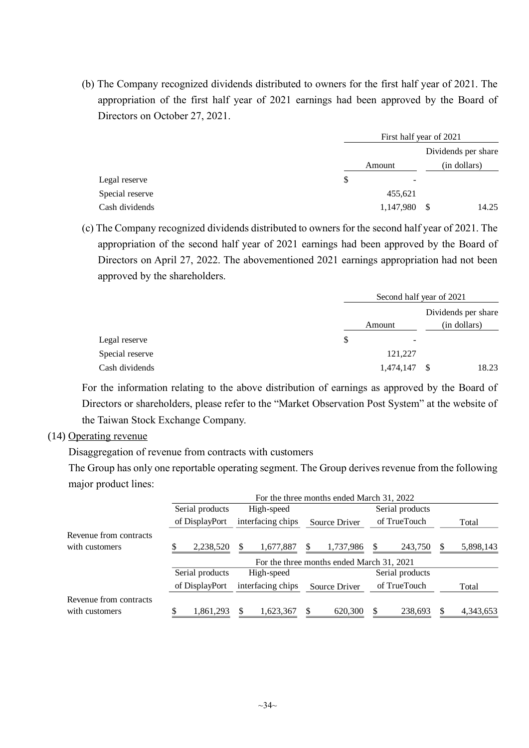(b) The Company recognized dividends distributed to owners for the first half year of 2021. The appropriation of the first half year of 2021 earnings had been approved by the Board of Directors on October 27, 2021.

| | First half year of 2021 | |
|---|---|---|
| | Amount | Dividends per share (in dollars) |
| Legal reserve | $ - | |
| Special reserve | 455,621 | |
| Cash dividends | 1,147,980 | $ 14.25 |

(c) The Company recognized dividends distributed to owners for the second half year of 2021. The appropriation of the second half year of 2021 earnings had been approved by the Board of Directors on April 27, 2022. The abovementioned 2021 earnings appropriation had not been approved by the shareholders.

| | Second half year of 2021 | |
|---|---|---|
| | Amount | Dividends per share (in dollars) |
| Legal reserve | $ - | |
| Special reserve | 121,227 | |
| Cash dividends | 1,474,147 | $ 18.23 |

For the information relating to the above distribution of earnings as approved by the Board of Directors or shareholders, please refer to the "Market Observation Post System" at the website of the Taiwan Stock Exchange Company.

(14) Operating revenue

Disaggregation of revenue from contracts with customers

The Group has only one reportable operating segment. The Group derives revenue from the following major product lines:

| | For the three months ended March 31, 2022 | | | | |
|---|---|---|---|---|---|
| | Serial products of DisplayPort | High-speed interfacing chips | Source Driver | Serial products of TrueTouch | Total |
| Revenue from contracts with customers | $ 2,238,520 | $ 1,677,887 | $ 1,737,986 | $ 243,750 | $ 5,898,143 |

| | For the three months ended March 31, 2021 | | | | |
|---|---|---|---|---|---|
| | Serial products of DisplayPort | High-speed interfacing chips | Source Driver | Serial products of TrueTouch | Total |
| Revenue from contracts with customers | $ 1,861,293 | $ 1,623,367 | $ 620,300 | $ 238,693 | $ 4,343,653 |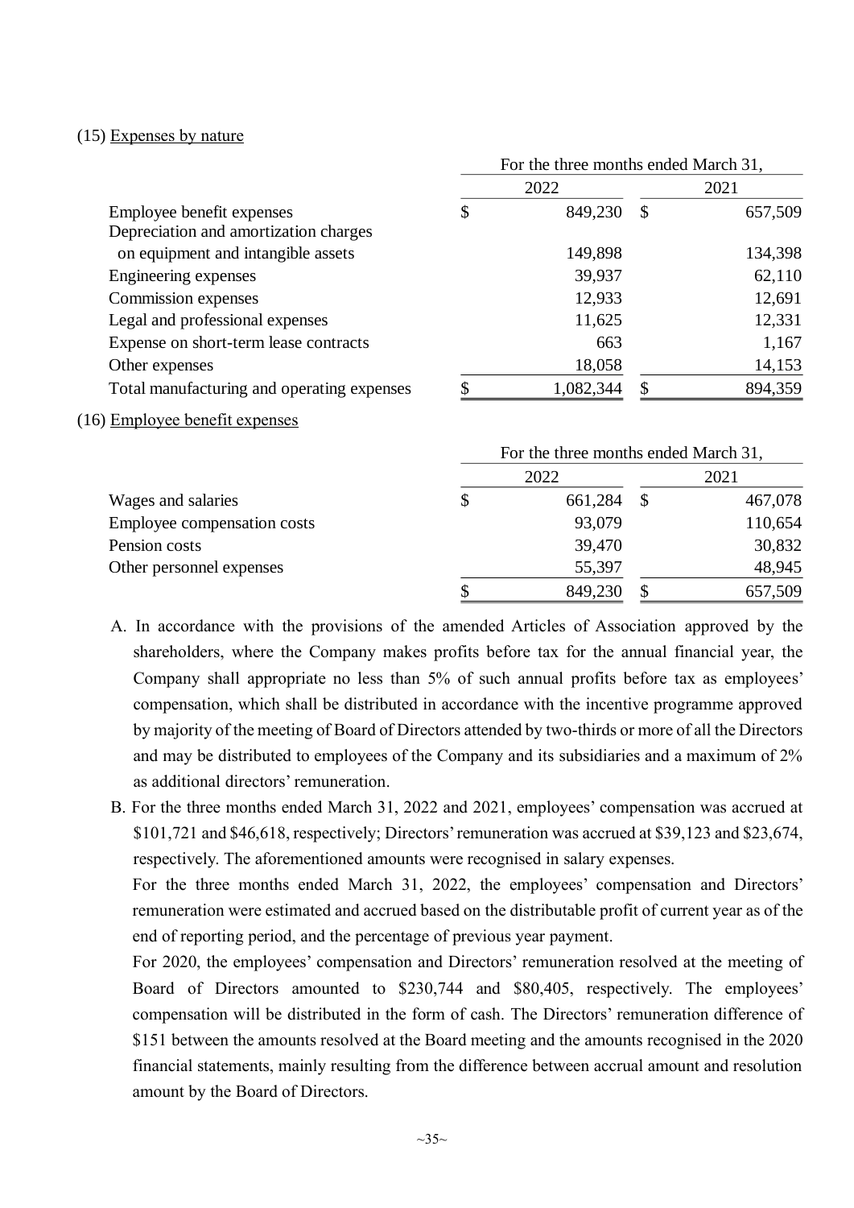(15) Expenses by nature

| | For the three months ended March 31, | |
|---|---|---|
| | 2022 | 2021 |
| Employee benefit expenses | $ 849,230 | $ 657,509 |
| Depreciation and amortization charges on equipment and intangible assets | 149,898 | 134,398 |
| Engineering expenses | 39,937 | 62,110 |
| Commission expenses | 12,933 | 12,691 |
| Legal and professional expenses | 11,625 | 12,331 |
| Expense on short-term lease contracts | 663 | 1,167 |
| Other expenses | 18,058 | 14,153 |
| Total manufacturing and operating expenses | $ 1,082,344 | $ 894,359 |

(16) Employee benefit expenses

| | For the three months ended March 31, | |
|---|---|---|
| | 2022 | 2021 |
| Wages and salaries | $ 661,284 | $ 467,078 |
| Employee compensation costs | 93,079 | 110,654 |
| Pension costs | 39,470 | 30,832 |
| Other personnel expenses | 55,397 | 48,945 |
| | $ 849,230 | $ 657,509 |

A. In accordance with the provisions of the amended Articles of Association approved by the shareholders, where the Company makes profits before tax for the annual financial year, the Company shall appropriate no less than 5% of such annual profits before tax as employees' compensation, which shall be distributed in accordance with the incentive programme approved by majority of the meeting of Board of Directors attended by two-thirds or more of all the Directors and may be distributed to employees of the Company and its subsidiaries and a maximum of 2% as additional directors' remuneration.

B. For the three months ended March 31, 2022 and 2021, employees' compensation was accrued at $101,721 and $46,618, respectively; Directors' remuneration was accrued at $39,123 and $23,674, respectively. The aforementioned amounts were recognised in salary expenses.

For the three months ended March 31, 2022, the employees' compensation and Directors' remuneration were estimated and accrued based on the distributable profit of current year as of the end of reporting period, and the percentage of previous year payment.

For 2020, the employees' compensation and Directors' remuneration resolved at the meeting of Board of Directors amounted to $230,744 and $80,405, respectively. The employees' compensation will be distributed in the form of cash. The Directors' remuneration difference of $151 between the amounts resolved at the Board meeting and the amounts recognised in the 2020 financial statements, mainly resulting from the difference between accrual amount and resolution amount by the Board of Directors.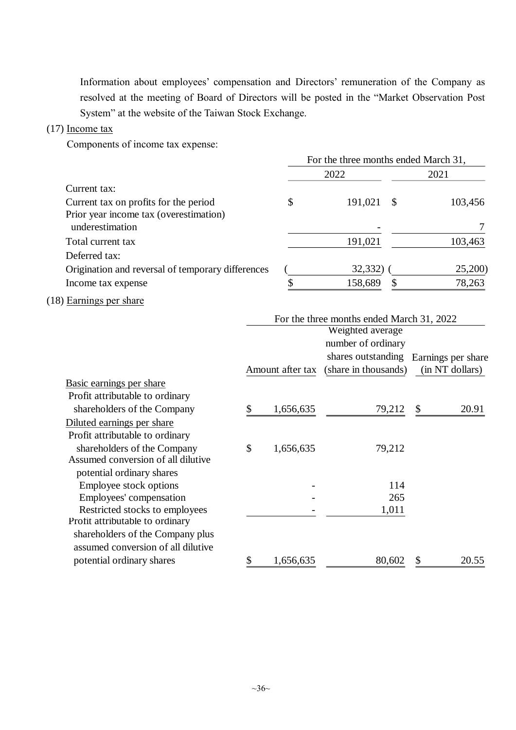Information about employees' compensation and Directors' remuneration of the Company as resolved at the meeting of Board of Directors will be posted in the "Market Observation Post System" at the website of the Taiwan Stock Exchange.

(17) Income tax

Components of income tax expense:

| | For the three months ended March 31, | |
|---|---|---|
| | 2022 | 2021 |
| Current tax: | | |
| Current tax on profits for the period | $ 191,021 | $ 103,456 |
| Prior year income tax (overestimation) underestimation | - | 7 |
| Total current tax | 191,021 | 103,463 |
| Deferred tax: | | |
| Origination and reversal of temporary differences | ( 32,332) | ( 25,200) |
| Income tax expense | $ 158,689 | $ 78,263 |

(18) Earnings per share

| | For the three months ended March 31, 2022 | | |
|---|---|---|---|
| | Amount after tax | Weighted average number of ordinary shares outstanding (share in thousands) | Earnings per share (in NT dollars) |
| Basic earnings per share | | | |
| Profit attributable to ordinary shareholders of the Company | $ 1,656,635 | 79,212 | $ 20.91 |
| Diluted earnings per share | | | |
| Profit attributable to ordinary shareholders of the Company | $ 1,656,635 | 79,212 | |
| Assumed conversion of all dilutive potential ordinary shares | | | |
| Employee stock options | - | 114 | |
| Employees' compensation | - | 265 | |
| Restricted stocks to employees | - | 1,011 | |
| Profit attributable to ordinary shareholders of the Company plus assumed conversion of all dilutive potential ordinary shares | $ 1,656,635 | 80,602 | $ 20.55 |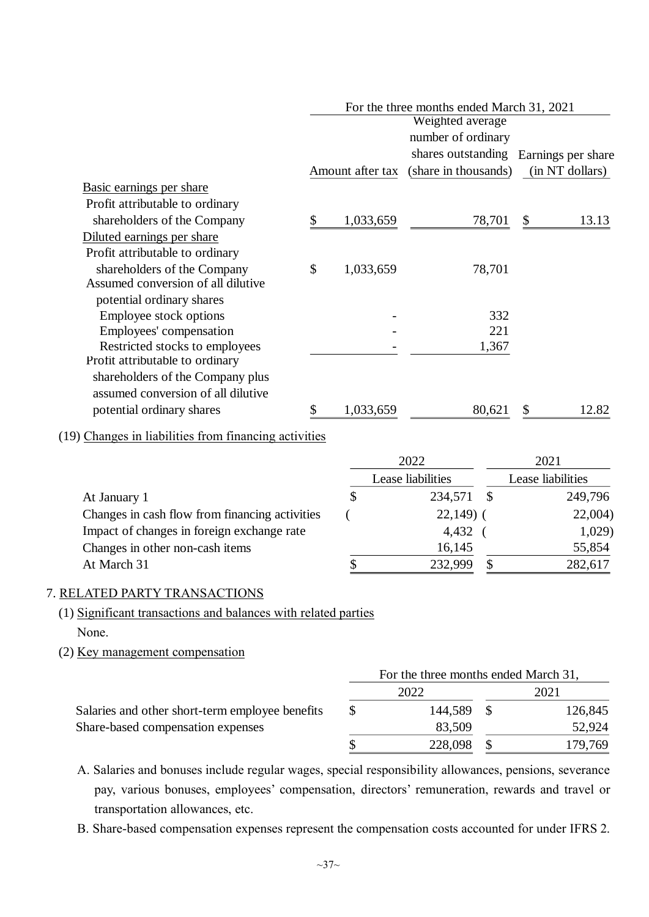| | For the three months ended March 31, 2021 | | |
|---|---|---|---|
| | Amount after tax | Weighted average number of ordinary shares outstanding (share in thousands) | Earnings per share (in NT dollars) |
| Basic earnings per share | | | |
| Profit attributable to ordinary shareholders of the Company | $ 1,033,659 | 78,701 | $ 13.13 |
| Diluted earnings per share | | | |
| Profit attributable to ordinary shareholders of the Company | $ 1,033,659 | 78,701 | |
| Assumed conversion of all dilutive potential ordinary shares | | | |
| Employee stock options | - | 332 | |
| Employees' compensation | - | 221 | |
| Restricted stocks to employees | - | 1,367 | |
| Profit attributable to ordinary shareholders of the Company plus assumed conversion of all dilutive potential ordinary shares | $ 1,033,659 | 80,621 | $ 12.82 |

(19) Changes in liabilities from financing activities

| | 2022 | 2021 |
|---|---|---|
| | Lease liabilities | Lease liabilities |
| At January 1 | $ 234,571 | $ 249,796 |
| Changes in cash flow from financing activities | ( 22,149) | ( 22,004) |
| Impact of changes in foreign exchange rate | 4,432 | ( 1,029) |
| Changes in other non-cash items | 16,145 | 55,854 |
| At March 31 | $ 232,999 | $ 282,617 |

## 7. RELATED PARTY TRANSACTIONS

(1) Significant transactions and balances with related parties

None.

(2) Key management compensation

| | For the three months ended March 31, | |
|---|---|---|
| | 2022 | 2021 |
| Salaries and other short-term employee benefits | $ 144,589 | $ 126,845 |
| Share-based compensation expenses | 83,509 | 52,924 |
| | $ 228,098 | $ 179,769 |

A. Salaries and bonuses include regular wages, special responsibility allowances, pensions, severance pay, various bonuses, employees' compensation, directors' remuneration, rewards and travel or transportation allowances, etc.

B. Share-based compensation expenses represent the compensation costs accounted for under IFRS 2.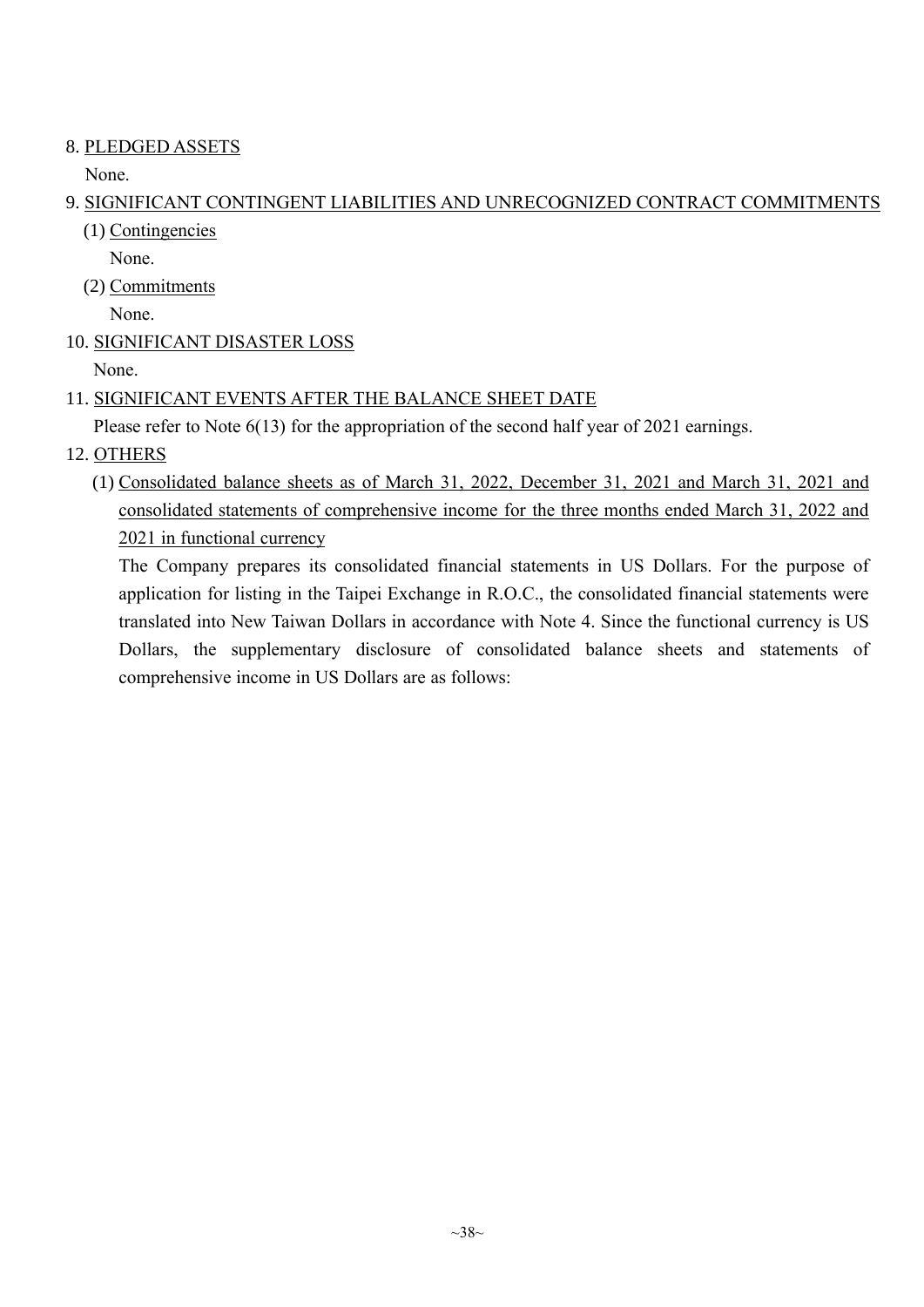8. PLEDGED ASSETS

None.

9. SIGNIFICANT CONTINGENT LIABILITIES AND UNRECOGNIZED CONTRACT COMMITMENTS

(1) Contingencies

None.

(2) Commitments

None.

10. SIGNIFICANT DISASTER LOSS

None.

11. SIGNIFICANT EVENTS AFTER THE BALANCE SHEET DATE

Please refer to Note 6(13) for the appropriation of the second half year of 2021 earnings.

12. OTHERS

(1) Consolidated balance sheets as of March 31, 2022, December 31, 2021 and March 31, 2021 and consolidated statements of comprehensive income for the three months ended March 31, 2022 and 2021 in functional currency

The Company prepares its consolidated financial statements in US Dollars. For the purpose of application for listing in the Taipei Exchange in R.O.C., the consolidated financial statements were translated into New Taiwan Dollars in accordance with Note 4. Since the functional currency is US Dollars, the supplementary disclosure of consolidated balance sheets and statements of comprehensive income in US Dollars are as follows: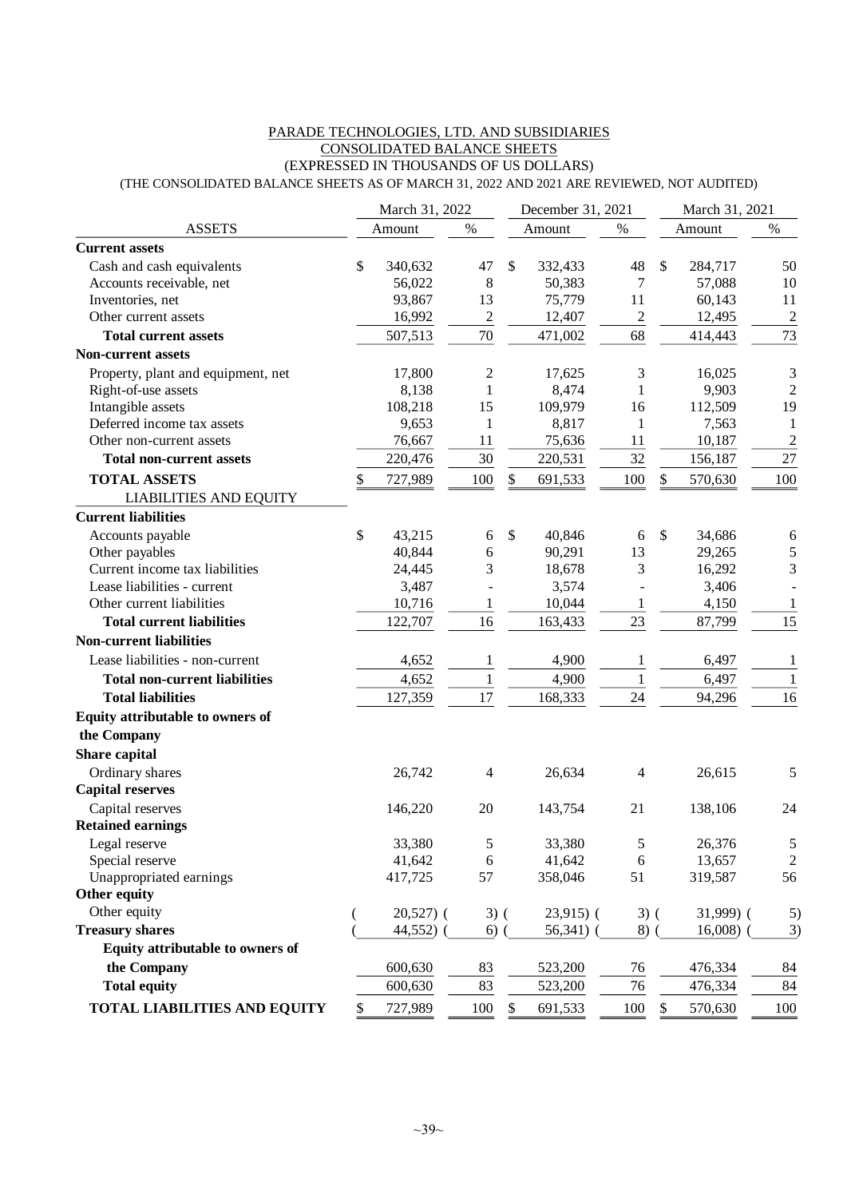PARADE TECHNOLOGIES, LTD. AND SUBSIDIARIES
CONSOLIDATED BALANCE SHEETS
(EXPRESSED IN THOUSANDS OF US DOLLARS)
(THE CONSOLIDATED BALANCE SHEETS AS OF MARCH 31, 2022 AND 2021 ARE REVIEWED, NOT AUDITED)

| | March 31, 2022 | | December 31, 2021 | | March 31, 2021 | |
|---|---|---|---|---|---|---|
| ASSETS | Amount | % | Amount | % | Amount | % |
| **Current assets** | | | | | | |
| Cash and cash equivalents | $ 340,632 | 47 | $ 332,433 | 48 | $ 284,717 | 50 |
| Accounts receivable, net | 56,022 | 8 | 50,383 | 7 | 57,088 | 10 |
| Inventories, net | 93,867 | 13 | 75,779 | 11 | 60,143 | 11 |
| Other current assets | 16,992 | 2 | 12,407 | 2 | 12,495 | 2 |
| **Total current assets** | 507,513 | 70 | 471,002 | 68 | 414,443 | 73 |
| **Non-current assets** | | | | | | |
| Property, plant and equipment, net | 17,800 | 2 | 17,625 | 3 | 16,025 | 3 |
| Right-of-use assets | 8,138 | 1 | 8,474 | 1 | 9,903 | 2 |
| Intangible assets | 108,218 | 15 | 109,979 | 16 | 112,509 | 19 |
| Deferred income tax assets | 9,653 | 1 | 8,817 | 1 | 7,563 | 1 |
| Other non-current assets | 76,667 | 11 | 75,636 | 11 | 10,187 | 2 |
| **Total non-current assets** | 220,476 | 30 | 220,531 | 32 | 156,187 | 27 |
| **TOTAL ASSETS** | $ 727,989 | 100 | $ 691,533 | 100 | $ 570,630 | 100 |
| LIABILITIES AND EQUITY | | | | | | |
| **Current liabilities** | | | | | | |
| Accounts payable | $ 43,215 | 6 | $ 40,846 | 6 | $ 34,686 | 6 |
| Other payables | 40,844 | 6 | 90,291 | 13 | 29,265 | 5 |
| Current income tax liabilities | 24,445 | 3 | 18,678 | 3 | 16,292 | 3 |
| Lease liabilities - current | 3,487 | - | 3,574 | - | 3,406 | - |
| Other current liabilities | 10,716 | 1 | 10,044 | 1 | 4,150 | 1 |
| **Total current liabilities** | 122,707 | 16 | 163,433 | 23 | 87,799 | 15 |
| **Non-current liabilities** | | | | | | |
| Lease liabilities - non-current | 4,652 | 1 | 4,900 | 1 | 6,497 | 1 |
| **Total non-current liabilities** | 4,652 | 1 | 4,900 | 1 | 6,497 | 1 |
| **Total liabilities** | 127,359 | 17 | 168,333 | 24 | 94,296 | 16 |
| **Equity attributable to owners of the Company** | | | | | | |
| **Share capital** | | | | | | |
| Ordinary shares | 26,742 | 4 | 26,634 | 4 | 26,615 | 5 |
| **Capital reserves** | | | | | | |
| Capital reserves | 146,220 | 20 | 143,754 | 21 | 138,106 | 24 |
| **Retained earnings** | | | | | | |
| Legal reserve | 33,380 | 5 | 33,380 | 5 | 26,376 | 5 |
| Special reserve | 41,642 | 6 | 41,642 | 6 | 13,657 | 2 |
| Unappropriated earnings | 417,725 | 57 | 358,046 | 51 | 319,587 | 56 |
| **Other equity** | | | | | | |
| Other equity | ( 20,527) | ( 3) | ( 23,915) | ( 3) | ( 31,999) | ( 5) |
| **Treasury shares** | ( 44,552) | ( 6) | ( 56,341) | ( 8) | ( 16,008) | ( 3) |
| **Equity attributable to owners of the Company** | 600,630 | 83 | 523,200 | 76 | 476,334 | 84 |
| **Total equity** | 600,630 | 83 | 523,200 | 76 | 476,334 | 84 |
| **TOTAL LIABILITIES AND EQUITY** | $ 727,989 | 100 | $ 691,533 | 100 | $ 570,630 | 100 |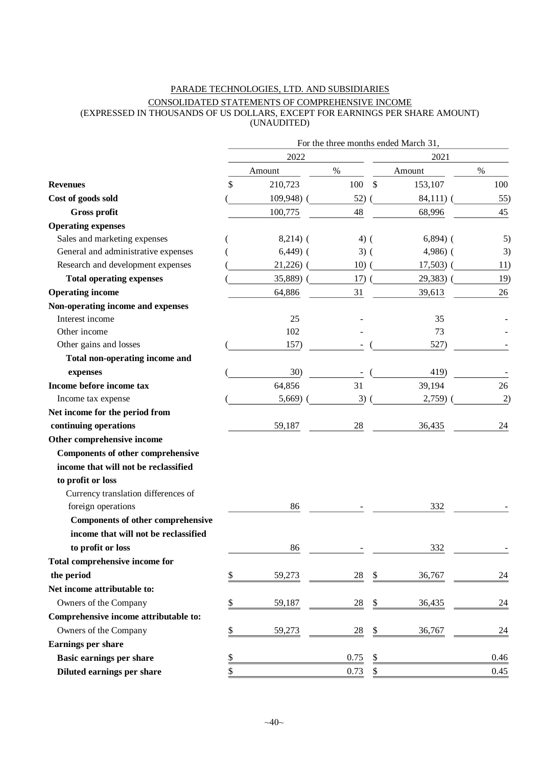PARADE TECHNOLOGIES, LTD. AND SUBSIDIARIES

CONSOLIDATED STATEMENTS OF COMPREHENSIVE INCOME

(EXPRESSED IN THOUSANDS OF US DOLLARS, EXCEPT FOR EARNINGS PER SHARE AMOUNT)

(UNAUDITED)

| | For the three months ended March 31, | | | |
|---|---|---|---|---|
| | 2022 | | 2021 | |
| | Amount | % | Amount | % |
| **Revenues** | $ 210,723 | 100 | $ 153,107 | 100 |
| **Cost of goods sold** | ( 109,948) | ( 52) | ( 84,111) | ( 55) |
| **Gross profit** | 100,775 | 48 | 68,996 | 45 |
| **Operating expenses** | | | | |
| Sales and marketing expenses | ( 8,214) | ( 4) | ( 6,894) | ( 5) |
| General and administrative expenses | ( 6,449) | ( 3) | ( 4,986) | ( 3) |
| Research and development expenses | ( 21,226) | ( 10) | ( 17,503) | ( 11) |
| **Total operating expenses** | ( 35,889) | ( 17) | ( 29,383) | ( 19) |
| **Operating income** | 64,886 | 31 | 39,613 | 26 |
| **Non-operating income and expenses** | | | | |
| Interest income | 25 | - | 35 | - |
| Other income | 102 | - | 73 | - |
| Other gains and losses | ( 157) | - | ( 527) | - |
| **Total non-operating income and expenses** | ( 30) | - | ( 419) | - |
| **Income before income tax** | 64,856 | 31 | 39,194 | 26 |
| Income tax expense | ( 5,669) | ( 3) | ( 2,759) | ( 2) |
| **Net income for the period from continuing operations** | 59,187 | 28 | 36,435 | 24 |
| **Other comprehensive income** | | | | |
| **Components of other comprehensive income that will not be reclassified to profit or loss** | | | | |
| Currency translation differences of foreign operations | 86 | - | 332 | - |
| **Components of other comprehensive income that will not be reclassified to profit or loss** | 86 | - | 332 | - |
| **Total comprehensive income for the period** | $ 59,273 | 28 | $ 36,767 | 24 |
| **Net income attributable to:** | | | | |
| Owners of the Company | $ 59,187 | 28 | $ 36,435 | 24 |
| **Comprehensive income attributable to:** | | | | |
| Owners of the Company | $ 59,273 | 28 | $ 36,767 | 24 |
| **Earnings per share** | | | | |
| **Basic earnings per share** | $ | 0.75 | $ | 0.46 |
| **Diluted earnings per share** | $ | 0.73 | $ | 0.45 |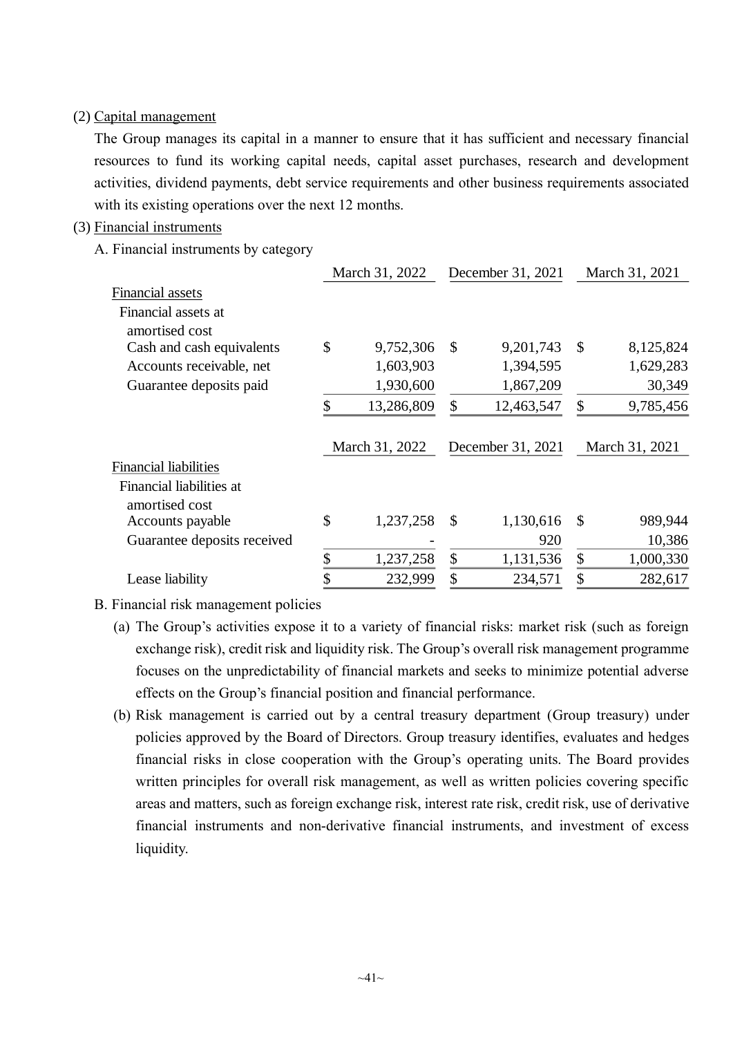(2) Capital management

The Group manages its capital in a manner to ensure that it has sufficient and necessary financial resources to fund its working capital needs, capital asset purchases, research and development activities, dividend payments, debt service requirements and other business requirements associated with its existing operations over the next 12 months.

(3) Financial instruments

A. Financial instruments by category

| | March 31, 2022 | December 31, 2021 | March 31, 2021 |
|---|---|---|---|
| Financial assets | | | |
| Financial assets at amortised cost | | | |
| Cash and cash equivalents | $ 9,752,306 | $ 9,201,743 | $ 8,125,824 |
| Accounts receivable, net | 1,603,903 | 1,394,595 | 1,629,283 |
| Guarantee deposits paid | 1,930,600 | 1,867,209 | 30,349 |
| | $ 13,286,809 | $ 12,463,547 | $ 9,785,456 |

| | March 31, 2022 | December 31, 2021 | March 31, 2021 |
|---|---|---|---|
| Financial liabilities | | | |
| Financial liabilities at amortised cost | | | |
| Accounts payable | $ 1,237,258 | $ 1,130,616 | $ 989,944 |
| Guarantee deposits received | - | 920 | 10,386 |
| | $ 1,237,258 | $ 1,131,536 | $ 1,000,330 |
| Lease liability | $ 232,999 | $ 234,571 | $ 282,617 |

B. Financial risk management policies

(a) The Group's activities expose it to a variety of financial risks: market risk (such as foreign exchange risk), credit risk and liquidity risk. The Group's overall risk management programme focuses on the unpredictability of financial markets and seeks to minimize potential adverse effects on the Group's financial position and financial performance.

(b) Risk management is carried out by a central treasury department (Group treasury) under policies approved by the Board of Directors. Group treasury identifies, evaluates and hedges financial risks in close cooperation with the Group's operating units. The Board provides written principles for overall risk management, as well as written policies covering specific areas and matters, such as foreign exchange risk, interest rate risk, credit risk, use of derivative financial instruments and non-derivative financial instruments, and investment of excess liquidity.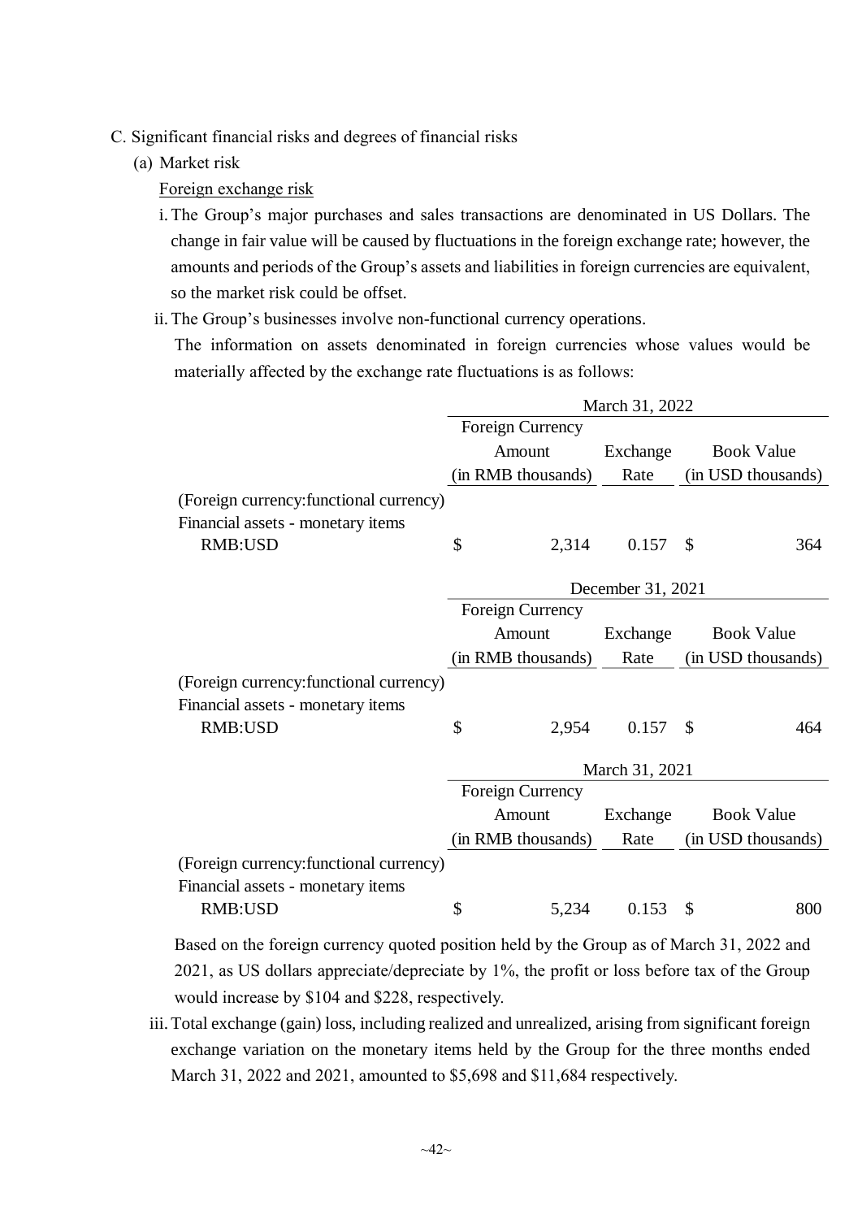C. Significant financial risks and degrees of financial risks

(a) Market risk

Foreign exchange risk

i. The Group's major purchases and sales transactions are denominated in US Dollars. The change in fair value will be caused by fluctuations in the foreign exchange rate; however, the amounts and periods of the Group's assets and liabilities in foreign currencies are equivalent, so the market risk could be offset.

ii. The Group's businesses involve non-functional currency operations.

The information on assets denominated in foreign currencies whose values would be materially affected by the exchange rate fluctuations is as follows:

| | March 31, 2022 | | |
|---|---|---|---|
| | Foreign Currency Amount (in RMB thousands) | Exchange Rate | Book Value (in USD thousands) |
| (Foreign currency:functional currency) | | | |
| Financial assets - monetary items | | | |
| RMB:USD | $ 2,314 | 0.157 | $ 364 |

| | December 31, 2021 | | |
|---|---|---|---|
| | Foreign Currency Amount (in RMB thousands) | Exchange Rate | Book Value (in USD thousands) |
| (Foreign currency:functional currency) | | | |
| Financial assets - monetary items | | | |
| RMB:USD | $ 2,954 | 0.157 | $ 464 |

| | March 31, 2021 | | |
|---|---|---|---|
| | Foreign Currency Amount (in RMB thousands) | Exchange Rate | Book Value (in USD thousands) |
| (Foreign currency:functional currency) | | | |
| Financial assets - monetary items | | | |
| RMB:USD | $ 5,234 | 0.153 | $ 800 |

Based on the foreign currency quoted position held by the Group as of March 31, 2022 and 2021, as US dollars appreciate/depreciate by 1%, the profit or loss before tax of the Group would increase by $104 and $228, respectively.

iii. Total exchange (gain) loss, including realized and unrealized, arising from significant foreign exchange variation on the monetary items held by the Group for the three months ended March 31, 2022 and 2021, amounted to $5,698 and $11,684 respectively.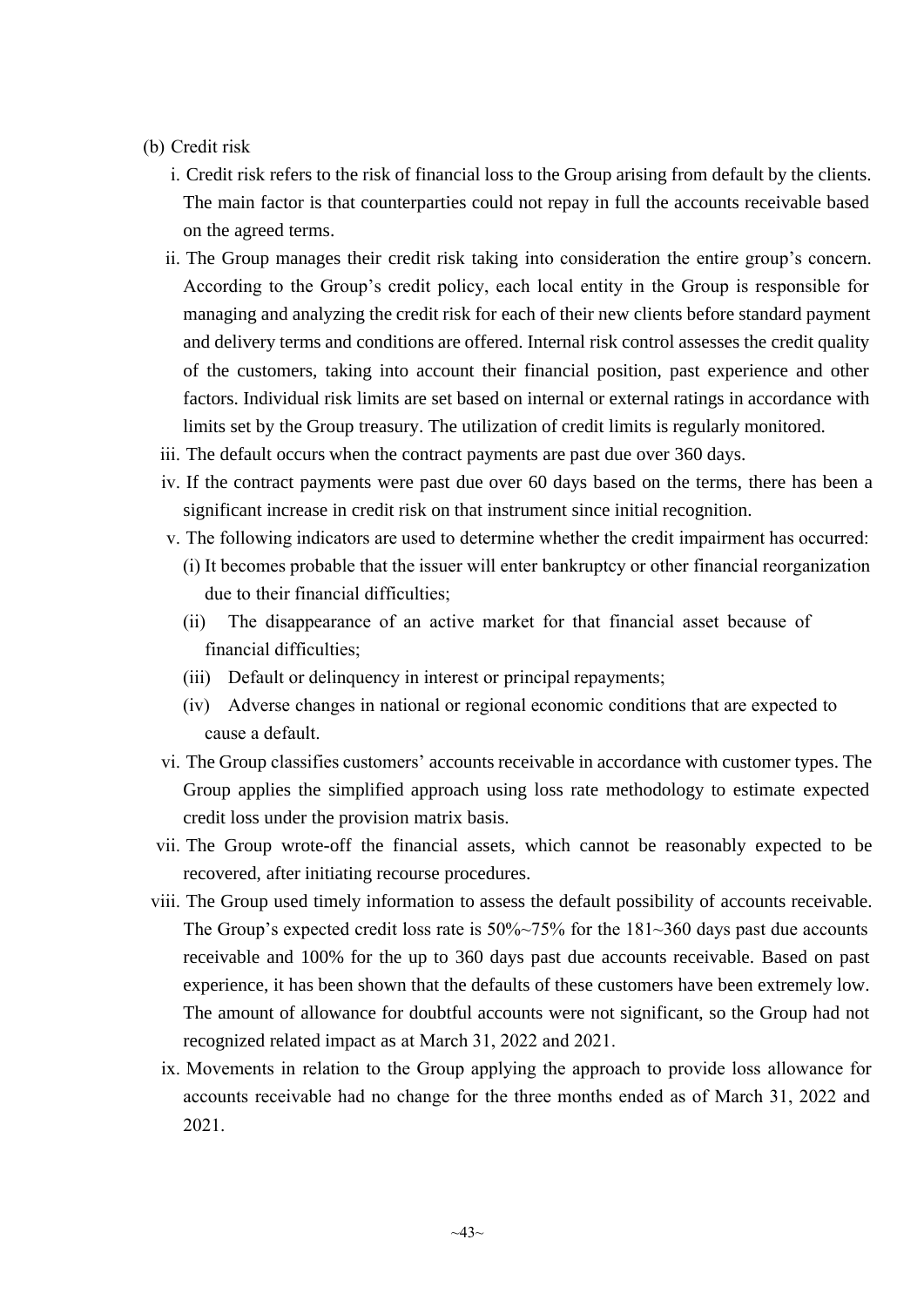(b) Credit risk

i. Credit risk refers to the risk of financial loss to the Group arising from default by the clients. The main factor is that counterparties could not repay in full the accounts receivable based on the agreed terms.

ii. The Group manages their credit risk taking into consideration the entire group's concern. According to the Group's credit policy, each local entity in the Group is responsible for managing and analyzing the credit risk for each of their new clients before standard payment and delivery terms and conditions are offered. Internal risk control assesses the credit quality of the customers, taking into account their financial position, past experience and other factors. Individual risk limits are set based on internal or external ratings in accordance with limits set by the Group treasury. The utilization of credit limits is regularly monitored.

iii. The default occurs when the contract payments are past due over 360 days.

iv. If the contract payments were past due over 60 days based on the terms, there has been a significant increase in credit risk on that instrument since initial recognition.

v. The following indicators are used to determine whether the credit impairment has occurred:

(i) It becomes probable that the issuer will enter bankruptcy or other financial reorganization due to their financial difficulties;

(ii) The disappearance of an active market for that financial asset because of financial difficulties;

(iii) Default or delinquency in interest or principal repayments;

(iv) Adverse changes in national or regional economic conditions that are expected to cause a default.

vi. The Group classifies customers' accounts receivable in accordance with customer types. The Group applies the simplified approach using loss rate methodology to estimate expected credit loss under the provision matrix basis.

vii. The Group wrote-off the financial assets, which cannot be reasonably expected to be recovered, after initiating recourse procedures.

viii. The Group used timely information to assess the default possibility of accounts receivable. The Group's expected credit loss rate is 50%~75% for the 181~360 days past due accounts receivable and 100% for the up to 360 days past due accounts receivable. Based on past experience, it has been shown that the defaults of these customers have been extremely low. The amount of allowance for doubtful accounts were not significant, so the Group had not recognized related impact as at March 31, 2022 and 2021.

ix. Movements in relation to the Group applying the approach to provide loss allowance for accounts receivable had no change for the three months ended as of March 31, 2022 and 2021.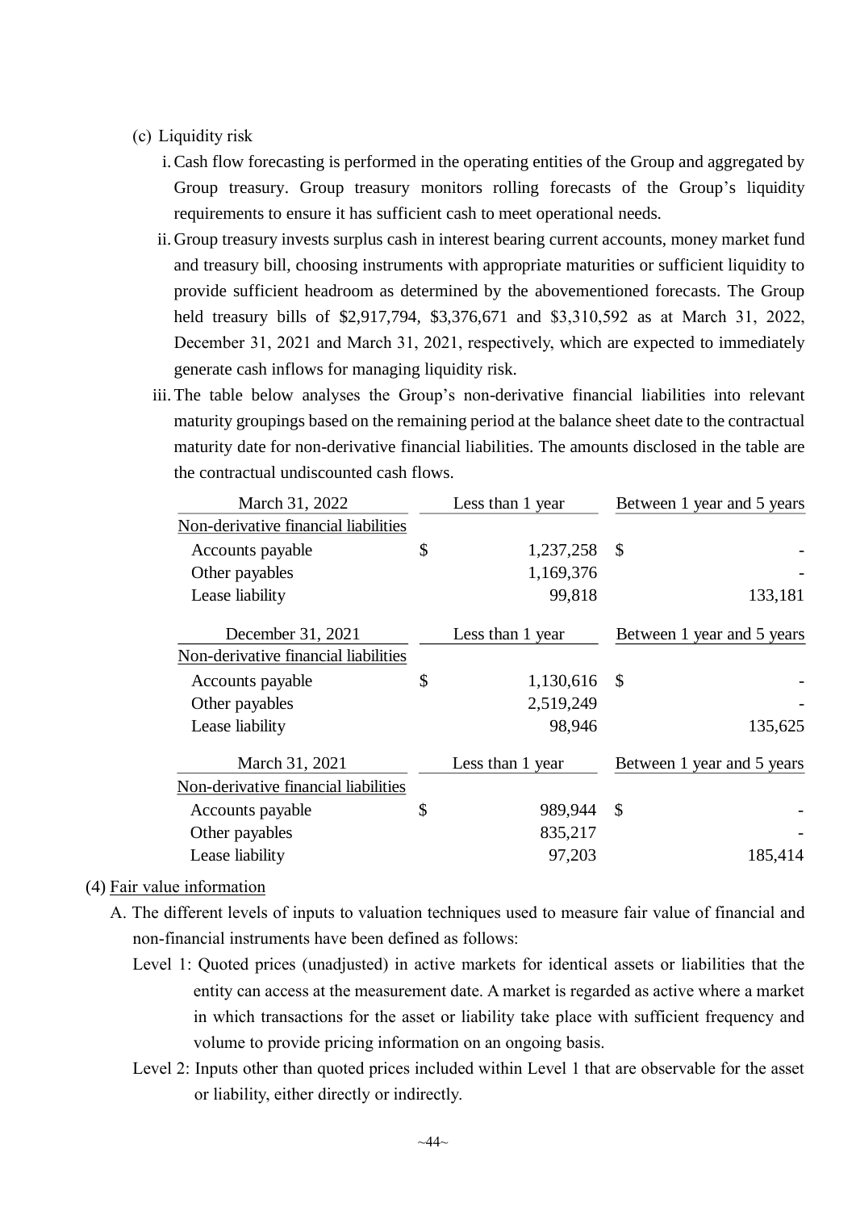(c) Liquidity risk

i. Cash flow forecasting is performed in the operating entities of the Group and aggregated by Group treasury. Group treasury monitors rolling forecasts of the Group's liquidity requirements to ensure it has sufficient cash to meet operational needs.

ii. Group treasury invests surplus cash in interest bearing current accounts, money market fund and treasury bill, choosing instruments with appropriate maturities or sufficient liquidity to provide sufficient headroom as determined by the abovementioned forecasts. The Group held treasury bills of $2,917,794, $3,376,671 and $3,310,592 as at March 31, 2022, December 31, 2021 and March 31, 2021, respectively, which are expected to immediately generate cash inflows for managing liquidity risk.

iii. The table below analyses the Group's non-derivative financial liabilities into relevant maturity groupings based on the remaining period at the balance sheet date to the contractual maturity date for non-derivative financial liabilities. The amounts disclosed in the table are the contractual undiscounted cash flows.

| March 31, 2022 | Less than 1 year | Between 1 year and 5 years |
|---|---|---|
| Non-derivative financial liabilities | | |
| Accounts payable | $ 1,237,258 | $ - |
| Other payables | 1,169,376 | - |
| Lease liability | 99,818 | 133,181 |

| December 31, 2021 | Less than 1 year | Between 1 year and 5 years |
|---|---|---|
| Non-derivative financial liabilities | | |
| Accounts payable | $ 1,130,616 | $ - |
| Other payables | 2,519,249 | - |
| Lease liability | 98,946 | 135,625 |

| March 31, 2021 | Less than 1 year | Between 1 year and 5 years |
|---|---|---|
| Non-derivative financial liabilities | | |
| Accounts payable | $ 989,944 | $ - |
| Other payables | 835,217 | - |
| Lease liability | 97,203 | 185,414 |

(4) Fair value information

A. The different levels of inputs to valuation techniques used to measure fair value of financial and non-financial instruments have been defined as follows:

Level 1: Quoted prices (unadjusted) in active markets for identical assets or liabilities that the entity can access at the measurement date. A market is regarded as active where a market in which transactions for the asset or liability take place with sufficient frequency and volume to provide pricing information on an ongoing basis.

Level 2: Inputs other than quoted prices included within Level 1 that are observable for the asset or liability, either directly or indirectly.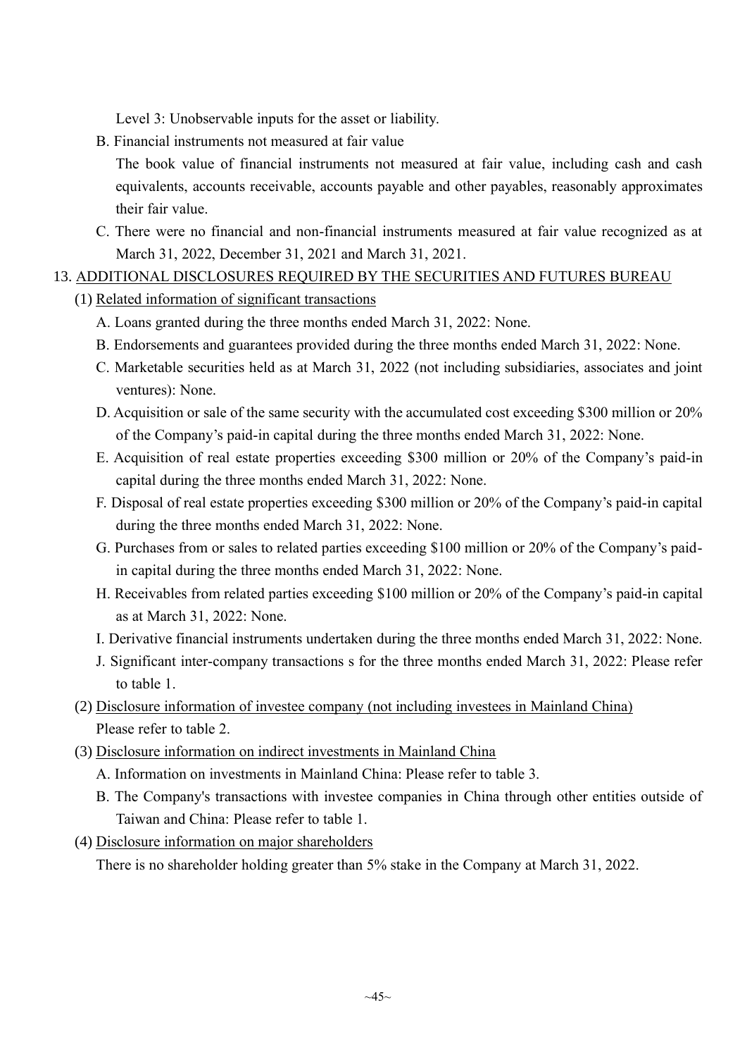Level 3: Unobservable inputs for the asset or liability.

B. Financial instruments not measured at fair value

The book value of financial instruments not measured at fair value, including cash and cash equivalents, accounts receivable, accounts payable and other payables, reasonably approximates their fair value.

C. There were no financial and non-financial instruments measured at fair value recognized as at March 31, 2022, December 31, 2021 and March 31, 2021.

13. ADDITIONAL DISCLOSURES REQUIRED BY THE SECURITIES AND FUTURES BUREAU

(1) Related information of significant transactions

A. Loans granted during the three months ended March 31, 2022: None.

B. Endorsements and guarantees provided during the three months ended March 31, 2022: None.

C. Marketable securities held as at March 31, 2022 (not including subsidiaries, associates and joint ventures): None.

D. Acquisition or sale of the same security with the accumulated cost exceeding $300 million or 20% of the Company's paid-in capital during the three months ended March 31, 2022: None.

E. Acquisition of real estate properties exceeding $300 million or 20% of the Company's paid-in capital during the three months ended March 31, 2022: None.

F. Disposal of real estate properties exceeding $300 million or 20% of the Company's paid-in capital during the three months ended March 31, 2022: None.

G. Purchases from or sales to related parties exceeding $100 million or 20% of the Company's paid-in capital during the three months ended March 31, 2022: None.

H. Receivables from related parties exceeding $100 million or 20% of the Company's paid-in capital as at March 31, 2022: None.

I. Derivative financial instruments undertaken during the three months ended March 31, 2022: None.

J. Significant inter-company transactions s for the three months ended March 31, 2022: Please refer to table 1.

(2) Disclosure information of investee company (not including investees in Mainland China)

Please refer to table 2.

(3) Disclosure information on indirect investments in Mainland China

A. Information on investments in Mainland China: Please refer to table 3.

B. The Company's transactions with investee companies in China through other entities outside of Taiwan and China: Please refer to table 1.

(4) Disclosure information on major shareholders

There is no shareholder holding greater than 5% stake in the Company at March 31, 2022.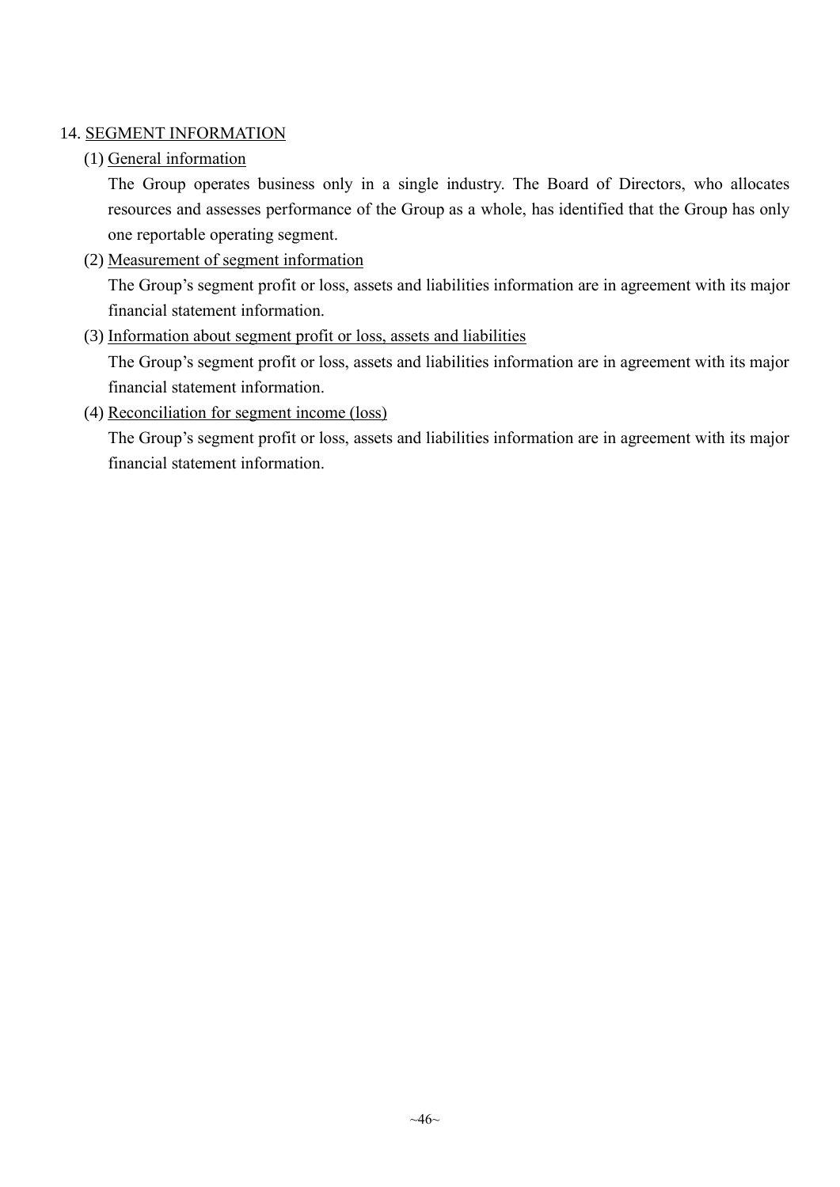## 14. SEGMENT INFORMATION

### (1) General information

The Group operates business only in a single industry. The Board of Directors, who allocates resources and assesses performance of the Group as a whole, has identified that the Group has only one reportable operating segment.

### (2) Measurement of segment information

The Group's segment profit or loss, assets and liabilities information are in agreement with its major financial statement information.

### (3) Information about segment profit or loss, assets and liabilities

The Group's segment profit or loss, assets and liabilities information are in agreement with its major financial statement information.

### (4) Reconciliation for segment income (loss)

The Group's segment profit or loss, assets and liabilities information are in agreement with its major financial statement information.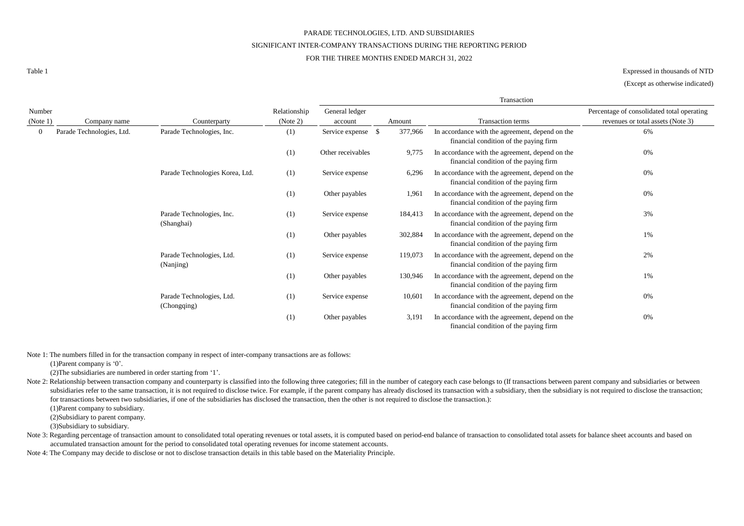PARADE TECHNOLOGIES, LTD. AND SUBSIDIARIES

SIGNIFICANT INTER-COMPANY TRANSACTIONS DURING THE REPORTING PERIOD

FOR THE THREE MONTHS ENDED MARCH 31, 2022

Table 1

Expressed in thousands of NTD

(Except as otherwise indicated)

| Number (Note 1) | Company name | Counterparty | Relationship (Note 2) | Transaction | | | |
|---|---|---|---|---|---|---|---|
| | | | | General ledger account | Amount | Transaction terms | Percentage of consolidated total operating revenues or total assets (Note 3) |
| 0 | Parade Technologies, Ltd. | Parade Technologies, Inc. | (1) | Service expense | $ 377,966 | In accordance with the agreement, depend on the financial condition of the paying firm | 6% |
| | | | (1) | Other receivables | 9,775 | In accordance with the agreement, depend on the financial condition of the paying firm | 0% |
| | | Parade Technologies Korea, Ltd. | (1) | Service expense | 6,296 | In accordance with the agreement, depend on the financial condition of the paying firm | 0% |
| | | | (1) | Other payables | 1,961 | In accordance with the agreement, depend on the financial condition of the paying firm | 0% |
| | | Parade Technologies, Inc. (Shanghai) | (1) | Service expense | 184,413 | In accordance with the agreement, depend on the financial condition of the paying firm | 3% |
| | | | (1) | Other payables | 302,884 | In accordance with the agreement, depend on the financial condition of the paying firm | 1% |
| | | Parade Technologies, Ltd. (Nanjing) | (1) | Service expense | 119,073 | In accordance with the agreement, depend on the financial condition of the paying firm | 2% |
| | | | (1) | Other payables | 130,946 | In accordance with the agreement, depend on the financial condition of the paying firm | 1% |
| | | Parade Technologies, Ltd. (Chongqing) | (1) | Service expense | 10,601 | In accordance with the agreement, depend on the financial condition of the paying firm | 0% |
| | | | (1) | Other payables | 3,191 | In accordance with the agreement, depend on the financial condition of the paying firm | 0% |

Note 1: The numbers filled in for the transaction company in respect of inter-company transactions are as follows:

(1)Parent company is '0'.

(2)The subsidiaries are numbered in order starting from '1'.

Note 2: Relationship between transaction company and counterparty is classified into the following three categories; fill in the number of category each case belongs to (If transactions between parent company and subsidiaries or between subsidiaries refer to the same transaction, it is not required to disclose twice. For example, if the parent company has already disclosed its transaction with a subsidiary, then the subsidiary is not required to disclose the transaction; for transactions between two subsidiaries, if one of the subsidiaries has disclosed the transaction, then the other is not required to disclose the transaction.):

(1)Parent company to subsidiary.

(2)Subsidiary to parent company.

(3)Subsidiary to subsidiary.

Note 3: Regarding percentage of transaction amount to consolidated total operating revenues or total assets, it is computed based on period-end balance of transaction to consolidated total assets for balance sheet accounts and based on accumulated transaction amount for the period to consolidated total operating revenues for income statement accounts.

Note 4: The Company may decide to disclose or not to disclose transaction details in this table based on the Materiality Principle.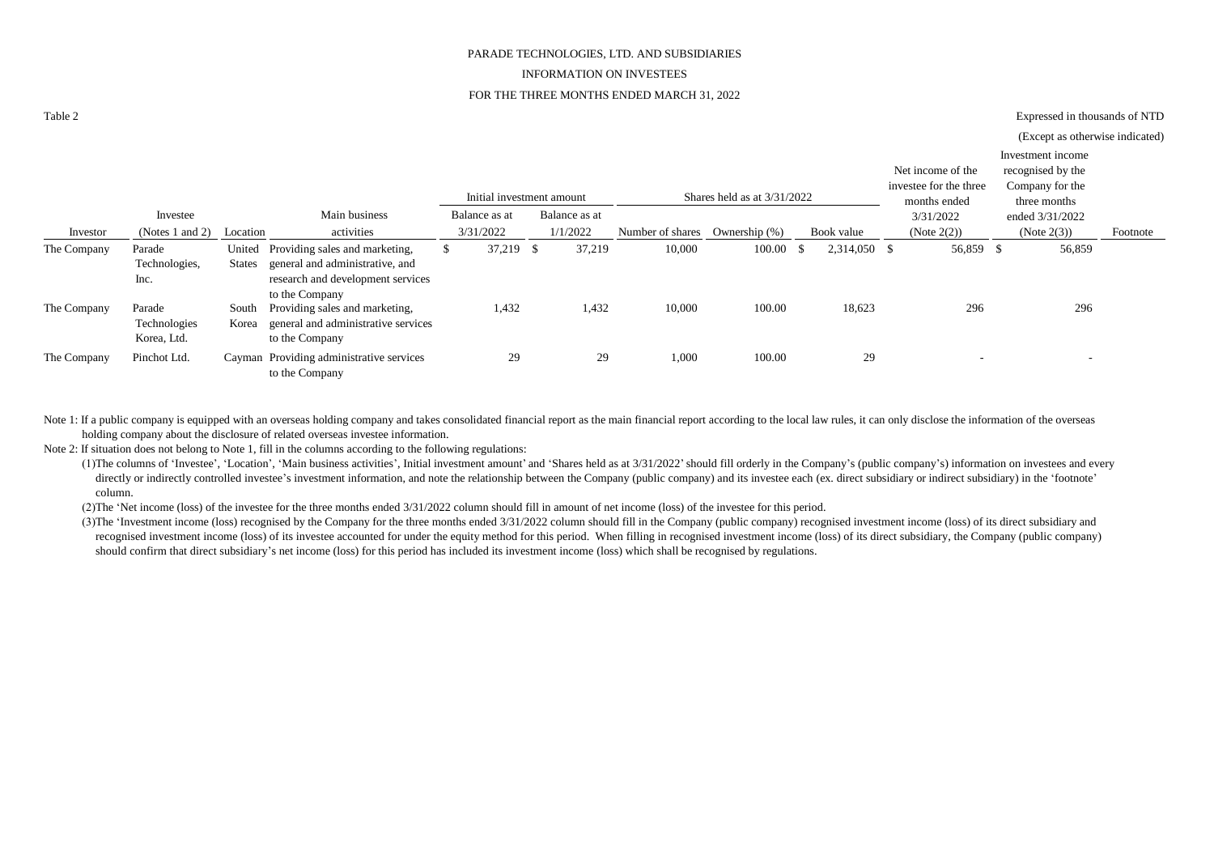PARADE TECHNOLOGIES, LTD. AND SUBSIDIARIES

INFORMATION ON INVESTEES

FOR THE THREE MONTHS ENDED MARCH 31, 2022

Table 2

Expressed in thousands of NTD

(Except as otherwise indicated)

| Investor | Investee (Notes 1 and 2) | Location | Main business activities | Initial investment amount | | Shares held as at 3/31/2022 | | | Net income of the investee for the three months ended 3/31/2022 (Note 2(2)) | Investment income recognised by the Company for the three months ended 3/31/2022 (Note 2(3)) | Footnote |
|---|---|---|---|---|---|---|---|---|---|---|---|
| | | | | Balance as at 3/31/2022 | Balance as at 1/1/2022 | Number of shares | Ownership (%) | Book value | | | |
| The Company | Parade Technologies, Inc. | United States | Providing sales and marketing, general and administrative, and research and development services to the Company | $ 37,219 | $ 37,219 | 10,000 | 100.00 | $ 2,314,050 | $ 56,859 | $ 56,859 | |
| The Company | Parade Technologies Korea, Ltd. | South Korea | Providing sales and marketing, general and administrative services to the Company | 1,432 | 1,432 | 10,000 | 100.00 | 18,623 | 296 | 296 | |
| The Company | Pinchot Ltd. | Cayman | Providing administrative services to the Company | 29 | 29 | 1,000 | 100.00 | 29 | - | - | |

Note 1: If a public company is equipped with an overseas holding company and takes consolidated financial report as the main financial report according to the local law rules, it can only disclose the information of the overseas holding company about the disclosure of related overseas investee information.

Note 2: If situation does not belong to Note 1, fill in the columns according to the following regulations:

(1)The columns of 'Investee', 'Location', 'Main business activities', Initial investment amount' and 'Shares held as at 3/31/2022' should fill orderly in the Company's (public company's) information on investees and every directly or indirectly controlled investee's investment information, and note the relationship between the Company (public company) and its investee each (ex. direct subsidiary or indirect subsidiary) in the 'footnote' column.

(2)The 'Net income (loss) of the investee for the three months ended 3/31/2022 column should fill in amount of net income (loss) of the investee for this period.

(3)The 'Investment income (loss) recognised by the Company for the three months ended 3/31/2022 column should fill in the Company (public company) recognised investment income (loss) of its direct subsidiary and recognised investment income (loss) of its investee accounted for under the equity method for this period. When filling in recognised investment income (loss) of its direct subsidiary, the Company (public company) should confirm that direct subsidiary's net income (loss) for this period has included its investment income (loss) which shall be recognised by regulations.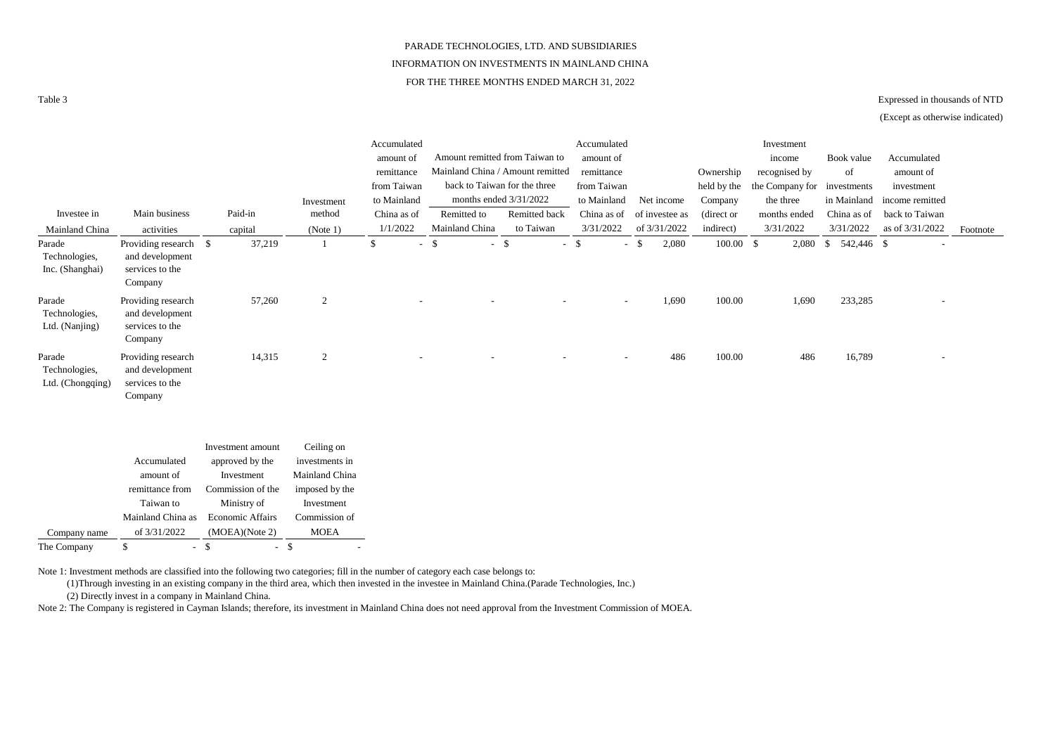PARADE TECHNOLOGIES, LTD. AND SUBSIDIARIES

INFORMATION ON INVESTMENTS IN MAINLAND CHINA

FOR THE THREE MONTHS ENDED MARCH 31, 2022

Table 3

Expressed in thousands of NTD

(Except as otherwise indicated)

| Investee in Mainland China | Main business activities | Paid-in capital | Investment method (Note 1) | Accumulated amount of remittance from Taiwan to Mainland China as of 1/1/2022 | Amount remitted from Taiwan to Mainland China / Amount remitted back to Taiwan for the three months ended 3/31/2022 | | Accumulated amount of remittance from Taiwan to Mainland China as of 3/31/2022 | Net income of investee as of 3/31/2022 | Ownership held by the Company (direct or indirect) | Investment income recognised by the Company for the three months ended 3/31/2022 | Book value of investments in Mainland China as of 3/31/2022 | Accumulated amount of investment income remitted back to Taiwan as of 3/31/2022 | Footnote |
|---|---|---|---|---|---|---|---|---|---|---|---|---|---|
| | | | | | Remitted to Mainland China | Remitted back to Taiwan | | | | | | | |
| Parade Technologies, Inc. (Shanghai) | Providing research and development services to the Company | $ 37,219 | 1 | $ - | $ - | $ - | $ - | $ 2,080 | 100.00 | $ 2,080 | $ 542,446 | $ - | |
| Parade Technologies, Ltd. (Nanjing) | Providing research and development services to the Company | 57,260 | 2 | - | - | - | - | 1,690 | 100.00 | 1,690 | 233,285 | - | |
| Parade Technologies, Ltd. (Chongqing) | Providing research and development services to the Company | 14,315 | 2 | - | - | - | - | 486 | 100.00 | 486 | 16,789 | - | |

| Company name | Accumulated amount of remittance from Taiwan to Mainland China as of 3/31/2022 | Investment amount approved by the Investment Commission of the Ministry of Economic Affairs (MOEA)(Note 2) | Ceiling on investments in Mainland China imposed by the Investment Commission of MOEA |
|---|---|---|---|
| The Company | $ - | $ - | $ - |

Note 1: Investment methods are classified into the following two categories; fill in the number of category each case belongs to:

(1)Through investing in an existing company in the third area, which then invested in the investee in Mainland China.(Parade Technologies, Inc.)

(2) Directly invest in a company in Mainland China.

Note 2: The Company is registered in Cayman Islands; therefore, its investment in Mainland China does not need approval from the Investment Commission of MOEA.